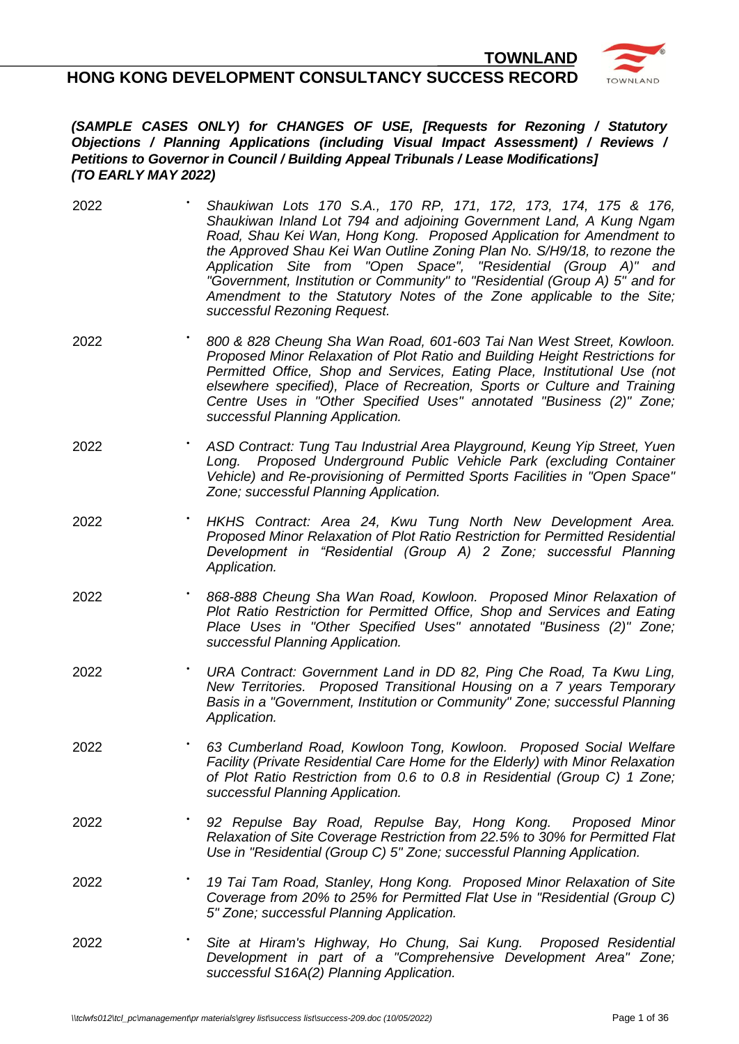# TOWNLAND

## HONG KONG DEVELOPMENT CONSULTANCY SUCCESS RECORD

***(SAMPLE CASES ONLY) for CHANGES OF USE, [Requests for Rezoning / Statutory Objections / Planning Applications (including Visual Impact Assessment) / Reviews / Petitions to Governor in Council / Building Appeal Tribunals / Lease Modifications] (TO EARLY MAY 2022)***

2022 • *Shaukiwan Lots 170 S.A., 170 RP, 171, 172, 173, 174, 175 & 176, Shaukiwan Inland Lot 794 and adjoining Government Land, A Kung Ngam Road, Shau Kei Wan, Hong Kong. Proposed Application for Amendment to the Approved Shau Kei Wan Outline Zoning Plan No. S/H9/18, to rezone the Application Site from "Open Space", "Residential (Group A)" and "Government, Institution or Community" to "Residential (Group A) 5" and for Amendment to the Statutory Notes of the Zone applicable to the Site; successful Rezoning Request.*

2022 • *800 & 828 Cheung Sha Wan Road, 601-603 Tai Nan West Street, Kowloon. Proposed Minor Relaxation of Plot Ratio and Building Height Restrictions for Permitted Office, Shop and Services, Eating Place, Institutional Use (not elsewhere specified), Place of Recreation, Sports or Culture and Training Centre Uses in "Other Specified Uses" annotated "Business (2)" Zone; successful Planning Application.*

2022 • *ASD Contract: Tung Tau Industrial Area Playground, Keung Yip Street, Yuen Long. Proposed Underground Public Vehicle Park (excluding Container Vehicle) and Re-provisioning of Permitted Sports Facilities in "Open Space" Zone; successful Planning Application.*

2022 • *HKHS Contract: Area 24, Kwu Tung North New Development Area. Proposed Minor Relaxation of Plot Ratio Restriction for Permitted Residential Development in "Residential (Group A) 2 Zone; successful Planning Application.*

2022 • *868-888 Cheung Sha Wan Road, Kowloon. Proposed Minor Relaxation of Plot Ratio Restriction for Permitted Office, Shop and Services and Eating Place Uses in "Other Specified Uses" annotated "Business (2)" Zone; successful Planning Application.*

2022 • *URA Contract: Government Land in DD 82, Ping Che Road, Ta Kwu Ling, New Territories. Proposed Transitional Housing on a 7 years Temporary Basis in a "Government, Institution or Community" Zone; successful Planning Application.*

2022 • *63 Cumberland Road, Kowloon Tong, Kowloon. Proposed Social Welfare Facility (Private Residential Care Home for the Elderly) with Minor Relaxation of Plot Ratio Restriction from 0.6 to 0.8 in Residential (Group C) 1 Zone; successful Planning Application.*

2022 • *92 Repulse Bay Road, Repulse Bay, Hong Kong. Proposed Minor Relaxation of Site Coverage Restriction from 22.5% to 30% for Permitted Flat Use in "Residential (Group C) 5" Zone; successful Planning Application.*

2022 • *19 Tai Tam Road, Stanley, Hong Kong. Proposed Minor Relaxation of Site Coverage from 20% to 25% for Permitted Flat Use in "Residential (Group C) 5" Zone; successful Planning Application.*

2022 • *Site at Hiram's Highway, Ho Chung, Sai Kung. Proposed Residential Development in part of a "Comprehensive Development Area" Zone; successful S16A(2) Planning Application.*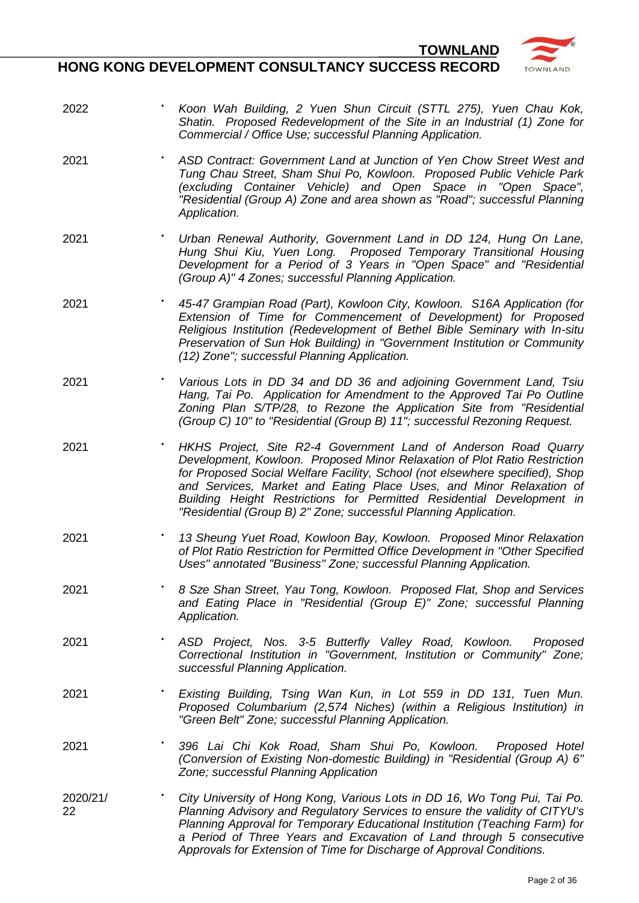| Year | Project |
|---|---|
| 2022 | *Koon Wah Building, 2 Yuen Shun Circuit (STTL 275), Yuen Chau Kok, Shatin. Proposed Redevelopment of the Site in an Industrial (1) Zone for Commercial / Office Use; successful Planning Application.* |
| 2021 | *ASD Contract: Government Land at Junction of Yen Chow Street West and Tung Chau Street, Sham Shui Po, Kowloon. Proposed Public Vehicle Park (excluding Container Vehicle) and Open Space in "Open Space", "Residential (Group A) Zone and area shown as "Road"; successful Planning Application.* |
| 2021 | *Urban Renewal Authority, Government Land in DD 124, Hung On Lane, Hung Shui Kiu, Yuen Long. Proposed Temporary Transitional Housing Development for a Period of 3 Years in "Open Space" and "Residential (Group A)" 4 Zones; successful Planning Application.* |
| 2021 | *45-47 Grampian Road (Part), Kowloon City, Kowloon. S16A Application (for Extension of Time for Commencement of Development) for Proposed Religious Institution (Redevelopment of Bethel Bible Seminary with In-situ Preservation of Sun Hok Building) in "Government Institution or Community (12) Zone"; successful Planning Application.* |
| 2021 | *Various Lots in DD 34 and DD 36 and adjoining Government Land, Tsiu Hang, Tai Po. Application for Amendment to the Approved Tai Po Outline Zoning Plan S/TP/28, to Rezone the Application Site from "Residential (Group C) 10" to "Residential (Group B) 11"; successful Rezoning Request.* |
| 2021 | *HKHS Project, Site R2-4 Government Land of Anderson Road Quarry Development, Kowloon. Proposed Minor Relaxation of Plot Ratio Restriction for Proposed Social Welfare Facility, School (not elsewhere specified), Shop and Services, Market and Eating Place Uses, and Minor Relaxation of Building Height Restrictions for Permitted Residential Development in "Residential (Group B) 2" Zone; successful Planning Application.* |
| 2021 | *13 Sheung Yuet Road, Kowloon Bay, Kowloon. Proposed Minor Relaxation of Plot Ratio Restriction for Permitted Office Development in "Other Specified Uses" annotated "Business" Zone; successful Planning Application.* |
| 2021 | *8 Sze Shan Street, Yau Tong, Kowloon. Proposed Flat, Shop and Services and Eating Place in "Residential (Group E)" Zone; successful Planning Application.* |
| 2021 | *ASD Project, Nos. 3-5 Butterfly Valley Road, Kowloon. Proposed Correctional Institution in "Government, Institution or Community" Zone; successful Planning Application.* |
| 2021 | *Existing Building, Tsing Wan Kun, in Lot 559 in DD 131, Tuen Mun. Proposed Columbarium (2,574 Niches) (within a Religious Institution) in "Green Belt" Zone; successful Planning Application.* |
| 2021 | *396 Lai Chi Kok Road, Sham Shui Po, Kowloon. Proposed Hotel (Conversion of Existing Non-domestic Building) in "Residential (Group A) 6" Zone; successful Planning Application* |
| 2020/21/22 | *City University of Hong Kong, Various Lots in DD 16, Wo Tong Pui, Tai Po. Planning Advisory and Regulatory Services to ensure the validity of CITYU's Planning Approval for Temporary Educational Institution (Teaching Farm) for a Period of Three Years and Excavation of Land through 5 consecutive Approvals for Extension of Time for Discharge of Approval Conditions.* |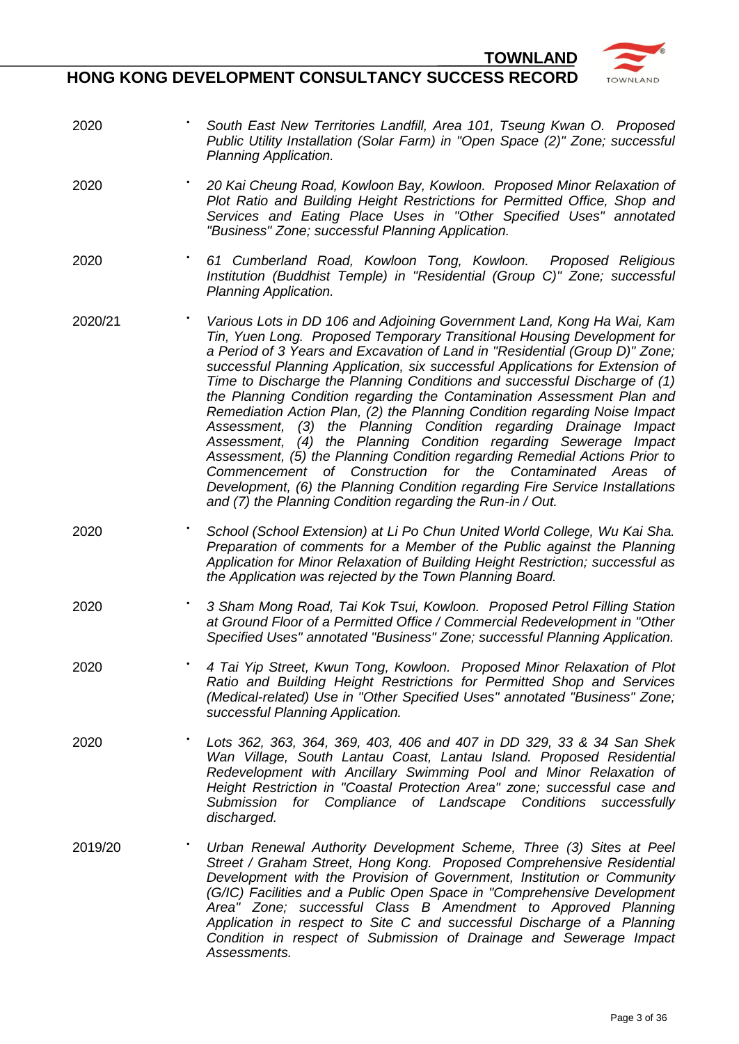| Year | Project |
|---|---|
| 2020 | • *South East New Territories Landfill, Area 101, Tseung Kwan O. Proposed Public Utility Installation (Solar Farm) in "Open Space (2)" Zone; successful Planning Application.* |
| 2020 | • *20 Kai Cheung Road, Kowloon Bay, Kowloon. Proposed Minor Relaxation of Plot Ratio and Building Height Restrictions for Permitted Office, Shop and Services and Eating Place Uses in "Other Specified Uses" annotated "Business" Zone; successful Planning Application.* |
| 2020 | • *61 Cumberland Road, Kowloon Tong, Kowloon. Proposed Religious Institution (Buddhist Temple) in "Residential (Group C)" Zone; successful Planning Application.* |
| 2020/21 | • *Various Lots in DD 106 and Adjoining Government Land, Kong Ha Wai, Kam Tin, Yuen Long. Proposed Temporary Transitional Housing Development for a Period of 3 Years and Excavation of Land in "Residential (Group D)" Zone; successful Planning Application, six successful Applications for Extension of Time to Discharge the Planning Conditions and successful Discharge of (1) the Planning Condition regarding the Contamination Assessment Plan and Remediation Action Plan, (2) the Planning Condition regarding Noise Impact Assessment, (3) the Planning Condition regarding Drainage Impact Assessment, (4) the Planning Condition regarding Sewerage Impact Assessment, (5) the Planning Condition regarding Remedial Actions Prior to Commencement of Construction for the Contaminated Areas of Development, (6) the Planning Condition regarding Fire Service Installations and (7) the Planning Condition regarding the Run-in / Out.* |
| 2020 | • *School (School Extension) at Li Po Chun United World College, Wu Kai Sha. Preparation of comments for a Member of the Public against the Planning Application for Minor Relaxation of Building Height Restriction; successful as the Application was rejected by the Town Planning Board.* |
| 2020 | • *3 Sham Mong Road, Tai Kok Tsui, Kowloon. Proposed Petrol Filling Station at Ground Floor of a Permitted Office / Commercial Redevelopment in "Other Specified Uses" annotated "Business" Zone; successful Planning Application.* |
| 2020 | • *4 Tai Yip Street, Kwun Tong, Kowloon. Proposed Minor Relaxation of Plot Ratio and Building Height Restrictions for Permitted Shop and Services (Medical-related) Use in "Other Specified Uses" annotated "Business" Zone; successful Planning Application.* |
| 2020 | • *Lots 362, 363, 364, 369, 403, 406 and 407 in DD 329, 33 & 34 San Shek Wan Village, South Lantau Coast, Lantau Island. Proposed Residential Redevelopment with Ancillary Swimming Pool and Minor Relaxation of Height Restriction in "Coastal Protection Area" zone; successful case and Submission for Compliance of Landscape Conditions successfully discharged.* |
| 2019/20 | • *Urban Renewal Authority Development Scheme, Three (3) Sites at Peel Street / Graham Street, Hong Kong. Proposed Comprehensive Residential Development with the Provision of Government, Institution or Community (G/IC) Facilities and a Public Open Space in "Comprehensive Development Area" Zone; successful Class B Amendment to Approved Planning Application in respect to Site C and successful Discharge of a Planning Condition in respect of Submission of Drainage and Sewerage Impact Assessments.* |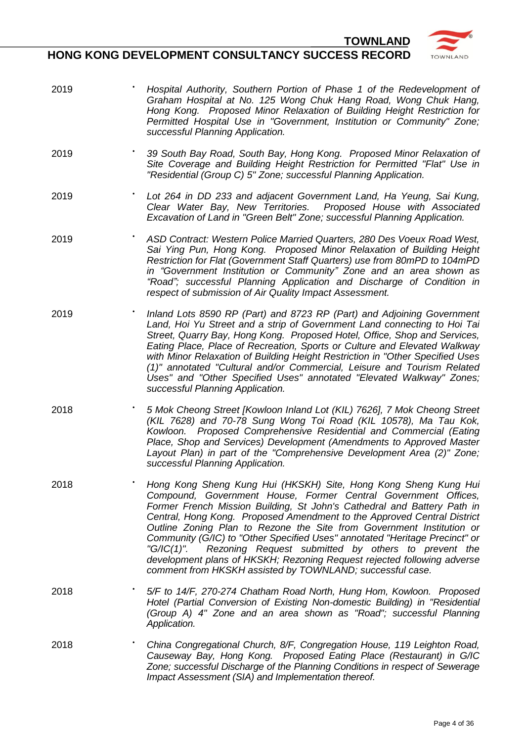| | |
|---|---|
| 2019 | • *Hospital Authority, Southern Portion of Phase 1 of the Redevelopment of Graham Hospital at No. 125 Wong Chuk Hang Road, Wong Chuk Hang, Hong Kong. Proposed Minor Relaxation of Building Height Restriction for Permitted Hospital Use in "Government, Institution or Community" Zone; successful Planning Application.* |
| 2019 | • *39 South Bay Road, South Bay, Hong Kong. Proposed Minor Relaxation of Site Coverage and Building Height Restriction for Permitted "Flat" Use in "Residential (Group C) 5" Zone; successful Planning Application.* |
| 2019 | • *Lot 264 in DD 233 and adjacent Government Land, Ha Yeung, Sai Kung, Clear Water Bay, New Territories. Proposed House with Associated Excavation of Land in "Green Belt" Zone; successful Planning Application.* |
| 2019 | • *ASD Contract: Western Police Married Quarters, 280 Des Voeux Road West, Sai Ying Pun, Hong Kong. Proposed Minor Relaxation of Building Height Restriction for Flat (Government Staff Quarters) use from 80mPD to 104mPD in "Government Institution or Community" Zone and an area shown as "Road"; successful Planning Application and Discharge of Condition in respect of submission of Air Quality Impact Assessment.* |
| 2019 | • *Inland Lots 8590 RP (Part) and 8723 RP (Part) and Adjoining Government Land, Hoi Yu Street and a strip of Government Land connecting to Hoi Tai Street, Quarry Bay, Hong Kong. Proposed Hotel, Office, Shop and Services, Eating Place, Place of Recreation, Sports or Culture and Elevated Walkway with Minor Relaxation of Building Height Restriction in "Other Specified Uses (1)" annotated "Cultural and/or Commercial, Leisure and Tourism Related Uses" and "Other Specified Uses" annotated "Elevated Walkway" Zones; successful Planning Application.* |
| 2018 | • *5 Mok Cheong Street [Kowloon Inland Lot (KIL) 7626], 7 Mok Cheong Street (KIL 7628) and 70-78 Sung Wong Toi Road (KIL 10578), Ma Tau Kok, Kowloon. Proposed Comprehensive Residential and Commercial (Eating Place, Shop and Services) Development (Amendments to Approved Master Layout Plan) in part of the "Comprehensive Development Area (2)" Zone; successful Planning Application.* |
| 2018 | • *Hong Kong Sheng Kung Hui (HKSKH) Site, Hong Kong Sheng Kung Hui Compound, Government House, Former Central Government Offices, Former French Mission Building, St John's Cathedral and Battery Path in Central, Hong Kong. Proposed Amendment to the Approved Central District Outline Zoning Plan to Rezone the Site from Government Institution or Community (G/IC) to "Other Specified Uses" annotated "Heritage Precinct" or "G/IC(1)". Rezoning Request submitted by others to prevent the development plans of HKSKH; Rezoning Request rejected following adverse comment from HKSKH assisted by TOWNLAND; successful case.* |
| 2018 | • *5/F to 14/F, 270-274 Chatham Road North, Hung Hom, Kowloon. Proposed Hotel (Partial Conversion of Existing Non-domestic Building) in "Residential (Group A) 4" Zone and an area shown as "Road"; successful Planning Application.* |
| 2018 | • *China Congregational Church, 8/F, Congregation House, 119 Leighton Road, Causeway Bay, Hong Kong. Proposed Eating Place (Restaurant) in G/IC Zone; successful Discharge of the Planning Conditions in respect of Sewerage Impact Assessment (SIA) and Implementation thereof.* |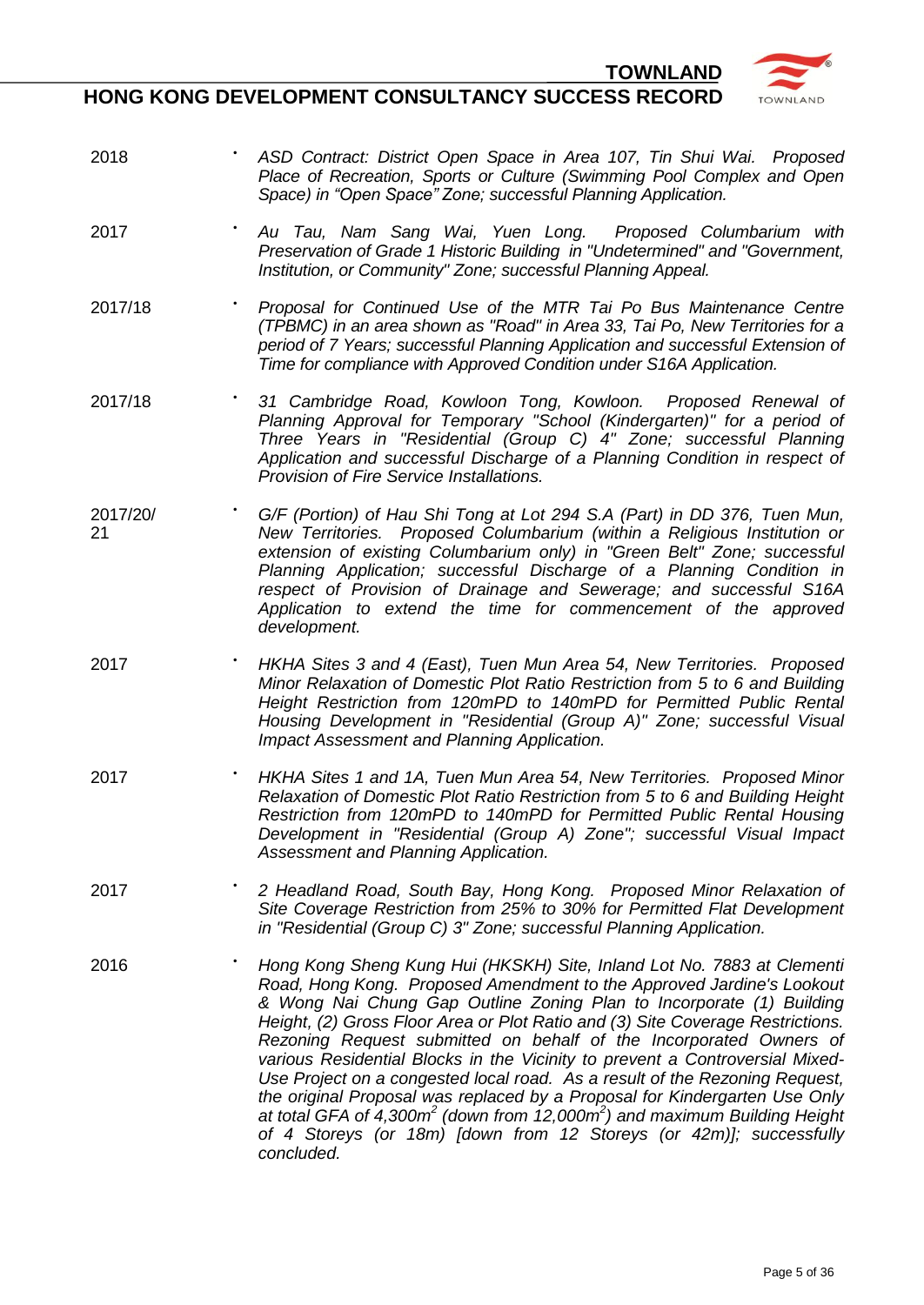| Year | Project |
|---|---|
| 2018 | • *ASD Contract: District Open Space in Area 107, Tin Shui Wai. Proposed Place of Recreation, Sports or Culture (Swimming Pool Complex and Open Space) in "Open Space" Zone; successful Planning Application.* |
| 2017 | • *Au Tau, Nam Sang Wai, Yuen Long. Proposed Columbarium with Preservation of Grade 1 Historic Building in "Undetermined" and "Government, Institution, or Community" Zone; successful Planning Appeal.* |
| 2017/18 | • *Proposal for Continued Use of the MTR Tai Po Bus Maintenance Centre (TPBMC) in an area shown as "Road" in Area 33, Tai Po, New Territories for a period of 7 Years; successful Planning Application and successful Extension of Time for compliance with Approved Condition under S16A Application.* |
| 2017/18 | • *31 Cambridge Road, Kowloon Tong, Kowloon. Proposed Renewal of Planning Approval for Temporary "School (Kindergarten)" for a period of Three Years in "Residential (Group C) 4" Zone; successful Planning Application and successful Discharge of a Planning Condition in respect of Provision of Fire Service Installations.* |
| 2017/20/21 | • *G/F (Portion) of Hau Shi Tong at Lot 294 S.A (Part) in DD 376, Tuen Mun, New Territories. Proposed Columbarium (within a Religious Institution or extension of existing Columbarium only) in "Green Belt" Zone; successful Planning Application; successful Discharge of a Planning Condition in respect of Provision of Drainage and Sewerage; and successful S16A Application to extend the time for commencement of the approved development.* |
| 2017 | • *HKHA Sites 3 and 4 (East), Tuen Mun Area 54, New Territories. Proposed Minor Relaxation of Domestic Plot Ratio Restriction from 5 to 6 and Building Height Restriction from 120mPD to 140mPD for Permitted Public Rental Housing Development in "Residential (Group A)" Zone; successful Visual Impact Assessment and Planning Application.* |
| 2017 | • *HKHA Sites 1 and 1A, Tuen Mun Area 54, New Territories. Proposed Minor Relaxation of Domestic Plot Ratio Restriction from 5 to 6 and Building Height Restriction from 120mPD to 140mPD for Permitted Public Rental Housing Development in "Residential (Group A) Zone"; successful Visual Impact Assessment and Planning Application.* |
| 2017 | • *2 Headland Road, South Bay, Hong Kong. Proposed Minor Relaxation of Site Coverage Restriction from 25% to 30% for Permitted Flat Development in "Residential (Group C) 3" Zone; successful Planning Application.* |
| 2016 | • *Hong Kong Sheng Kung Hui (HKSKH) Site, Inland Lot No. 7883 at Clementi Road, Hong Kong. Proposed Amendment to the Approved Jardine's Lookout & Wong Nai Chung Gap Outline Zoning Plan to Incorporate (1) Building Height, (2) Gross Floor Area or Plot Ratio and (3) Site Coverage Restrictions. Rezoning Request submitted on behalf of the Incorporated Owners of various Residential Blocks in the Vicinity to prevent a Controversial Mixed-Use Project on a congested local road. As a result of the Rezoning Request, the original Proposal was replaced by a Proposal for Kindergarten Use Only at total GFA of 4,300m$^2$ (down from 12,000m$^2$) and maximum Building Height of 4 Storeys (or 18m) [down from 12 Storeys (or 42m)]; successfully concluded.* |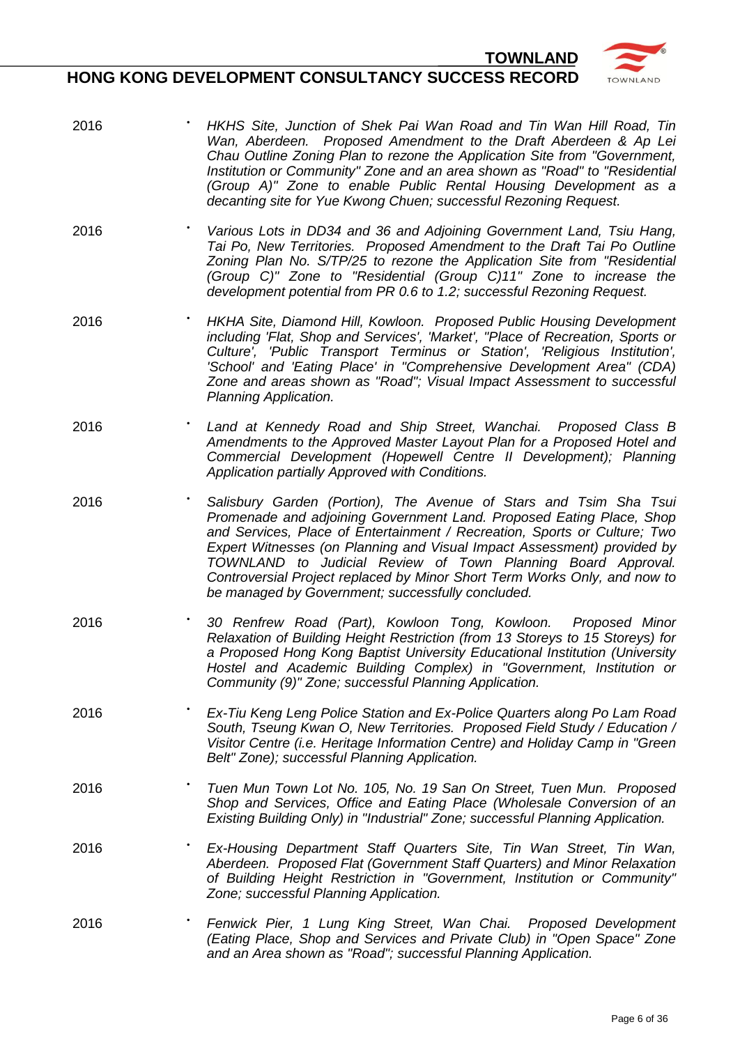| | |
|---|---|
| 2016 | • *HKHS Site, Junction of Shek Pai Wan Road and Tin Wan Hill Road, Tin Wan, Aberdeen. Proposed Amendment to the Draft Aberdeen & Ap Lei Chau Outline Zoning Plan to rezone the Application Site from "Government, Institution or Community" Zone and an area shown as "Road" to "Residential (Group A)" Zone to enable Public Rental Housing Development as a decanting site for Yue Kwong Chuen; successful Rezoning Request.* |
| 2016 | • *Various Lots in DD34 and 36 and Adjoining Government Land, Tsiu Hang, Tai Po, New Territories. Proposed Amendment to the Draft Tai Po Outline Zoning Plan No. S/TP/25 to rezone the Application Site from "Residential (Group C)" Zone to "Residential (Group C)11" Zone to increase the development potential from PR 0.6 to 1.2; successful Rezoning Request.* |
| 2016 | • *HKHA Site, Diamond Hill, Kowloon. Proposed Public Housing Development including 'Flat, Shop and Services', 'Market', "Place of Recreation, Sports or Culture', 'Public Transport Terminus or Station', 'Religious Institution', 'School' and 'Eating Place' in "Comprehensive Development Area" (CDA) Zone and areas shown as "Road"; Visual Impact Assessment to successful Planning Application.* |
| 2016 | • *Land at Kennedy Road and Ship Street, Wanchai. Proposed Class B Amendments to the Approved Master Layout Plan for a Proposed Hotel and Commercial Development (Hopewell Centre II Development); Planning Application partially Approved with Conditions.* |
| 2016 | • *Salisbury Garden (Portion), The Avenue of Stars and Tsim Sha Tsui Promenade and adjoining Government Land. Proposed Eating Place, Shop and Services, Place of Entertainment / Recreation, Sports or Culture; Two Expert Witnesses (on Planning and Visual Impact Assessment) provided by TOWNLAND to Judicial Review of Town Planning Board Approval. Controversial Project replaced by Minor Short Term Works Only, and now to be managed by Government; successfully concluded.* |
| 2016 | • *30 Renfrew Road (Part), Kowloon Tong, Kowloon. Proposed Minor Relaxation of Building Height Restriction (from 13 Storeys to 15 Storeys) for a Proposed Hong Kong Baptist University Educational Institution (University Hostel and Academic Building Complex) in "Government, Institution or Community (9)" Zone; successful Planning Application.* |
| 2016 | • *Ex-Tiu Keng Leng Police Station and Ex-Police Quarters along Po Lam Road South, Tseung Kwan O, New Territories. Proposed Field Study / Education / Visitor Centre (i.e. Heritage Information Centre) and Holiday Camp in "Green Belt" Zone); successful Planning Application.* |
| 2016 | • *Tuen Mun Town Lot No. 105, No. 19 San On Street, Tuen Mun. Proposed Shop and Services, Office and Eating Place (Wholesale Conversion of an Existing Building Only) in "Industrial" Zone; successful Planning Application.* |
| 2016 | • *Ex-Housing Department Staff Quarters Site, Tin Wan Street, Tin Wan, Aberdeen. Proposed Flat (Government Staff Quarters) and Minor Relaxation of Building Height Restriction in "Government, Institution or Community" Zone; successful Planning Application.* |
| 2016 | • *Fenwick Pier, 1 Lung King Street, Wan Chai. Proposed Development (Eating Place, Shop and Services and Private Club) in "Open Space" Zone and an Area shown as "Road"; successful Planning Application.* |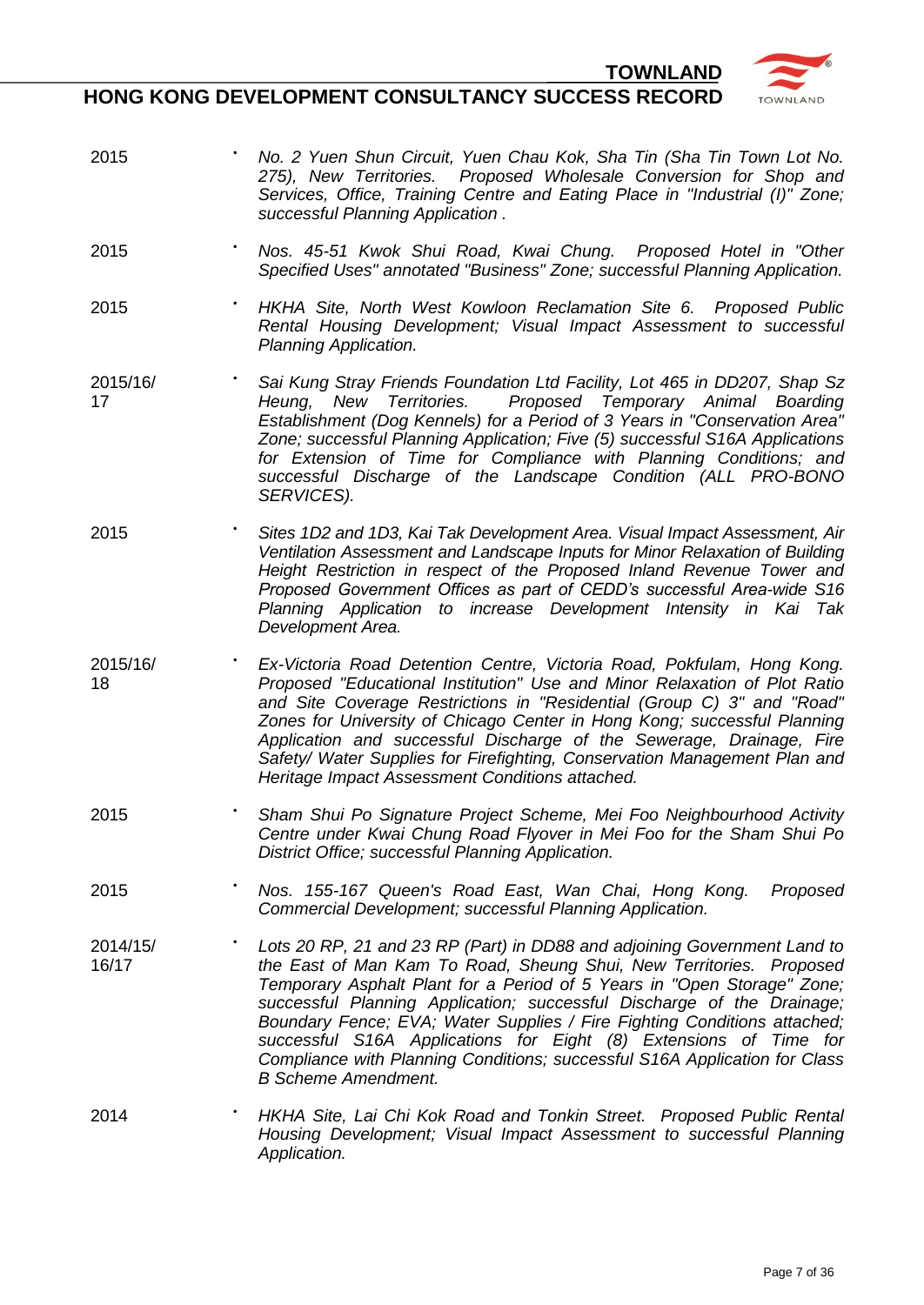| Year | Project |
| --- | --- |
| 2015 | *No. 2 Yuen Shun Circuit, Yuen Chau Kok, Sha Tin (Sha Tin Town Lot No. 275), New Territories. Proposed Wholesale Conversion for Shop and Services, Office, Training Centre and Eating Place in "Industrial (I)" Zone; successful Planning Application .* |
| 2015 | *Nos. 45-51 Kwok Shui Road, Kwai Chung. Proposed Hotel in "Other Specified Uses" annotated "Business" Zone; successful Planning Application.* |
| 2015 | *HKHA Site, North West Kowloon Reclamation Site 6. Proposed Public Rental Housing Development; Visual Impact Assessment to successful Planning Application.* |
| 2015/16/17 | *Sai Kung Stray Friends Foundation Ltd Facility, Lot 465 in DD207, Shap Sz Heung, New Territories. Proposed Temporary Animal Boarding Establishment (Dog Kennels) for a Period of 3 Years in "Conservation Area" Zone; successful Planning Application; Five (5) successful S16A Applications for Extension of Time for Compliance with Planning Conditions; and successful Discharge of the Landscape Condition (ALL PRO-BONO SERVICES).* |
| 2015 | *Sites 1D2 and 1D3, Kai Tak Development Area. Visual Impact Assessment, Air Ventilation Assessment and Landscape Inputs for Minor Relaxation of Building Height Restriction in respect of the Proposed Inland Revenue Tower and Proposed Government Offices as part of CEDD's successful Area-wide S16 Planning Application to increase Development Intensity in Kai Tak Development Area.* |
| 2015/16/18 | *Ex-Victoria Road Detention Centre, Victoria Road, Pokfulam, Hong Kong. Proposed "Educational Institution" Use and Minor Relaxation of Plot Ratio and Site Coverage Restrictions in "Residential (Group C) 3" and "Road" Zones for University of Chicago Center in Hong Kong; successful Planning Application and successful Discharge of the Sewerage, Drainage, Fire Safety/ Water Supplies for Firefighting, Conservation Management Plan and Heritage Impact Assessment Conditions attached.* |
| 2015 | *Sham Shui Po Signature Project Scheme, Mei Foo Neighbourhood Activity Centre under Kwai Chung Road Flyover in Mei Foo for the Sham Shui Po District Office; successful Planning Application.* |
| 2015 | *Nos. 155-167 Queen's Road East, Wan Chai, Hong Kong. Proposed Commercial Development; successful Planning Application.* |
| 2014/15/16/17 | *Lots 20 RP, 21 and 23 RP (Part) in DD88 and adjoining Government Land to the East of Man Kam To Road, Sheung Shui, New Territories. Proposed Temporary Asphalt Plant for a Period of 5 Years in "Open Storage" Zone; successful Planning Application; successful Discharge of the Drainage; Boundary Fence; EVA; Water Supplies / Fire Fighting Conditions attached; successful S16A Applications for Eight (8) Extensions of Time for Compliance with Planning Conditions; successful S16A Application for Class B Scheme Amendment.* |
| 2014 | *HKHA Site, Lai Chi Kok Road and Tonkin Street. Proposed Public Rental Housing Development; Visual Impact Assessment to successful Planning Application.* |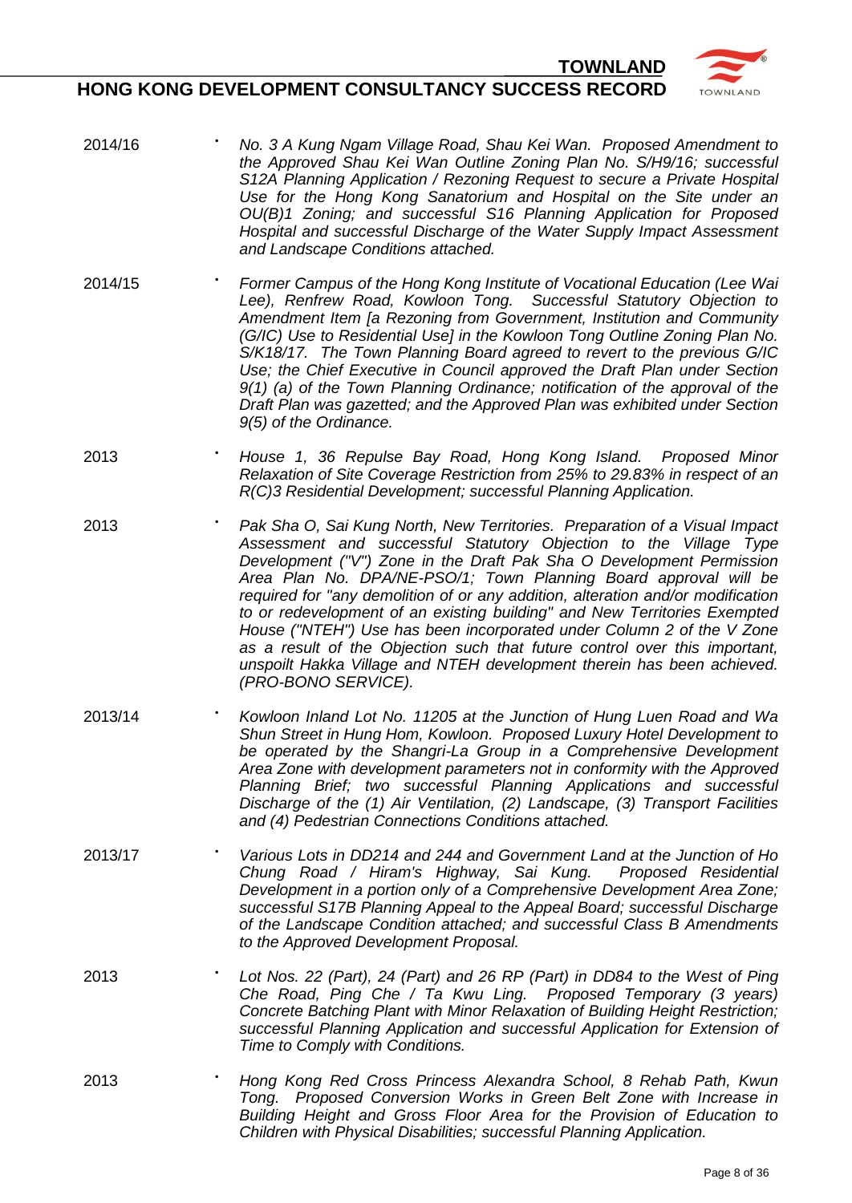| | |
|---|---|
| 2014/16 | • *No. 3 A Kung Ngam Village Road, Shau Kei Wan. Proposed Amendment to the Approved Shau Kei Wan Outline Zoning Plan No. S/H9/16; successful S12A Planning Application / Rezoning Request to secure a Private Hospital Use for the Hong Kong Sanatorium and Hospital on the Site under an OU(B)1 Zoning; and successful S16 Planning Application for Proposed Hospital and successful Discharge of the Water Supply Impact Assessment and Landscape Conditions attached.* |
| 2014/15 | • *Former Campus of the Hong Kong Institute of Vocational Education (Lee Wai Lee), Renfrew Road, Kowloon Tong. Successful Statutory Objection to Amendment Item [a Rezoning from Government, Institution and Community (G/IC) Use to Residential Use] in the Kowloon Tong Outline Zoning Plan No. S/K18/17. The Town Planning Board agreed to revert to the previous G/IC Use; the Chief Executive in Council approved the Draft Plan under Section 9(1) (a) of the Town Planning Ordinance; notification of the approval of the Draft Plan was gazetted; and the Approved Plan was exhibited under Section 9(5) of the Ordinance.* |
| 2013 | • *House 1, 36 Repulse Bay Road, Hong Kong Island. Proposed Minor Relaxation of Site Coverage Restriction from 25% to 29.83% in respect of an R(C)3 Residential Development; successful Planning Application.* |
| 2013 | • *Pak Sha O, Sai Kung North, New Territories. Preparation of a Visual Impact Assessment and successful Statutory Objection to the Village Type Development ("V") Zone in the Draft Pak Sha O Development Permission Area Plan No. DPA/NE-PSO/1; Town Planning Board approval will be required for "any demolition of or any addition, alteration and/or modification to or redevelopment of an existing building" and New Territories Exempted House ("NTEH") Use has been incorporated under Column 2 of the V Zone as a result of the Objection such that future control over this important, unspoilt Hakka Village and NTEH development therein has been achieved. (PRO-BONO SERVICE).* |
| 2013/14 | • *Kowloon Inland Lot No. 11205 at the Junction of Hung Luen Road and Wa Shun Street in Hung Hom, Kowloon. Proposed Luxury Hotel Development to be operated by the Shangri-La Group in a Comprehensive Development Area Zone with development parameters not in conformity with the Approved Planning Brief; two successful Planning Applications and successful Discharge of the (1) Air Ventilation, (2) Landscape, (3) Transport Facilities and (4) Pedestrian Connections Conditions attached.* |
| 2013/17 | • *Various Lots in DD214 and 244 and Government Land at the Junction of Ho Chung Road / Hiram's Highway, Sai Kung. Proposed Residential Development in a portion only of a Comprehensive Development Area Zone; successful S17B Planning Appeal to the Appeal Board; successful Discharge of the Landscape Condition attached; and successful Class B Amendments to the Approved Development Proposal.* |
| 2013 | • *Lot Nos. 22 (Part), 24 (Part) and 26 RP (Part) in DD84 to the West of Ping Che Road, Ping Che / Ta Kwu Ling. Proposed Temporary (3 years) Concrete Batching Plant with Minor Relaxation of Building Height Restriction; successful Planning Application and successful Application for Extension of Time to Comply with Conditions.* |
| 2013 | • *Hong Kong Red Cross Princess Alexandra School, 8 Rehab Path, Kwun Tong. Proposed Conversion Works in Green Belt Zone with Increase in Building Height and Gross Floor Area for the Provision of Education to Children with Physical Disabilities; successful Planning Application.* |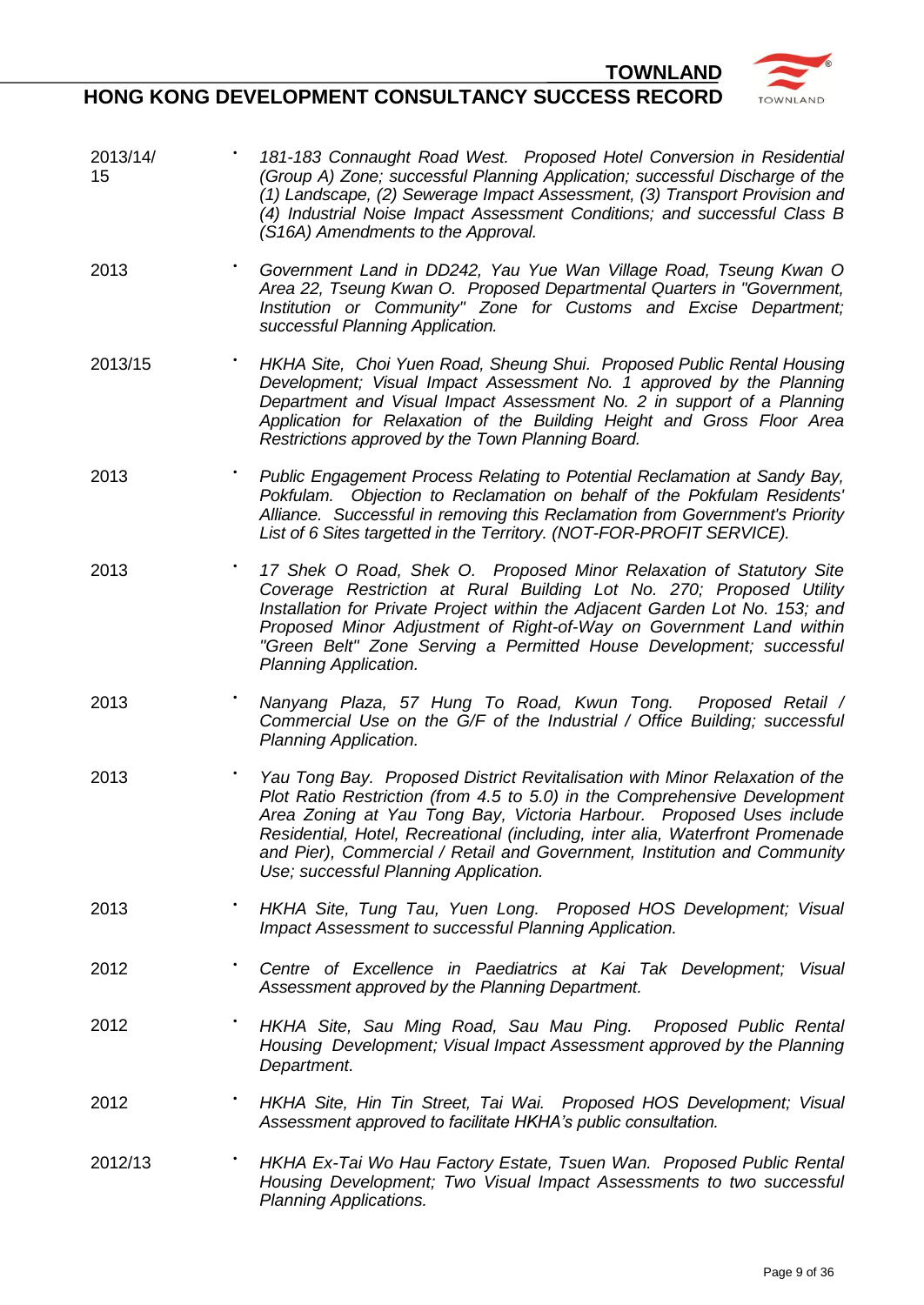| | |
|---|---|
| 2013/14/ 15 | • *181-183 Connaught Road West. Proposed Hotel Conversion in Residential (Group A) Zone; successful Planning Application; successful Discharge of the (1) Landscape, (2) Sewerage Impact Assessment, (3) Transport Provision and (4) Industrial Noise Impact Assessment Conditions; and successful Class B (S16A) Amendments to the Approval.* |
| 2013 | • *Government Land in DD242, Yau Yue Wan Village Road, Tseung Kwan O Area 22, Tseung Kwan O. Proposed Departmental Quarters in "Government, Institution or Community" Zone for Customs and Excise Department; successful Planning Application.* |
| 2013/15 | • *HKHA Site, Choi Yuen Road, Sheung Shui. Proposed Public Rental Housing Development; Visual Impact Assessment No. 1 approved by the Planning Department and Visual Impact Assessment No. 2 in support of a Planning Application for Relaxation of the Building Height and Gross Floor Area Restrictions approved by the Town Planning Board.* |
| 2013 | • *Public Engagement Process Relating to Potential Reclamation at Sandy Bay, Pokfulam. Objection to Reclamation on behalf of the Pokfulam Residents' Alliance. Successful in removing this Reclamation from Government's Priority List of 6 Sites targetted in the Territory. (NOT-FOR-PROFIT SERVICE).* |
| 2013 | • *17 Shek O Road, Shek O. Proposed Minor Relaxation of Statutory Site Coverage Restriction at Rural Building Lot No. 270; Proposed Utility Installation for Private Project within the Adjacent Garden Lot No. 153; and Proposed Minor Adjustment of Right-of-Way on Government Land within "Green Belt" Zone Serving a Permitted House Development; successful Planning Application.* |
| 2013 | • *Nanyang Plaza, 57 Hung To Road, Kwun Tong. Proposed Retail / Commercial Use on the G/F of the Industrial / Office Building; successful Planning Application.* |
| 2013 | • *Yau Tong Bay. Proposed District Revitalisation with Minor Relaxation of the Plot Ratio Restriction (from 4.5 to 5.0) in the Comprehensive Development Area Zoning at Yau Tong Bay, Victoria Harbour. Proposed Uses include Residential, Hotel, Recreational (including, inter alia, Waterfront Promenade and Pier), Commercial / Retail and Government, Institution and Community Use; successful Planning Application.* |
| 2013 | • *HKHA Site, Tung Tau, Yuen Long. Proposed HOS Development; Visual Impact Assessment to successful Planning Application.* |
| 2012 | • *Centre of Excellence in Paediatrics at Kai Tak Development; Visual Assessment approved by the Planning Department.* |
| 2012 | • *HKHA Site, Sau Ming Road, Sau Mau Ping. Proposed Public Rental Housing Development; Visual Impact Assessment approved by the Planning Department.* |
| 2012 | • *HKHA Site, Hin Tin Street, Tai Wai. Proposed HOS Development; Visual Assessment approved to facilitate HKHA's public consultation.* |
| 2012/13 | • *HKHA Ex-Tai Wo Hau Factory Estate, Tsuen Wan. Proposed Public Rental Housing Development; Two Visual Impact Assessments to two successful Planning Applications.* |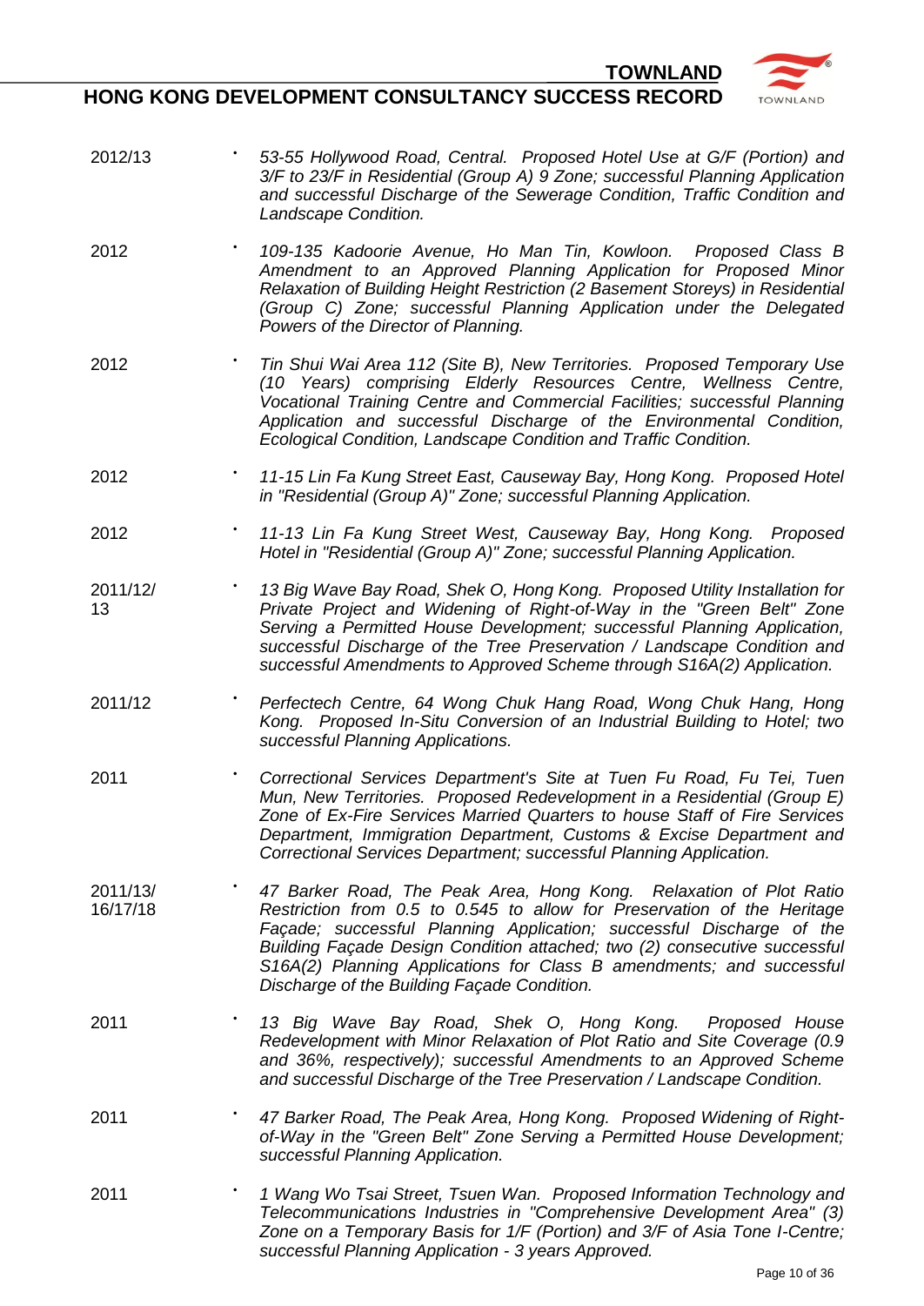| | |
|---|---|
| 2012/13 | *53-55 Hollywood Road, Central. Proposed Hotel Use at G/F (Portion) and 3/F to 23/F in Residential (Group A) 9 Zone; successful Planning Application and successful Discharge of the Sewerage Condition, Traffic Condition and Landscape Condition.* |
| 2012 | *109-135 Kadoorie Avenue, Ho Man Tin, Kowloon. Proposed Class B Amendment to an Approved Planning Application for Proposed Minor Relaxation of Building Height Restriction (2 Basement Storeys) in Residential (Group C) Zone; successful Planning Application under the Delegated Powers of the Director of Planning.* |
| 2012 | *Tin Shui Wai Area 112 (Site B), New Territories. Proposed Temporary Use (10 Years) comprising Elderly Resources Centre, Wellness Centre, Vocational Training Centre and Commercial Facilities; successful Planning Application and successful Discharge of the Environmental Condition, Ecological Condition, Landscape Condition and Traffic Condition.* |
| 2012 | *11-15 Lin Fa Kung Street East, Causeway Bay, Hong Kong. Proposed Hotel in "Residential (Group A)" Zone; successful Planning Application.* |
| 2012 | *11-13 Lin Fa Kung Street West, Causeway Bay, Hong Kong. Proposed Hotel in "Residential (Group A)" Zone; successful Planning Application.* |
| 2011/12/13 | *13 Big Wave Bay Road, Shek O, Hong Kong. Proposed Utility Installation for Private Project and Widening of Right-of-Way in the "Green Belt" Zone Serving a Permitted House Development; successful Planning Application, successful Discharge of the Tree Preservation / Landscape Condition and successful Amendments to Approved Scheme through S16A(2) Application.* |
| 2011/12 | *Perfectech Centre, 64 Wong Chuk Hang Road, Wong Chuk Hang, Hong Kong. Proposed In-Situ Conversion of an Industrial Building to Hotel; two successful Planning Applications.* |
| 2011 | *Correctional Services Department's Site at Tuen Fu Road, Fu Tei, Tuen Mun, New Territories. Proposed Redevelopment in a Residential (Group E) Zone of Ex-Fire Services Married Quarters to house Staff of Fire Services Department, Immigration Department, Customs & Excise Department and Correctional Services Department; successful Planning Application.* |
| 2011/13/16/17/18 | *47 Barker Road, The Peak Area, Hong Kong. Relaxation of Plot Ratio Restriction from 0.5 to 0.545 to allow for Preservation of the Heritage Façade; successful Planning Application; successful Discharge of the Building Façade Design Condition attached; two (2) consecutive successful S16A(2) Planning Applications for Class B amendments; and successful Discharge of the Building Façade Condition.* |
| 2011 | *13 Big Wave Bay Road, Shek O, Hong Kong. Proposed House Redevelopment with Minor Relaxation of Plot Ratio and Site Coverage (0.9 and 36%, respectively); successful Amendments to an Approved Scheme and successful Discharge of the Tree Preservation / Landscape Condition.* |
| 2011 | *47 Barker Road, The Peak Area, Hong Kong. Proposed Widening of Right-of-Way in the "Green Belt" Zone Serving a Permitted House Development; successful Planning Application.* |
| 2011 | *1 Wang Wo Tsai Street, Tsuen Wan. Proposed Information Technology and Telecommunications Industries in "Comprehensive Development Area" (3) Zone on a Temporary Basis for 1/F (Portion) and 3/F of Asia Tone I-Centre; successful Planning Application - 3 years Approved.* |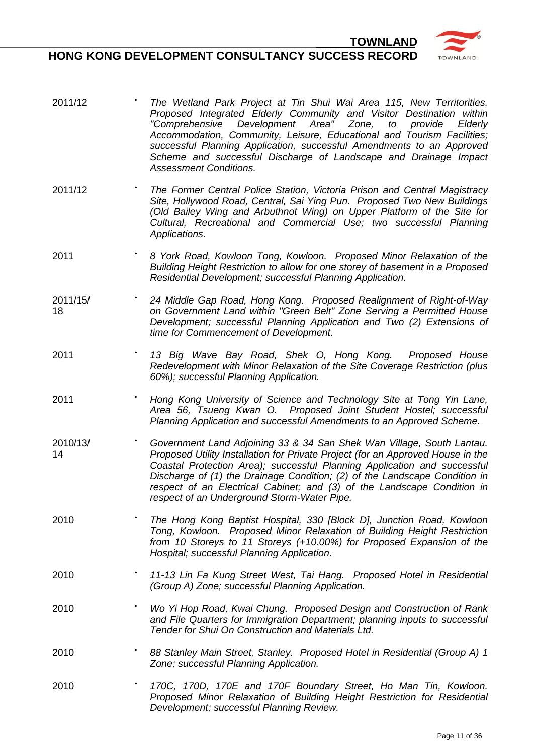| | |
|---|---|
| 2011/12 | • *The Wetland Park Project at Tin Shui Wai Area 115, New Territories. Proposed Integrated Elderly Community and Visitor Destination within "Comprehensive Development Area" Zone, to provide Elderly Accommodation, Community, Leisure, Educational and Tourism Facilities; successful Planning Application, successful Amendments to an Approved Scheme and successful Discharge of Landscape and Drainage Impact Assessment Conditions.* |
| 2011/12 | • *The Former Central Police Station, Victoria Prison and Central Magistracy Site, Hollywood Road, Central, Sai Ying Pun. Proposed Two New Buildings (Old Bailey Wing and Arbuthnot Wing) on Upper Platform of the Site for Cultural, Recreational and Commercial Use; two successful Planning Applications.* |
| 2011 | • *8 York Road, Kowloon Tong, Kowloon. Proposed Minor Relaxation of the Building Height Restriction to allow for one storey of basement in a Proposed Residential Development; successful Planning Application.* |
| 2011/15/18 | • *24 Middle Gap Road, Hong Kong. Proposed Realignment of Right-of-Way on Government Land within "Green Belt" Zone Serving a Permitted House Development; successful Planning Application and Two (2) Extensions of time for Commencement of Development.* |
| 2011 | • *13 Big Wave Bay Road, Shek O, Hong Kong. Proposed House Redevelopment with Minor Relaxation of the Site Coverage Restriction (plus 60%); successful Planning Application.* |
| 2011 | • *Hong Kong University of Science and Technology Site at Tong Yin Lane, Area 56, Tsueng Kwan O. Proposed Joint Student Hostel; successful Planning Application and successful Amendments to an Approved Scheme.* |
| 2010/13/14 | • *Government Land Adjoining 33 & 34 San Shek Wan Village, South Lantau. Proposed Utility Installation for Private Project (for an Approved House in the Coastal Protection Area); successful Planning Application and successful Discharge of (1) the Drainage Condition; (2) of the Landscape Condition in respect of an Electrical Cabinet; and (3) of the Landscape Condition in respect of an Underground Storm-Water Pipe.* |
| 2010 | • *The Hong Kong Baptist Hospital, 330 [Block D], Junction Road, Kowloon Tong, Kowloon. Proposed Minor Relaxation of Building Height Restriction from 10 Storeys to 11 Storeys (+10.00%) for Proposed Expansion of the Hospital; successful Planning Application.* |
| 2010 | • *11-13 Lin Fa Kung Street West, Tai Hang. Proposed Hotel in Residential (Group A) Zone; successful Planning Application.* |
| 2010 | • *Wo Yi Hop Road, Kwai Chung. Proposed Design and Construction of Rank and File Quarters for Immigration Department; planning inputs to successful Tender for Shui On Construction and Materials Ltd.* |
| 2010 | • *88 Stanley Main Street, Stanley. Proposed Hotel in Residential (Group A) 1 Zone; successful Planning Application.* |
| 2010 | • *170C, 170D, 170E and 170F Boundary Street, Ho Man Tin, Kowloon. Proposed Minor Relaxation of Building Height Restriction for Residential Development; successful Planning Review.* |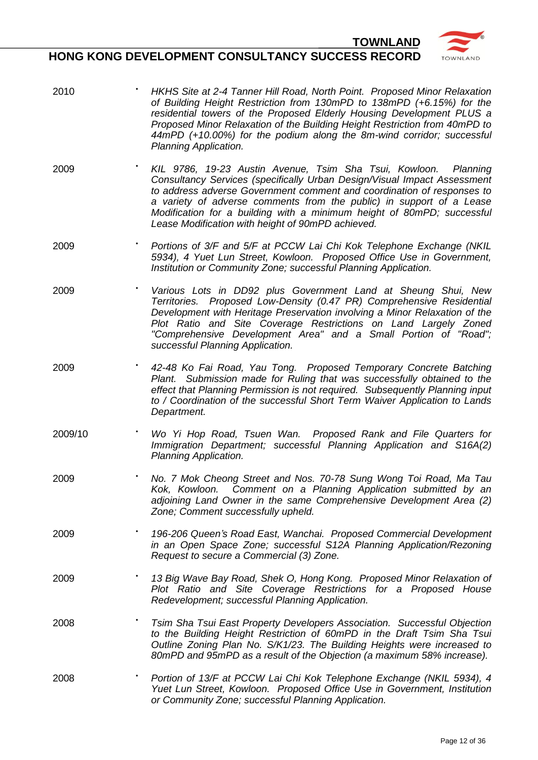| | |
|---|---|
| 2010 | • *HKHS Site at 2-4 Tanner Hill Road, North Point. Proposed Minor Relaxation of Building Height Restriction from 130mPD to 138mPD (+6.15%) for the residential towers of the Proposed Elderly Housing Development PLUS a Proposed Minor Relaxation of the Building Height Restriction from 40mPD to 44mPD (+10.00%) for the podium along the 8m-wind corridor; successful Planning Application.* |
| 2009 | • *KIL 9786, 19-23 Austin Avenue, Tsim Sha Tsui, Kowloon. Planning Consultancy Services (specifically Urban Design/Visual Impact Assessment to address adverse Government comment and coordination of responses to a variety of adverse comments from the public) in support of a Lease Modification for a building with a minimum height of 80mPD; successful Lease Modification with height of 90mPD achieved.* |
| 2009 | • *Portions of 3/F and 5/F at PCCW Lai Chi Kok Telephone Exchange (NKIL 5934), 4 Yuet Lun Street, Kowloon. Proposed Office Use in Government, Institution or Community Zone; successful Planning Application.* |
| 2009 | • *Various Lots in DD92 plus Government Land at Sheung Shui, New Territories. Proposed Low-Density (0.47 PR) Comprehensive Residential Development with Heritage Preservation involving a Minor Relaxation of the Plot Ratio and Site Coverage Restrictions on Land Largely Zoned "Comprehensive Development Area" and a Small Portion of "Road"; successful Planning Application.* |
| 2009 | • *42-48 Ko Fai Road, Yau Tong. Proposed Temporary Concrete Batching Plant. Submission made for Ruling that was successfully obtained to the effect that Planning Permission is not required. Subsequently Planning input to / Coordination of the successful Short Term Waiver Application to Lands Department.* |
| 2009/10 | • *Wo Yi Hop Road, Tsuen Wan. Proposed Rank and File Quarters for Immigration Department; successful Planning Application and S16A(2) Planning Application.* |
| 2009 | • *No. 7 Mok Cheong Street and Nos. 70-78 Sung Wong Toi Road, Ma Tau Kok, Kowloon. Comment on a Planning Application submitted by an adjoining Land Owner in the same Comprehensive Development Area (2) Zone; Comment successfully upheld.* |
| 2009 | • *196-206 Queen's Road East, Wanchai. Proposed Commercial Development in an Open Space Zone; successful S12A Planning Application/Rezoning Request to secure a Commercial (3) Zone.* |
| 2009 | • *13 Big Wave Bay Road, Shek O, Hong Kong. Proposed Minor Relaxation of Plot Ratio and Site Coverage Restrictions for a Proposed House Redevelopment; successful Planning Application.* |
| 2008 | • *Tsim Sha Tsui East Property Developers Association. Successful Objection to the Building Height Restriction of 60mPD in the Draft Tsim Sha Tsui Outline Zoning Plan No. S/K1/23. The Building Heights were increased to 80mPD and 95mPD as a result of the Objection (a maximum 58% increase).* |
| 2008 | • *Portion of 13/F at PCCW Lai Chi Kok Telephone Exchange (NKIL 5934), 4 Yuet Lun Street, Kowloon. Proposed Office Use in Government, Institution or Community Zone; successful Planning Application.* |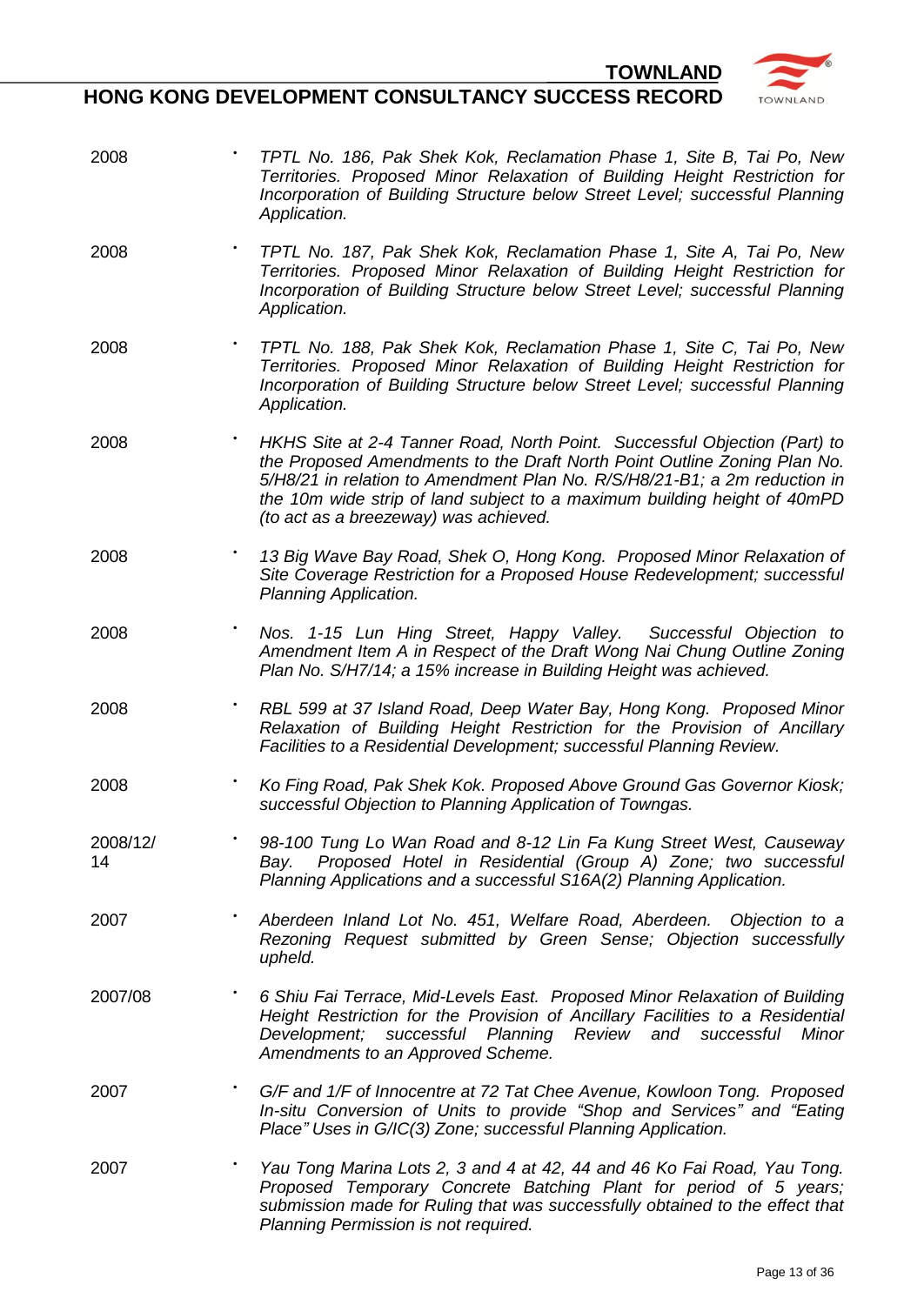| | |
|---|---|
| 2008 | • *TPTL No. 186, Pak Shek Kok, Reclamation Phase 1, Site B, Tai Po, New Territories. Proposed Minor Relaxation of Building Height Restriction for Incorporation of Building Structure below Street Level; successful Planning Application.* |
| 2008 | • *TPTL No. 187, Pak Shek Kok, Reclamation Phase 1, Site A, Tai Po, New Territories. Proposed Minor Relaxation of Building Height Restriction for Incorporation of Building Structure below Street Level; successful Planning Application.* |
| 2008 | • *TPTL No. 188, Pak Shek Kok, Reclamation Phase 1, Site C, Tai Po, New Territories. Proposed Minor Relaxation of Building Height Restriction for Incorporation of Building Structure below Street Level; successful Planning Application.* |
| 2008 | • *HKHS Site at 2-4 Tanner Road, North Point. Successful Objection (Part) to the Proposed Amendments to the Draft North Point Outline Zoning Plan No. 5/H8/21 in relation to Amendment Plan No. R/S/H8/21-B1; a 2m reduction in the 10m wide strip of land subject to a maximum building height of 40mPD (to act as a breezeway) was achieved.* |
| 2008 | • *13 Big Wave Bay Road, Shek O, Hong Kong. Proposed Minor Relaxation of Site Coverage Restriction for a Proposed House Redevelopment; successful Planning Application.* |
| 2008 | • *Nos. 1-15 Lun Hing Street, Happy Valley. Successful Objection to Amendment Item A in Respect of the Draft Wong Nai Chung Outline Zoning Plan No. S/H7/14; a 15% increase in Building Height was achieved.* |
| 2008 | • *RBL 599 at 37 Island Road, Deep Water Bay, Hong Kong. Proposed Minor Relaxation of Building Height Restriction for the Provision of Ancillary Facilities to a Residential Development; successful Planning Review.* |
| 2008 | • *Ko Fing Road, Pak Shek Kok. Proposed Above Ground Gas Governor Kiosk; successful Objection to Planning Application of Towngas.* |
| 2008/12/14 | • *98-100 Tung Lo Wan Road and 8-12 Lin Fa Kung Street West, Causeway Bay. Proposed Hotel in Residential (Group A) Zone; two successful Planning Applications and a successful S16A(2) Planning Application.* |
| 2007 | • *Aberdeen Inland Lot No. 451, Welfare Road, Aberdeen. Objection to a Rezoning Request submitted by Green Sense; Objection successfully upheld.* |
| 2007/08 | • *6 Shiu Fai Terrace, Mid-Levels East. Proposed Minor Relaxation of Building Height Restriction for the Provision of Ancillary Facilities to a Residential Development; successful Planning Review and successful Minor Amendments to an Approved Scheme.* |
| 2007 | • *G/F and 1/F of Innocentre at 72 Tat Chee Avenue, Kowloon Tong. Proposed In-situ Conversion of Units to provide "Shop and Services" and "Eating Place" Uses in G/IC(3) Zone; successful Planning Application.* |
| 2007 | • *Yau Tong Marina Lots 2, 3 and 4 at 42, 44 and 46 Ko Fai Road, Yau Tong. Proposed Temporary Concrete Batching Plant for period of 5 years; submission made for Ruling that was successfully obtained to the effect that Planning Permission is not required.* |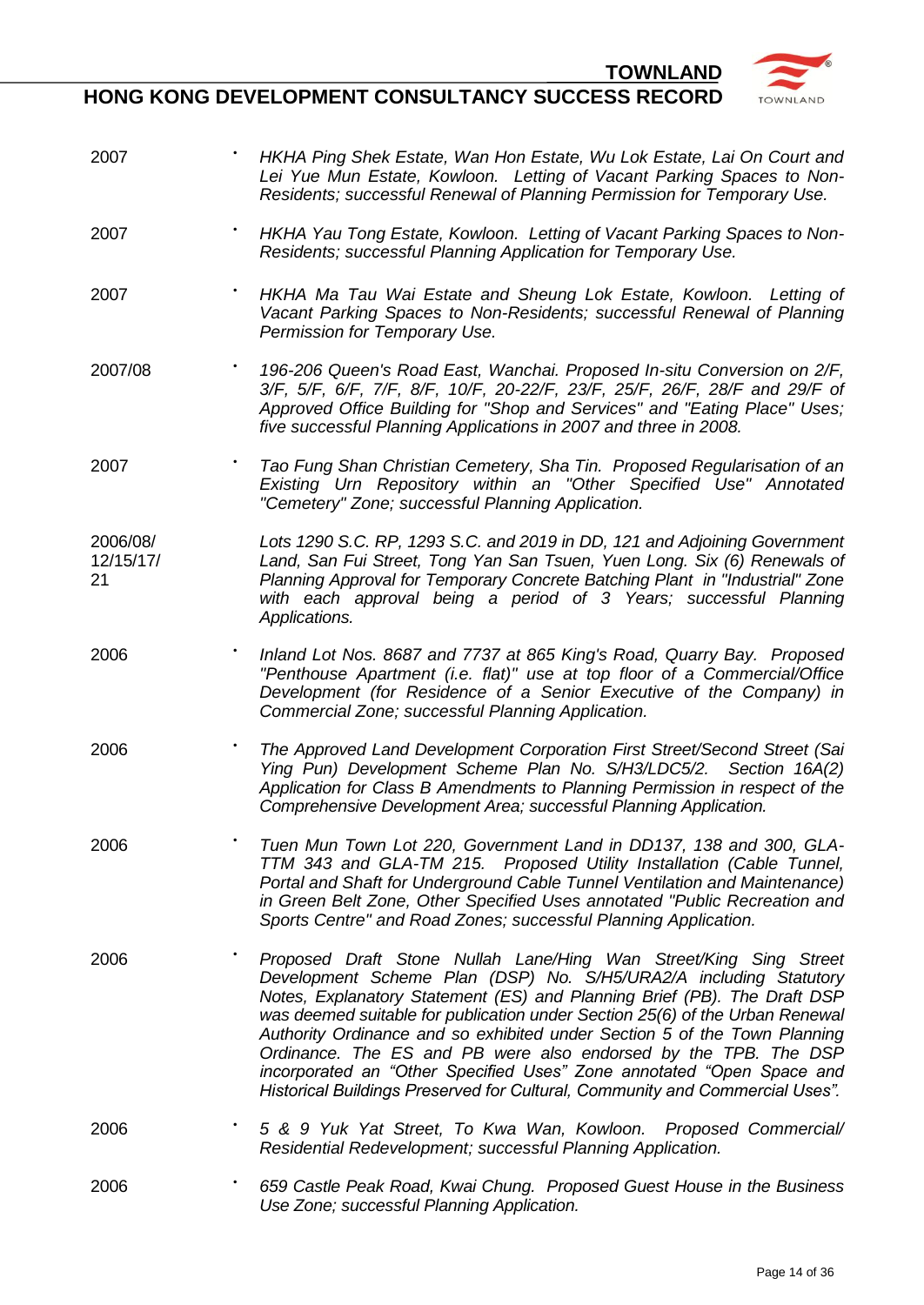| | |
|---|---|
| 2007 | • *HKHA Ping Shek Estate, Wan Hon Estate, Wu Lok Estate, Lai On Court and Lei Yue Mun Estate, Kowloon. Letting of Vacant Parking Spaces to Non-Residents; successful Renewal of Planning Permission for Temporary Use.* |
| 2007 | • *HKHA Yau Tong Estate, Kowloon. Letting of Vacant Parking Spaces to Non-Residents; successful Planning Application for Temporary Use.* |
| 2007 | • *HKHA Ma Tau Wai Estate and Sheung Lok Estate, Kowloon. Letting of Vacant Parking Spaces to Non-Residents; successful Renewal of Planning Permission for Temporary Use.* |
| 2007/08 | • *196-206 Queen's Road East, Wanchai. Proposed In-situ Conversion on 2/F, 3/F, 5/F, 6/F, 7/F, 8/F, 10/F, 20-22/F, 23/F, 25/F, 26/F, 28/F and 29/F of Approved Office Building for "Shop and Services" and "Eating Place" Uses; five successful Planning Applications in 2007 and three in 2008.* |
| 2007 | • *Tao Fung Shan Christian Cemetery, Sha Tin. Proposed Regularisation of an Existing Urn Repository within an "Other Specified Use" Annotated "Cemetery" Zone; successful Planning Application.* |
| 2006/08/12/15/17/21 | *Lots 1290 S.C. RP, 1293 S.C. and 2019 in DD, 121 and Adjoining Government Land, San Fui Street, Tong Yan San Tsuen, Yuen Long. Six (6) Renewals of Planning Approval for Temporary Concrete Batching Plant in "Industrial" Zone with each approval being a period of 3 Years; successful Planning Applications.* |
| 2006 | • *Inland Lot Nos. 8687 and 7737 at 865 King's Road, Quarry Bay. Proposed "Penthouse Apartment (i.e. flat)" use at top floor of a Commercial/Office Development (for Residence of a Senior Executive of the Company) in Commercial Zone; successful Planning Application.* |
| 2006 | • *The Approved Land Development Corporation First Street/Second Street (Sai Ying Pun) Development Scheme Plan No. S/H3/LDC5/2. Section 16A(2) Application for Class B Amendments to Planning Permission in respect of the Comprehensive Development Area; successful Planning Application.* |
| 2006 | • *Tuen Mun Town Lot 220, Government Land in DD137, 138 and 300, GLA-TTM 343 and GLA-TM 215. Proposed Utility Installation (Cable Tunnel, Portal and Shaft for Underground Cable Tunnel Ventilation and Maintenance) in Green Belt Zone, Other Specified Uses annotated "Public Recreation and Sports Centre" and Road Zones; successful Planning Application.* |
| 2006 | • *Proposed Draft Stone Nullah Lane/Hing Wan Street/King Sing Street Development Scheme Plan (DSP) No. S/H5/URA2/A including Statutory Notes, Explanatory Statement (ES) and Planning Brief (PB). The Draft DSP was deemed suitable for publication under Section 25(6) of the Urban Renewal Authority Ordinance and so exhibited under Section 5 of the Town Planning Ordinance. The ES and PB were also endorsed by the TPB. The DSP incorporated an "Other Specified Uses" Zone annotated "Open Space and Historical Buildings Preserved for Cultural, Community and Commercial Uses".* |
| 2006 | • *5 & 9 Yuk Yat Street, To Kwa Wan, Kowloon. Proposed Commercial/ Residential Redevelopment; successful Planning Application.* |
| 2006 | • *659 Castle Peak Road, Kwai Chung. Proposed Guest House in the Business Use Zone; successful Planning Application.* |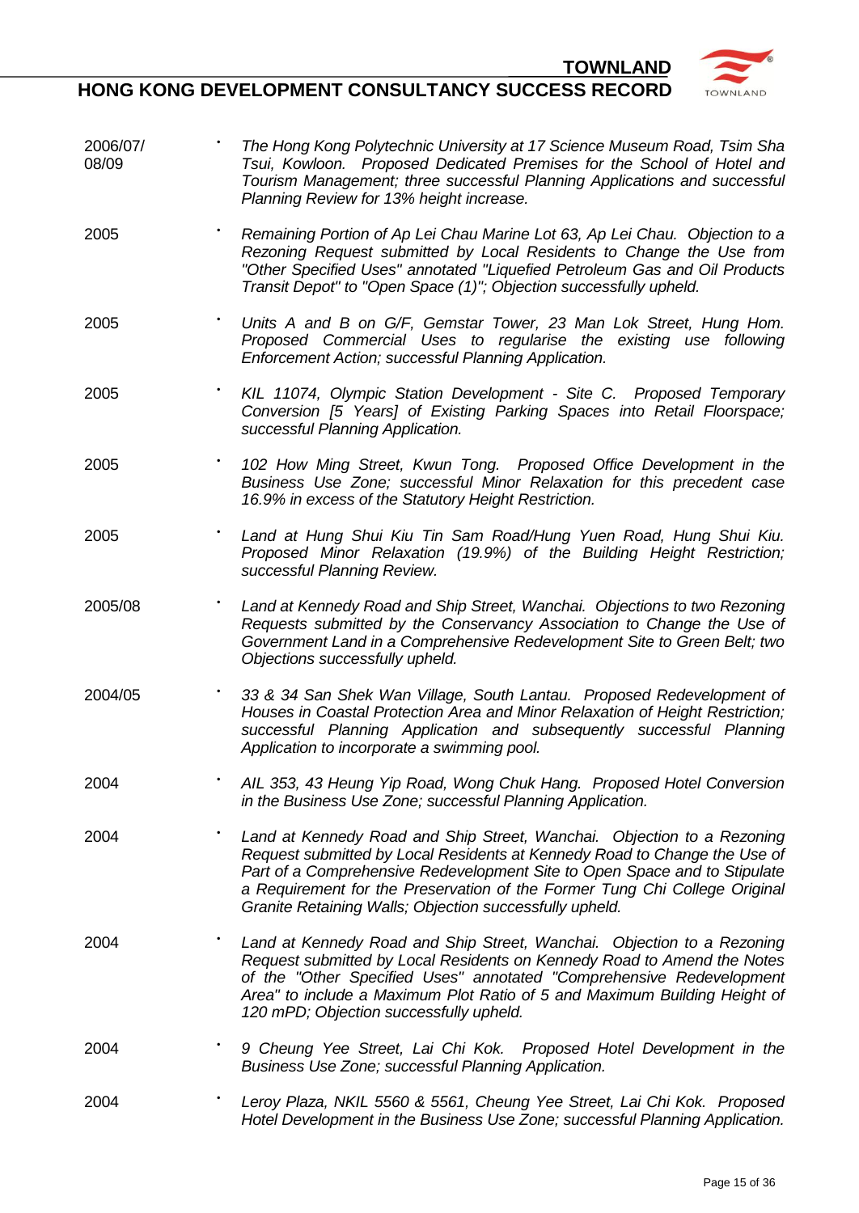# HONG KONG DEVELOPMENT CONSULTANCY SUCCESS RECORD

| | |
|---|---|
| 2006/07/08/09 | • *The Hong Kong Polytechnic University at 17 Science Museum Road, Tsim Sha Tsui, Kowloon. Proposed Dedicated Premises for the School of Hotel and Tourism Management; three successful Planning Applications and successful Planning Review for 13% height increase.* |
| 2005 | • *Remaining Portion of Ap Lei Chau Marine Lot 63, Ap Lei Chau. Objection to a Rezoning Request submitted by Local Residents to Change the Use from "Other Specified Uses" annotated "Liquefied Petroleum Gas and Oil Products Transit Depot" to "Open Space (1)"; Objection successfully upheld.* |
| 2005 | • *Units A and B on G/F, Gemstar Tower, 23 Man Lok Street, Hung Hom. Proposed Commercial Uses to regularise the existing use following Enforcement Action; successful Planning Application.* |
| 2005 | • *KIL 11074, Olympic Station Development - Site C. Proposed Temporary Conversion [5 Years] of Existing Parking Spaces into Retail Floorspace; successful Planning Application.* |
| 2005 | • *102 How Ming Street, Kwun Tong. Proposed Office Development in the Business Use Zone; successful Minor Relaxation for this precedent case 16.9% in excess of the Statutory Height Restriction.* |
| 2005 | • *Land at Hung Shui Kiu Tin Sam Road/Hung Yuen Road, Hung Shui Kiu. Proposed Minor Relaxation (19.9%) of the Building Height Restriction; successful Planning Review.* |
| 2005/08 | • *Land at Kennedy Road and Ship Street, Wanchai. Objections to two Rezoning Requests submitted by the Conservancy Association to Change the Use of Government Land in a Comprehensive Redevelopment Site to Green Belt; two Objections successfully upheld.* |
| 2004/05 | • *33 & 34 San Shek Wan Village, South Lantau. Proposed Redevelopment of Houses in Coastal Protection Area and Minor Relaxation of Height Restriction; successful Planning Application and subsequently successful Planning Application to incorporate a swimming pool.* |
| 2004 | • *AIL 353, 43 Heung Yip Road, Wong Chuk Hang. Proposed Hotel Conversion in the Business Use Zone; successful Planning Application.* |
| 2004 | • *Land at Kennedy Road and Ship Street, Wanchai. Objection to a Rezoning Request submitted by Local Residents at Kennedy Road to Change the Use of Part of a Comprehensive Redevelopment Site to Open Space and to Stipulate a Requirement for the Preservation of the Former Tung Chi College Original Granite Retaining Walls; Objection successfully upheld.* |
| 2004 | • *Land at Kennedy Road and Ship Street, Wanchai. Objection to a Rezoning Request submitted by Local Residents on Kennedy Road to Amend the Notes of the "Other Specified Uses" annotated "Comprehensive Redevelopment Area" to include a Maximum Plot Ratio of 5 and Maximum Building Height of 120 mPD; Objection successfully upheld.* |
| 2004 | • *9 Cheung Yee Street, Lai Chi Kok. Proposed Hotel Development in the Business Use Zone; successful Planning Application.* |
| 2004 | • *Leroy Plaza, NKIL 5560 & 5561, Cheung Yee Street, Lai Chi Kok. Proposed Hotel Development in the Business Use Zone; successful Planning Application.* |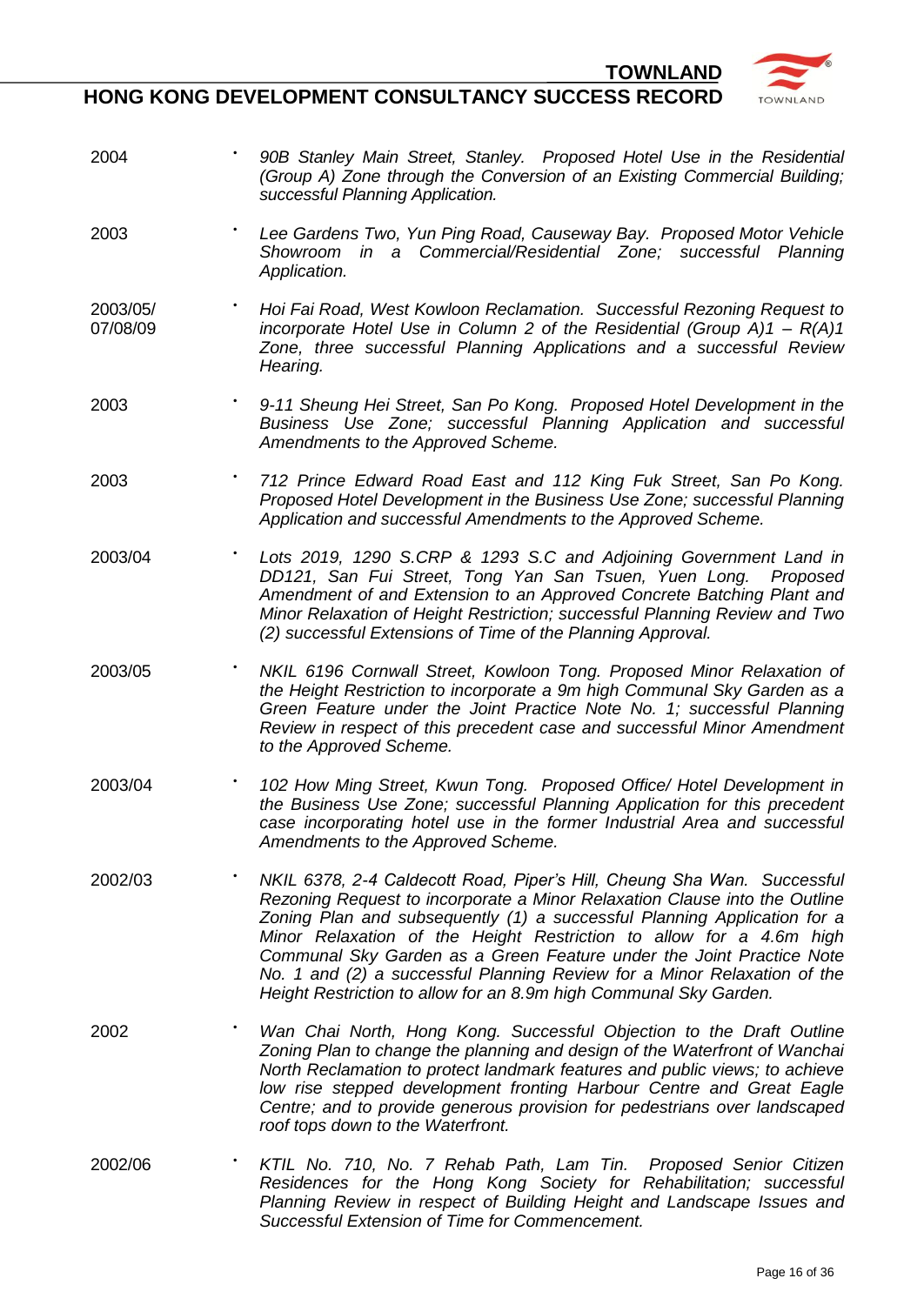| | |
|---|---|
| 2004 | • *90B Stanley Main Street, Stanley. Proposed Hotel Use in the Residential (Group A) Zone through the Conversion of an Existing Commercial Building; successful Planning Application.* |
| 2003 | • *Lee Gardens Two, Yun Ping Road, Causeway Bay. Proposed Motor Vehicle Showroom in a Commercial/Residential Zone; successful Planning Application.* |
| 2003/05/ 07/08/09 | • *Hoi Fai Road, West Kowloon Reclamation. Successful Rezoning Request to incorporate Hotel Use in Column 2 of the Residential (Group A)1 – R(A)1 Zone, three successful Planning Applications and a successful Review Hearing.* |
| 2003 | • *9-11 Sheung Hei Street, San Po Kong. Proposed Hotel Development in the Business Use Zone; successful Planning Application and successful Amendments to the Approved Scheme.* |
| 2003 | • *712 Prince Edward Road East and 112 King Fuk Street, San Po Kong. Proposed Hotel Development in the Business Use Zone; successful Planning Application and successful Amendments to the Approved Scheme.* |
| 2003/04 | • *Lots 2019, 1290 S.CRP & 1293 S.C and Adjoining Government Land in DD121, San Fui Street, Tong Yan San Tsuen, Yuen Long. Proposed Amendment of and Extension to an Approved Concrete Batching Plant and Minor Relaxation of Height Restriction; successful Planning Review and Two (2) successful Extensions of Time of the Planning Approval.* |
| 2003/05 | • *NKIL 6196 Cornwall Street, Kowloon Tong. Proposed Minor Relaxation of the Height Restriction to incorporate a 9m high Communal Sky Garden as a Green Feature under the Joint Practice Note No. 1; successful Planning Review in respect of this precedent case and successful Minor Amendment to the Approved Scheme.* |
| 2003/04 | • *102 How Ming Street, Kwun Tong. Proposed Office/ Hotel Development in the Business Use Zone; successful Planning Application for this precedent case incorporating hotel use in the former Industrial Area and successful Amendments to the Approved Scheme.* |
| 2002/03 | • *NKIL 6378, 2-4 Caldecott Road, Piper's Hill, Cheung Sha Wan. Successful Rezoning Request to incorporate a Minor Relaxation Clause into the Outline Zoning Plan and subsequently (1) a successful Planning Application for a Minor Relaxation of the Height Restriction to allow for a 4.6m high Communal Sky Garden as a Green Feature under the Joint Practice Note No. 1 and (2) a successful Planning Review for a Minor Relaxation of the Height Restriction to allow for an 8.9m high Communal Sky Garden.* |
| 2002 | • *Wan Chai North, Hong Kong. Successful Objection to the Draft Outline Zoning Plan to change the planning and design of the Waterfront of Wanchai North Reclamation to protect landmark features and public views; to achieve low rise stepped development fronting Harbour Centre and Great Eagle Centre; and to provide generous provision for pedestrians over landscaped roof tops down to the Waterfront.* |
| 2002/06 | • *KTIL No. 710, No. 7 Rehab Path, Lam Tin. Proposed Senior Citizen Residences for the Hong Kong Society for Rehabilitation; successful Planning Review in respect of Building Height and Landscape Issues and Successful Extension of Time for Commencement.* |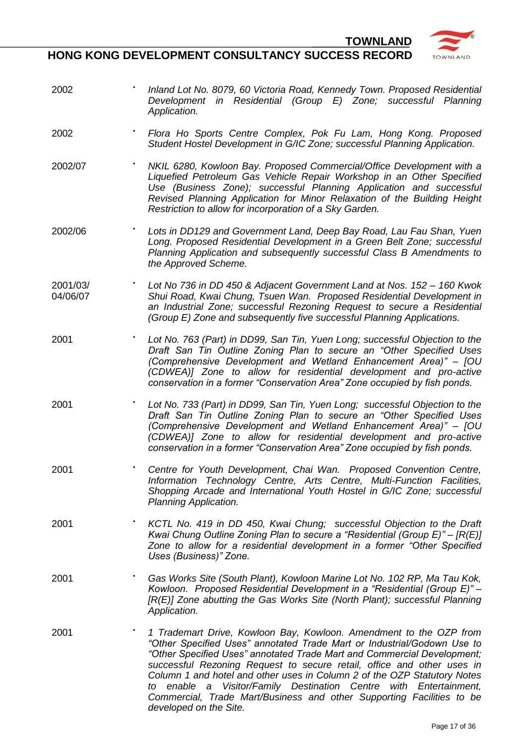| | |
|---|---|
| 2002 | • *Inland Lot No. 8079, 60 Victoria Road, Kennedy Town. Proposed Residential Development in Residential (Group E) Zone; successful Planning Application.* |
| 2002 | • *Flora Ho Sports Centre Complex, Pok Fu Lam, Hong Kong. Proposed Student Hostel Development in G/IC Zone; successful Planning Application.* |
| 2002/07 | • *NKIL 6280, Kowloon Bay. Proposed Commercial/Office Development with a Liquefied Petroleum Gas Vehicle Repair Workshop in an Other Specified Use (Business Zone); successful Planning Application and successful Revised Planning Application for Minor Relaxation of the Building Height Restriction to allow for incorporation of a Sky Garden.* |
| 2002/06 | • *Lots in DD129 and Government Land, Deep Bay Road, Lau Fau Shan, Yuen Long. Proposed Residential Development in a Green Belt Zone; successful Planning Application and subsequently successful Class B Amendments to the Approved Scheme.* |
| 2001/03/ 04/06/07 | • *Lot No 736 in DD 450 & Adjacent Government Land at Nos. 152 – 160 Kwok Shui Road, Kwai Chung, Tsuen Wan. Proposed Residential Development in an Industrial Zone; successful Rezoning Request to secure a Residential (Group E) Zone and subsequently five successful Planning Applications.* |
| 2001 | • *Lot No. 763 (Part) in DD99, San Tin, Yuen Long; successful Objection to the Draft San Tin Outline Zoning Plan to secure an "Other Specified Uses (Comprehensive Development and Wetland Enhancement Area)" – [OU (CDWEA)] Zone to allow for residential development and pro-active conservation in a former "Conservation Area" Zone occupied by fish ponds.* |
| 2001 | • *Lot No. 733 (Part) in DD99, San Tin, Yuen Long; successful Objection to the Draft San Tin Outline Zoning Plan to secure an "Other Specified Uses (Comprehensive Development and Wetland Enhancement Area)" – [OU (CDWEA)] Zone to allow for residential development and pro-active conservation in a former "Conservation Area" Zone occupied by fish ponds.* |
| 2001 | • *Centre for Youth Development, Chai Wan. Proposed Convention Centre, Information Technology Centre, Arts Centre, Multi-Function Facilities, Shopping Arcade and International Youth Hostel in G/IC Zone; successful Planning Application.* |
| 2001 | • *KCTL No. 419 in DD 450, Kwai Chung; successful Objection to the Draft Kwai Chung Outline Zoning Plan to secure a "Residential (Group E)" – [R(E)] Zone to allow for a residential development in a former "Other Specified Uses (Business)" Zone.* |
| 2001 | • *Gas Works Site (South Plant), Kowloon Marine Lot No. 102 RP, Ma Tau Kok, Kowloon. Proposed Residential Development in a "Residential (Group E)" – [R(E)] Zone abutting the Gas Works Site (North Plant); successful Planning Application.* |
| 2001 | • *1 Trademart Drive, Kowloon Bay, Kowloon. Amendment to the OZP from "Other Specified Uses" annotated Trade Mart or Industrial/Godown Use to "Other Specified Uses" annotated Trade Mart and Commercial Development; successful Rezoning Request to secure retail, office and other uses in Column 1 and hotel and other uses in Column 2 of the OZP Statutory Notes to enable a Visitor/Family Destination Centre with Entertainment, Commercial, Trade Mart/Business and other Supporting Facilities to be developed on the Site.* |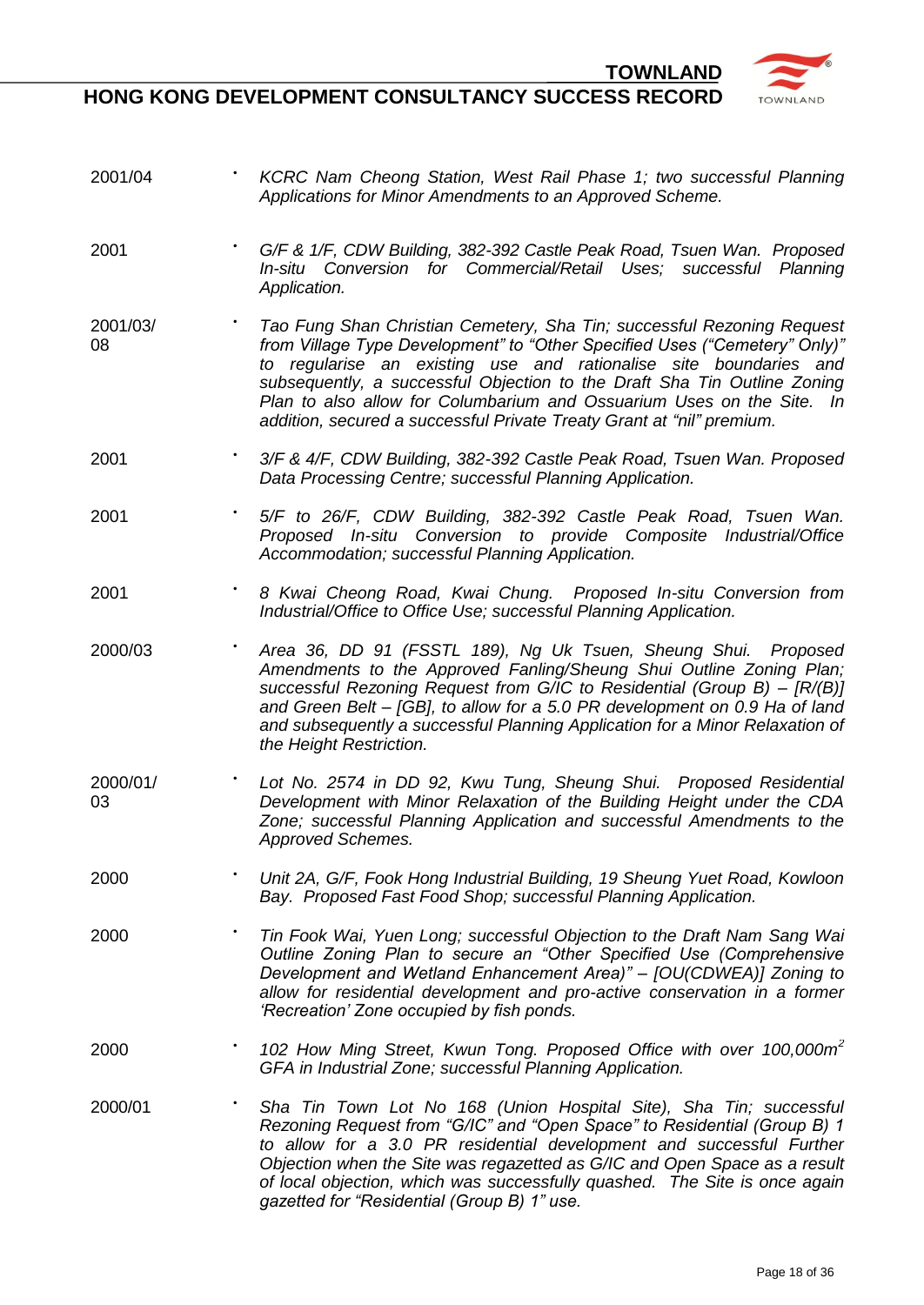| | |
|---|---|
| 2001/04 | • *KCRC Nam Cheong Station, West Rail Phase 1; two successful Planning Applications for Minor Amendments to an Approved Scheme.* |
| 2001 | • *G/F & 1/F, CDW Building, 382-392 Castle Peak Road, Tsuen Wan. Proposed In-situ Conversion for Commercial/Retail Uses; successful Planning Application.* |
| 2001/03/08 | • *Tao Fung Shan Christian Cemetery, Sha Tin; successful Rezoning Request from Village Type Development" to "Other Specified Uses ("Cemetery" Only)" to regularise an existing use and rationalise site boundaries and subsequently, a successful Objection to the Draft Sha Tin Outline Zoning Plan to also allow for Columbarium and Ossuarium Uses on the Site. In addition, secured a successful Private Treaty Grant at "nil" premium.* |
| 2001 | • *3/F & 4/F, CDW Building, 382-392 Castle Peak Road, Tsuen Wan. Proposed Data Processing Centre; successful Planning Application.* |
| 2001 | • *5/F to 26/F, CDW Building, 382-392 Castle Peak Road, Tsuen Wan. Proposed In-situ Conversion to provide Composite Industrial/Office Accommodation; successful Planning Application.* |
| 2001 | • *8 Kwai Cheong Road, Kwai Chung. Proposed In-situ Conversion from Industrial/Office to Office Use; successful Planning Application.* |
| 2000/03 | • *Area 36, DD 91 (FSSTL 189), Ng Uk Tsuen, Sheung Shui. Proposed Amendments to the Approved Fanling/Sheung Shui Outline Zoning Plan; successful Rezoning Request from G/IC to Residential (Group B) – [R/(B)] and Green Belt – [GB], to allow for a 5.0 PR development on 0.9 Ha of land and subsequently a successful Planning Application for a Minor Relaxation of the Height Restriction.* |
| 2000/01/03 | • *Lot No. 2574 in DD 92, Kwu Tung, Sheung Shui. Proposed Residential Development with Minor Relaxation of the Building Height under the CDA Zone; successful Planning Application and successful Amendments to the Approved Schemes.* |
| 2000 | • *Unit 2A, G/F, Fook Hong Industrial Building, 19 Sheung Yuet Road, Kowloon Bay. Proposed Fast Food Shop; successful Planning Application.* |
| 2000 | • *Tin Fook Wai, Yuen Long; successful Objection to the Draft Nam Sang Wai Outline Zoning Plan to secure an "Other Specified Use (Comprehensive Development and Wetland Enhancement Area)" – [OU(CDWEA)] Zoning to allow for residential development and pro-active conservation in a former 'Recreation' Zone occupied by fish ponds.* |
| 2000 | • *102 How Ming Street, Kwun Tong. Proposed Office with over 100,000m² GFA in Industrial Zone; successful Planning Application.* |
| 2000/01 | • *Sha Tin Town Lot No 168 (Union Hospital Site), Sha Tin; successful Rezoning Request from "G/IC" and "Open Space" to Residential (Group B) 1 to allow for a 3.0 PR residential development and successful Further Objection when the Site was regazetted as G/IC and Open Space as a result of local objection, which was successfully quashed. The Site is once again gazetted for "Residential (Group B) 1" use.* |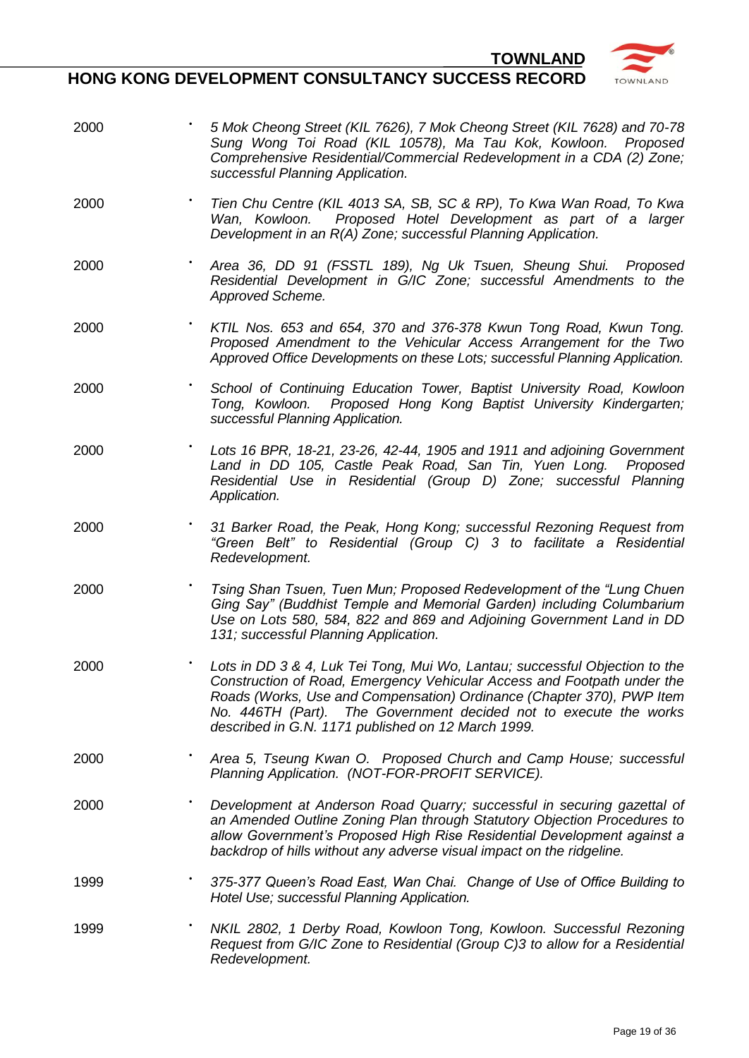2000 • *5 Mok Cheong Street (KIL 7626), 7 Mok Cheong Street (KIL 7628) and 70-78 Sung Wong Toi Road (KIL 10578), Ma Tau Kok, Kowloon. Proposed Comprehensive Residential/Commercial Redevelopment in a CDA (2) Zone; successful Planning Application.*

2000 • *Tien Chu Centre (KIL 4013 SA, SB, SC & RP), To Kwa Wan Road, To Kwa Wan, Kowloon. Proposed Hotel Development as part of a larger Development in an R(A) Zone; successful Planning Application.*

2000 • *Area 36, DD 91 (FSSTL 189), Ng Uk Tsuen, Sheung Shui. Proposed Residential Development in G/IC Zone; successful Amendments to the Approved Scheme.*

2000 • *KTIL Nos. 653 and 654, 370 and 376-378 Kwun Tong Road, Kwun Tong. Proposed Amendment to the Vehicular Access Arrangement for the Two Approved Office Developments on these Lots; successful Planning Application.*

2000 • *School of Continuing Education Tower, Baptist University Road, Kowloon Tong, Kowloon. Proposed Hong Kong Baptist University Kindergarten; successful Planning Application.*

2000 • *Lots 16 BPR, 18-21, 23-26, 42-44, 1905 and 1911 and adjoining Government Land in DD 105, Castle Peak Road, San Tin, Yuen Long. Proposed Residential Use in Residential (Group D) Zone; successful Planning Application.*

2000 • *31 Barker Road, the Peak, Hong Kong; successful Rezoning Request from "Green Belt" to Residential (Group C) 3 to facilitate a Residential Redevelopment.*

2000 • *Tsing Shan Tsuen, Tuen Mun; Proposed Redevelopment of the "Lung Chuen Ging Say" (Buddhist Temple and Memorial Garden) including Columbarium Use on Lots 580, 584, 822 and 869 and Adjoining Government Land in DD 131; successful Planning Application.*

2000 • *Lots in DD 3 & 4, Luk Tei Tong, Mui Wo, Lantau; successful Objection to the Construction of Road, Emergency Vehicular Access and Footpath under the Roads (Works, Use and Compensation) Ordinance (Chapter 370), PWP Item No. 446TH (Part). The Government decided not to execute the works described in G.N. 1171 published on 12 March 1999.*

2000 • *Area 5, Tseung Kwan O. Proposed Church and Camp House; successful Planning Application. (NOT-FOR-PROFIT SERVICE).*

2000 • *Development at Anderson Road Quarry; successful in securing gazettal of an Amended Outline Zoning Plan through Statutory Objection Procedures to allow Government's Proposed High Rise Residential Development against a backdrop of hills without any adverse visual impact on the ridgeline.*

1999 • *375-377 Queen's Road East, Wan Chai. Change of Use of Office Building to Hotel Use; successful Planning Application.*

1999 • *NKIL 2802, 1 Derby Road, Kowloon Tong, Kowloon. Successful Rezoning Request from G/IC Zone to Residential (Group C)3 to allow for a Residential Redevelopment.*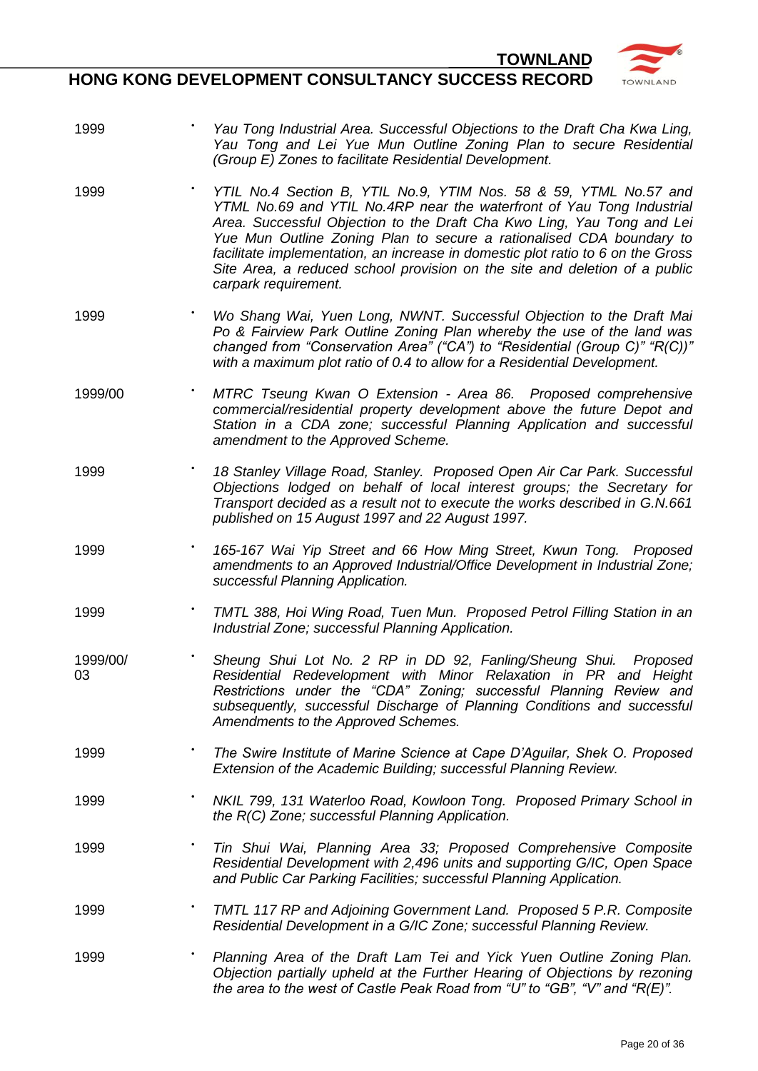| | |
|---|---|
| 1999 | • *Yau Tong Industrial Area. Successful Objections to the Draft Cha Kwa Ling, Yau Tong and Lei Yue Mun Outline Zoning Plan to secure Residential (Group E) Zones to facilitate Residential Development.* |
| 1999 | • *YTIL No.4 Section B, YTIL No.9, YTIM Nos. 58 & 59, YTML No.57 and YTML No.69 and YTIL No.4RP near the waterfront of Yau Tong Industrial Area. Successful Objection to the Draft Cha Kwo Ling, Yau Tong and Lei Yue Mun Outline Zoning Plan to secure a rationalised CDA boundary to facilitate implementation, an increase in domestic plot ratio to 6 on the Gross Site Area, a reduced school provision on the site and deletion of a public carpark requirement.* |
| 1999 | • *Wo Shang Wai, Yuen Long, NWNT. Successful Objection to the Draft Mai Po & Fairview Park Outline Zoning Plan whereby the use of the land was changed from "Conservation Area" ("CA") to "Residential (Group C)" "R(C))" with a maximum plot ratio of 0.4 to allow for a Residential Development.* |
| 1999/00 | • *MTRC Tseung Kwan O Extension - Area 86. Proposed comprehensive commercial/residential property development above the future Depot and Station in a CDA zone; successful Planning Application and successful amendment to the Approved Scheme.* |
| 1999 | • *18 Stanley Village Road, Stanley. Proposed Open Air Car Park. Successful Objections lodged on behalf of local interest groups; the Secretary for Transport decided as a result not to execute the works described in G.N.661 published on 15 August 1997 and 22 August 1997.* |
| 1999 | • *165-167 Wai Yip Street and 66 How Ming Street, Kwun Tong. Proposed amendments to an Approved Industrial/Office Development in Industrial Zone; successful Planning Application.* |
| 1999 | • *TMTL 388, Hoi Wing Road, Tuen Mun. Proposed Petrol Filling Station in an Industrial Zone; successful Planning Application.* |
| 1999/00/03 | • *Sheung Shui Lot No. 2 RP in DD 92, Fanling/Sheung Shui. Proposed Residential Redevelopment with Minor Relaxation in PR and Height Restrictions under the "CDA" Zoning; successful Planning Review and subsequently, successful Discharge of Planning Conditions and successful Amendments to the Approved Schemes.* |
| 1999 | • *The Swire Institute of Marine Science at Cape D'Aguilar, Shek O. Proposed Extension of the Academic Building; successful Planning Review.* |
| 1999 | • *NKIL 799, 131 Waterloo Road, Kowloon Tong. Proposed Primary School in the R(C) Zone; successful Planning Application.* |
| 1999 | • *Tin Shui Wai, Planning Area 33; Proposed Comprehensive Composite Residential Development with 2,496 units and supporting G/IC, Open Space and Public Car Parking Facilities; successful Planning Application.* |
| 1999 | • *TMTL 117 RP and Adjoining Government Land. Proposed 5 P.R. Composite Residential Development in a G/IC Zone; successful Planning Review.* |
| 1999 | • *Planning Area of the Draft Lam Tei and Yick Yuen Outline Zoning Plan. Objection partially upheld at the Further Hearing of Objections by rezoning the area to the west of Castle Peak Road from "U" to "GB", "V" and "R(E)".* |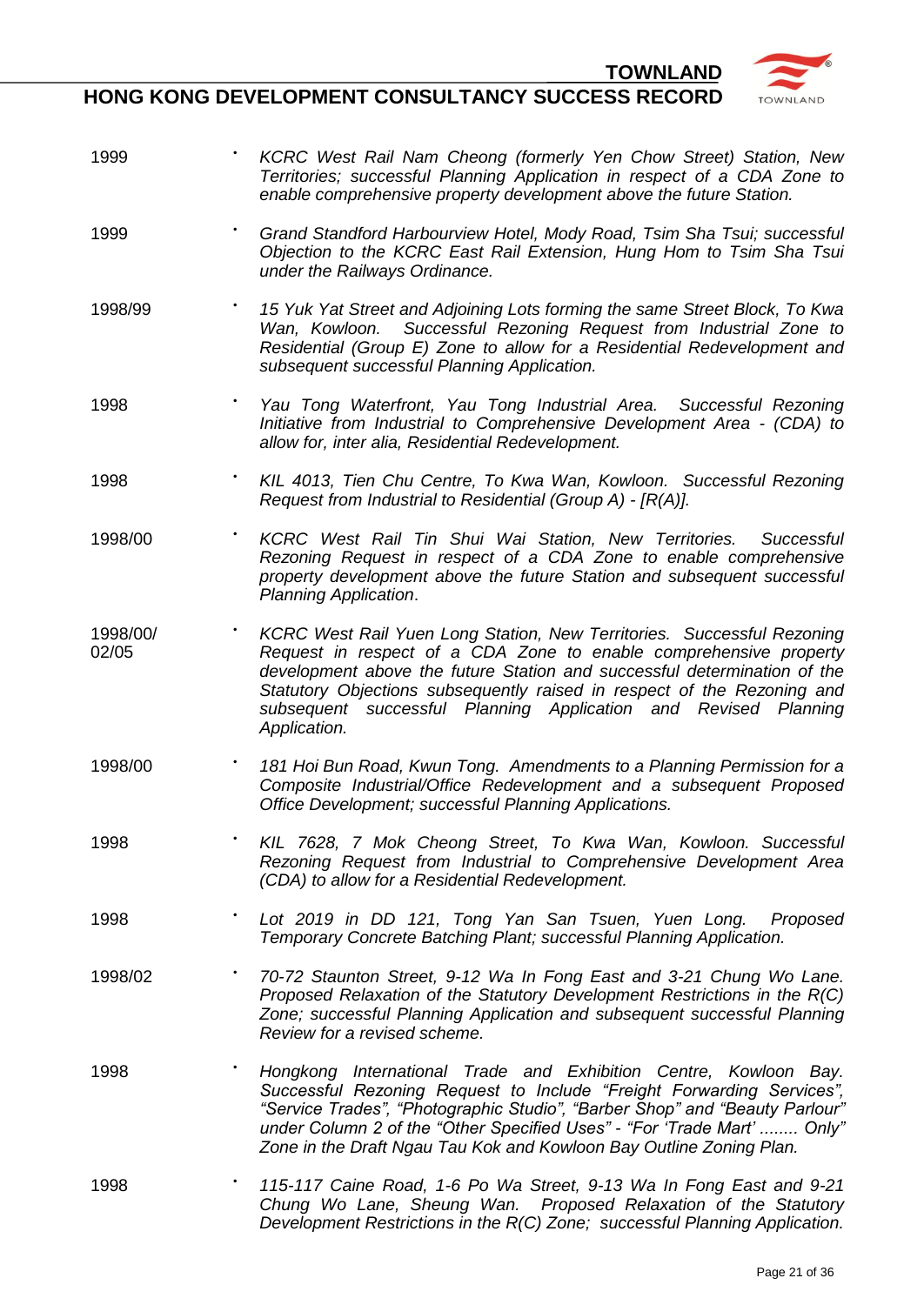| | |
|---|---|
| 1999 | • *KCRC West Rail Nam Cheong (formerly Yen Chow Street) Station, New Territories; successful Planning Application in respect of a CDA Zone to enable comprehensive property development above the future Station.* |
| 1999 | • *Grand Standford Harbourview Hotel, Mody Road, Tsim Sha Tsui; successful Objection to the KCRC East Rail Extension, Hung Hom to Tsim Sha Tsui under the Railways Ordinance.* |
| 1998/99 | • *15 Yuk Yat Street and Adjoining Lots forming the same Street Block, To Kwa Wan, Kowloon. Successful Rezoning Request from Industrial Zone to Residential (Group E) Zone to allow for a Residential Redevelopment and subsequent successful Planning Application.* |
| 1998 | • *Yau Tong Waterfront, Yau Tong Industrial Area. Successful Rezoning Initiative from Industrial to Comprehensive Development Area - (CDA) to allow for, inter alia, Residential Redevelopment.* |
| 1998 | • *KIL 4013, Tien Chu Centre, To Kwa Wan, Kowloon. Successful Rezoning Request from Industrial to Residential (Group A) - [R(A)].* |
| 1998/00 | • *KCRC West Rail Tin Shui Wai Station, New Territories. Successful Rezoning Request in respect of a CDA Zone to enable comprehensive property development above the future Station and subsequent successful Planning Application*. |
| 1998/00/ 02/05 | • *KCRC West Rail Yuen Long Station, New Territories. Successful Rezoning Request in respect of a CDA Zone to enable comprehensive property development above the future Station and successful determination of the Statutory Objections subsequently raised in respect of the Rezoning and subsequent successful Planning Application and Revised Planning Application.* |
| 1998/00 | • *181 Hoi Bun Road, Kwun Tong. Amendments to a Planning Permission for a Composite Industrial/Office Redevelopment and a subsequent Proposed Office Development; successful Planning Applications.* |
| 1998 | • *KIL 7628, 7 Mok Cheong Street, To Kwa Wan, Kowloon. Successful Rezoning Request from Industrial to Comprehensive Development Area (CDA) to allow for a Residential Redevelopment.* |
| 1998 | • *Lot 2019 in DD 121, Tong Yan San Tsuen, Yuen Long. Proposed Temporary Concrete Batching Plant; successful Planning Application.* |
| 1998/02 | • *70-72 Staunton Street, 9-12 Wa In Fong East and 3-21 Chung Wo Lane. Proposed Relaxation of the Statutory Development Restrictions in the R(C) Zone; successful Planning Application and subsequent successful Planning Review for a revised scheme.* |
| 1998 | • *Hongkong International Trade and Exhibition Centre, Kowloon Bay. Successful Rezoning Request to Include "Freight Forwarding Services", "Service Trades", "Photographic Studio", "Barber Shop" and "Beauty Parlour" under Column 2 of the "Other Specified Uses" - "For 'Trade Mart' ........ Only" Zone in the Draft Ngau Tau Kok and Kowloon Bay Outline Zoning Plan.* |
| 1998 | • *115-117 Caine Road, 1-6 Po Wa Street, 9-13 Wa In Fong East and 9-21 Chung Wo Lane, Sheung Wan. Proposed Relaxation of the Statutory Development Restrictions in the R(C) Zone; successful Planning Application.* |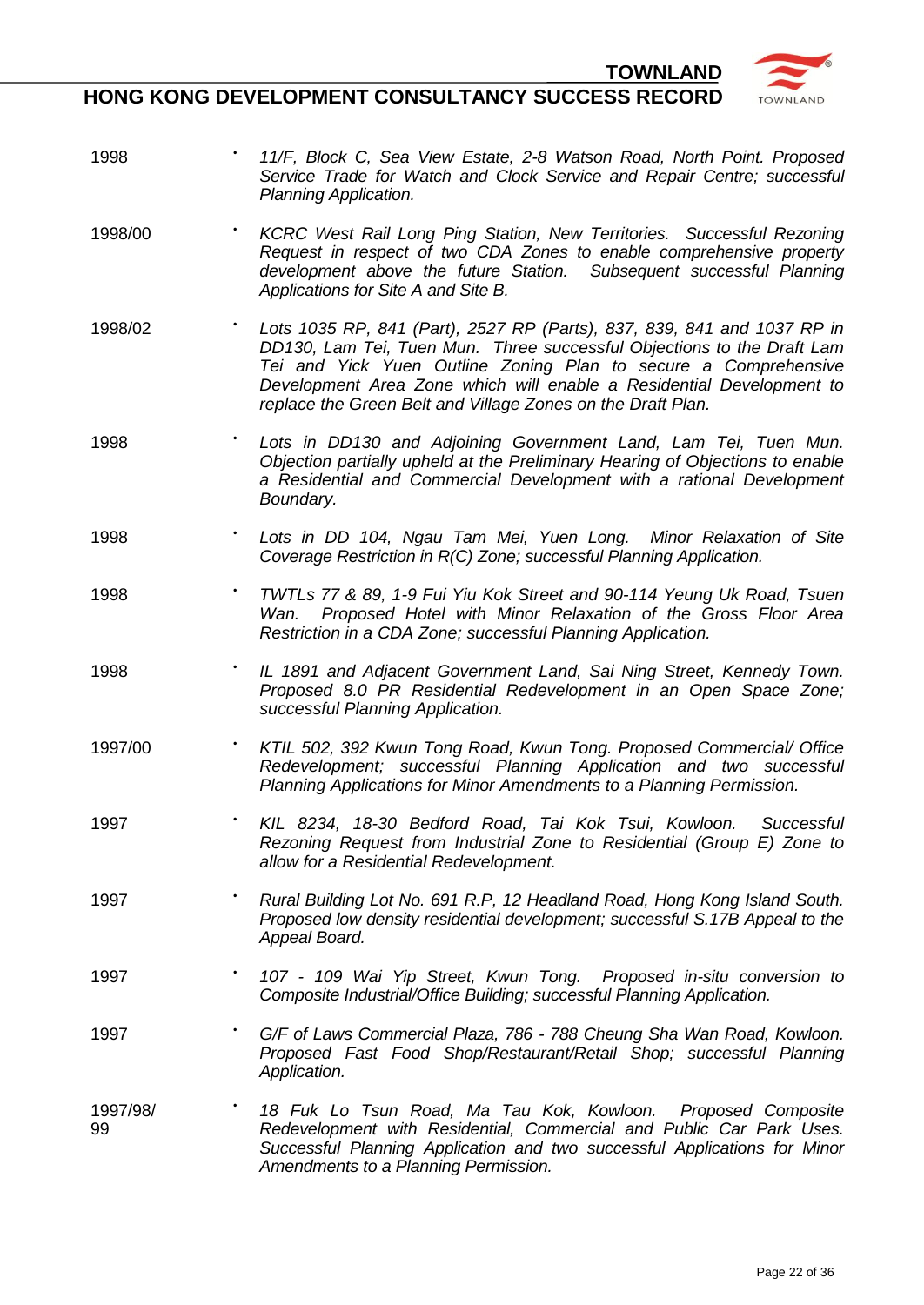| | |
|---|---|
| 1998 | • *11/F, Block C, Sea View Estate, 2-8 Watson Road, North Point. Proposed Service Trade for Watch and Clock Service and Repair Centre; successful Planning Application.* |
| 1998/00 | • *KCRC West Rail Long Ping Station, New Territories. Successful Rezoning Request in respect of two CDA Zones to enable comprehensive property development above the future Station. Subsequent successful Planning Applications for Site A and Site B.* |
| 1998/02 | • *Lots 1035 RP, 841 (Part), 2527 RP (Parts), 837, 839, 841 and 1037 RP in DD130, Lam Tei, Tuen Mun. Three successful Objections to the Draft Lam Tei and Yick Yuen Outline Zoning Plan to secure a Comprehensive Development Area Zone which will enable a Residential Development to replace the Green Belt and Village Zones on the Draft Plan.* |
| 1998 | • *Lots in DD130 and Adjoining Government Land, Lam Tei, Tuen Mun. Objection partially upheld at the Preliminary Hearing of Objections to enable a Residential and Commercial Development with a rational Development Boundary.* |
| 1998 | • *Lots in DD 104, Ngau Tam Mei, Yuen Long. Minor Relaxation of Site Coverage Restriction in R(C) Zone; successful Planning Application.* |
| 1998 | • *TWTLs 77 & 89, 1-9 Fui Yiu Kok Street and 90-114 Yeung Uk Road, Tsuen Wan. Proposed Hotel with Minor Relaxation of the Gross Floor Area Restriction in a CDA Zone; successful Planning Application.* |
| 1998 | • *IL 1891 and Adjacent Government Land, Sai Ning Street, Kennedy Town. Proposed 8.0 PR Residential Redevelopment in an Open Space Zone; successful Planning Application.* |
| 1997/00 | • *KTIL 502, 392 Kwun Tong Road, Kwun Tong. Proposed Commercial/ Office Redevelopment; successful Planning Application and two successful Planning Applications for Minor Amendments to a Planning Permission.* |
| 1997 | • *KIL 8234, 18-30 Bedford Road, Tai Kok Tsui, Kowloon. Successful Rezoning Request from Industrial Zone to Residential (Group E) Zone to allow for a Residential Redevelopment.* |
| 1997 | • *Rural Building Lot No. 691 R.P, 12 Headland Road, Hong Kong Island South. Proposed low density residential development; successful S.17B Appeal to the Appeal Board.* |
| 1997 | • *107 - 109 Wai Yip Street, Kwun Tong. Proposed in-situ conversion to Composite Industrial/Office Building; successful Planning Application.* |
| 1997 | • *G/F of Laws Commercial Plaza, 786 - 788 Cheung Sha Wan Road, Kowloon. Proposed Fast Food Shop/Restaurant/Retail Shop; successful Planning Application.* |
| 1997/98/99 | • *18 Fuk Lo Tsun Road, Ma Tau Kok, Kowloon. Proposed Composite Redevelopment with Residential, Commercial and Public Car Park Uses. Successful Planning Application and two successful Applications for Minor Amendments to a Planning Permission.* |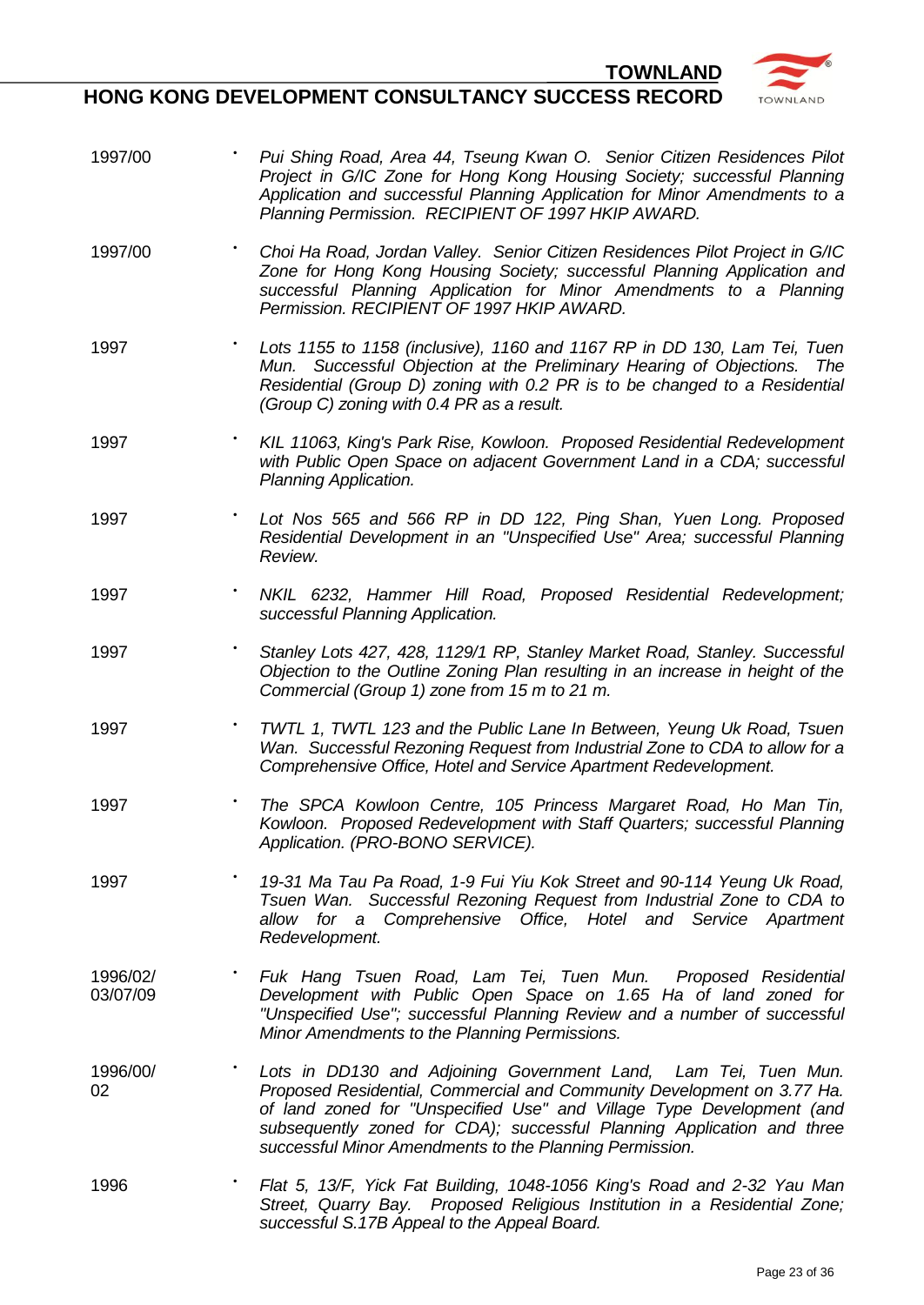| | |
|---|---|
| 1997/00 | • *Pui Shing Road, Area 44, Tseung Kwan O. Senior Citizen Residences Pilot Project in G/IC Zone for Hong Kong Housing Society; successful Planning Application and successful Planning Application for Minor Amendments to a Planning Permission. RECIPIENT OF 1997 HKIP AWARD.* |
| 1997/00 | • *Choi Ha Road, Jordan Valley. Senior Citizen Residences Pilot Project in G/IC Zone for Hong Kong Housing Society; successful Planning Application and successful Planning Application for Minor Amendments to a Planning Permission. RECIPIENT OF 1997 HKIP AWARD.* |
| 1997 | • *Lots 1155 to 1158 (inclusive), 1160 and 1167 RP in DD 130, Lam Tei, Tuen Mun. Successful Objection at the Preliminary Hearing of Objections. The Residential (Group D) zoning with 0.2 PR is to be changed to a Residential (Group C) zoning with 0.4 PR as a result.* |
| 1997 | • *KIL 11063, King's Park Rise, Kowloon. Proposed Residential Redevelopment with Public Open Space on adjacent Government Land in a CDA; successful Planning Application.* |
| 1997 | • *Lot Nos 565 and 566 RP in DD 122, Ping Shan, Yuen Long. Proposed Residential Development in an "Unspecified Use" Area; successful Planning Review.* |
| 1997 | • *NKIL 6232, Hammer Hill Road, Proposed Residential Redevelopment; successful Planning Application.* |
| 1997 | • *Stanley Lots 427, 428, 1129/1 RP, Stanley Market Road, Stanley. Successful Objection to the Outline Zoning Plan resulting in an increase in height of the Commercial (Group 1) zone from 15 m to 21 m.* |
| 1997 | • *TWTL 1, TWTL 123 and the Public Lane In Between, Yeung Uk Road, Tsuen Wan. Successful Rezoning Request from Industrial Zone to CDA to allow for a Comprehensive Office, Hotel and Service Apartment Redevelopment.* |
| 1997 | • *The SPCA Kowloon Centre, 105 Princess Margaret Road, Ho Man Tin, Kowloon. Proposed Redevelopment with Staff Quarters; successful Planning Application. (PRO-BONO SERVICE).* |
| 1997 | • *19-31 Ma Tau Pa Road, 1-9 Fui Yiu Kok Street and 90-114 Yeung Uk Road, Tsuen Wan. Successful Rezoning Request from Industrial Zone to CDA to allow for a Comprehensive Office, Hotel and Service Apartment Redevelopment.* |
| 1996/02/03/07/09 | • *Fuk Hang Tsuen Road, Lam Tei, Tuen Mun. Proposed Residential Development with Public Open Space on 1.65 Ha of land zoned for "Unspecified Use"; successful Planning Review and a number of successful Minor Amendments to the Planning Permissions.* |
| 1996/00/02 | • *Lots in DD130 and Adjoining Government Land, Lam Tei, Tuen Mun. Proposed Residential, Commercial and Community Development on 3.77 Ha. of land zoned for "Unspecified Use" and Village Type Development (and subsequently zoned for CDA); successful Planning Application and three successful Minor Amendments to the Planning Permission.* |
| 1996 | • *Flat 5, 13/F, Yick Fat Building, 1048-1056 King's Road and 2-32 Yau Man Street, Quarry Bay. Proposed Religious Institution in a Residential Zone; successful S.17B Appeal to the Appeal Board.* |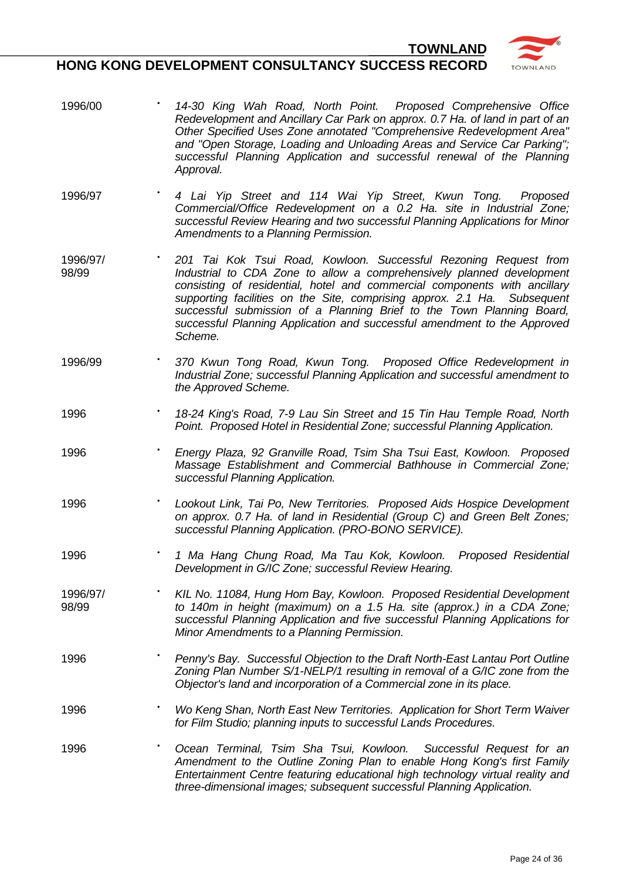| | |
|---|---|
| 1996/00 | • *14-30 King Wah Road, North Point. Proposed Comprehensive Office Redevelopment and Ancillary Car Park on approx. 0.7 Ha. of land in part of an Other Specified Uses Zone annotated "Comprehensive Redevelopment Area" and "Open Storage, Loading and Unloading Areas and Service Car Parking"; successful Planning Application and successful renewal of the Planning Approval.* |
| 1996/97 | • *4 Lai Yip Street and 114 Wai Yip Street, Kwun Tong. Proposed Commercial/Office Redevelopment on a 0.2 Ha. site in Industrial Zone; successful Review Hearing and two successful Planning Applications for Minor Amendments to a Planning Permission.* |
| 1996/97/ 98/99 | • *201 Tai Kok Tsui Road, Kowloon. Successful Rezoning Request from Industrial to CDA Zone to allow a comprehensively planned development consisting of residential, hotel and commercial components with ancillary supporting facilities on the Site, comprising approx. 2.1 Ha. Subsequent successful submission of a Planning Brief to the Town Planning Board, successful Planning Application and successful amendment to the Approved Scheme.* |
| 1996/99 | • *370 Kwun Tong Road, Kwun Tong. Proposed Office Redevelopment in Industrial Zone; successful Planning Application and successful amendment to the Approved Scheme.* |
| 1996 | • *18-24 King's Road, 7-9 Lau Sin Street and 15 Tin Hau Temple Road, North Point. Proposed Hotel in Residential Zone; successful Planning Application.* |
| 1996 | • *Energy Plaza, 92 Granville Road, Tsim Sha Tsui East, Kowloon. Proposed Massage Establishment and Commercial Bathhouse in Commercial Zone; successful Planning Application.* |
| 1996 | • *Lookout Link, Tai Po, New Territories. Proposed Aids Hospice Development on approx. 0.7 Ha. of land in Residential (Group C) and Green Belt Zones; successful Planning Application. (PRO-BONO SERVICE).* |
| 1996 | • *1 Ma Hang Chung Road, Ma Tau Kok, Kowloon. Proposed Residential Development in G/IC Zone; successful Review Hearing.* |
| 1996/97/ 98/99 | • *KIL No. 11084, Hung Hom Bay, Kowloon. Proposed Residential Development to 140m in height (maximum) on a 1.5 Ha. site (approx.) in a CDA Zone; successful Planning Application and five successful Planning Applications for Minor Amendments to a Planning Permission.* |
| 1996 | • *Penny's Bay. Successful Objection to the Draft North-East Lantau Port Outline Zoning Plan Number S/1-NELP/1 resulting in removal of a G/IC zone from the Objector's land and incorporation of a Commercial zone in its place.* |
| 1996 | • *Wo Keng Shan, North East New Territories. Application for Short Term Waiver for Film Studio; planning inputs to successful Lands Procedures.* |
| 1996 | • *Ocean Terminal, Tsim Sha Tsui, Kowloon. Successful Request for an Amendment to the Outline Zoning Plan to enable Hong Kong's first Family Entertainment Centre featuring educational high technology virtual reality and three-dimensional images; subsequent successful Planning Application.* |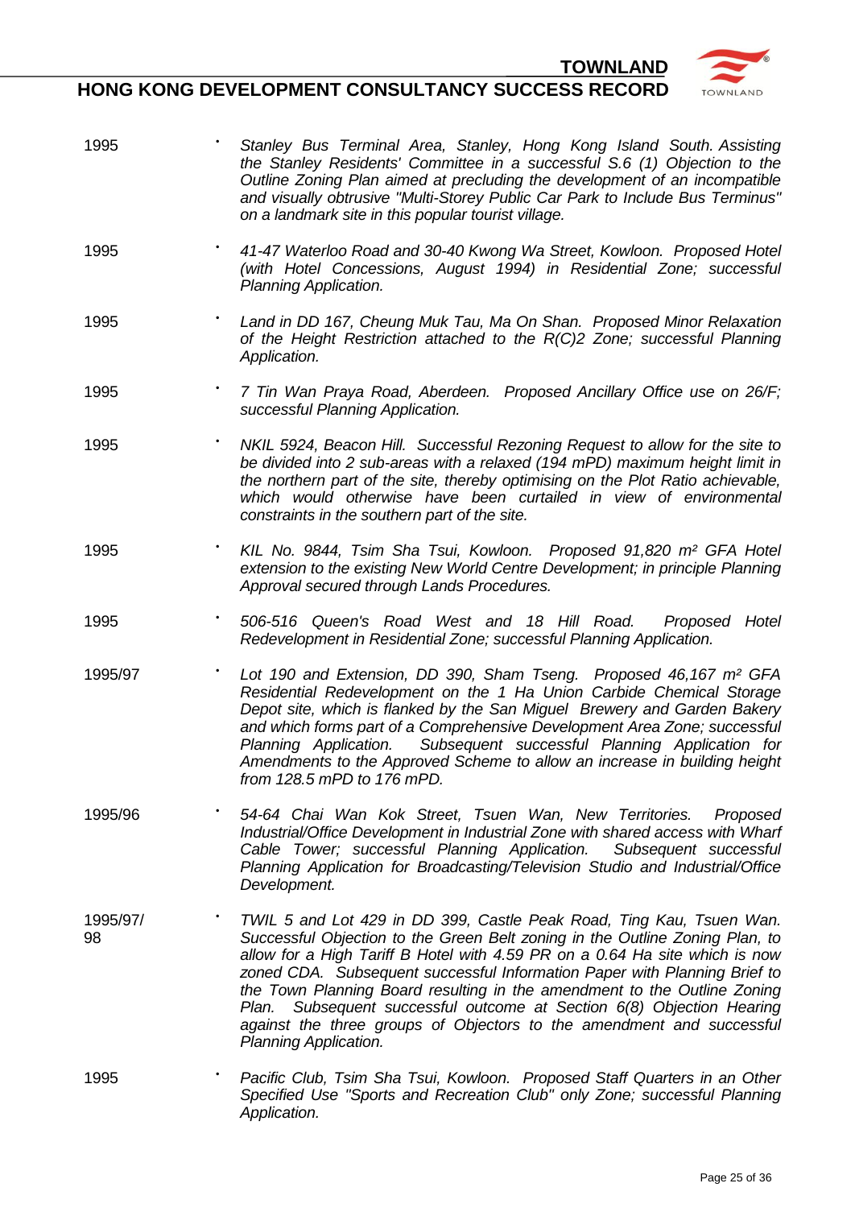| | |
|---|---|
| 1995 | • *Stanley Bus Terminal Area, Stanley, Hong Kong Island South. Assisting the Stanley Residents' Committee in a successful S.6 (1) Objection to the Outline Zoning Plan aimed at precluding the development of an incompatible and visually obtrusive "Multi-Storey Public Car Park to Include Bus Terminus" on a landmark site in this popular tourist village.* |
| 1995 | • *41-47 Waterloo Road and 30-40 Kwong Wa Street, Kowloon. Proposed Hotel (with Hotel Concessions, August 1994) in Residential Zone; successful Planning Application.* |
| 1995 | • *Land in DD 167, Cheung Muk Tau, Ma On Shan. Proposed Minor Relaxation of the Height Restriction attached to the R(C)2 Zone; successful Planning Application.* |
| 1995 | • *7 Tin Wan Praya Road, Aberdeen. Proposed Ancillary Office use on 26/F; successful Planning Application.* |
| 1995 | • *NKIL 5924, Beacon Hill. Successful Rezoning Request to allow for the site to be divided into 2 sub-areas with a relaxed (194 mPD) maximum height limit in the northern part of the site, thereby optimising on the Plot Ratio achievable, which would otherwise have been curtailed in view of environmental constraints in the southern part of the site.* |
| 1995 | • *KIL No. 9844, Tsim Sha Tsui, Kowloon. Proposed 91,820 m² GFA Hotel extension to the existing New World Centre Development; in principle Planning Approval secured through Lands Procedures.* |
| 1995 | • *506-516 Queen's Road West and 18 Hill Road. Proposed Hotel Redevelopment in Residential Zone; successful Planning Application.* |
| 1995/97 | • *Lot 190 and Extension, DD 390, Sham Tseng. Proposed 46,167 m² GFA Residential Redevelopment on the 1 Ha Union Carbide Chemical Storage Depot site, which is flanked by the San Miguel Brewery and Garden Bakery and which forms part of a Comprehensive Development Area Zone; successful Planning Application. Subsequent successful Planning Application for Amendments to the Approved Scheme to allow an increase in building height from 128.5 mPD to 176 mPD.* |
| 1995/96 | • *54-64 Chai Wan Kok Street, Tsuen Wan, New Territories. Proposed Industrial/Office Development in Industrial Zone with shared access with Wharf Cable Tower; successful Planning Application. Subsequent successful Planning Application for Broadcasting/Television Studio and Industrial/Office Development.* |
| 1995/97/98 | • *TWIL 5 and Lot 429 in DD 399, Castle Peak Road, Ting Kau, Tsuen Wan. Successful Objection to the Green Belt zoning in the Outline Zoning Plan, to allow for a High Tariff B Hotel with 4.59 PR on a 0.64 Ha site which is now zoned CDA. Subsequent successful Information Paper with Planning Brief to the Town Planning Board resulting in the amendment to the Outline Zoning Plan. Subsequent successful outcome at Section 6(8) Objection Hearing against the three groups of Objectors to the amendment and successful Planning Application.* |
| 1995 | • *Pacific Club, Tsim Sha Tsui, Kowloon. Proposed Staff Quarters in an Other Specified Use "Sports and Recreation Club" only Zone; successful Planning Application.* |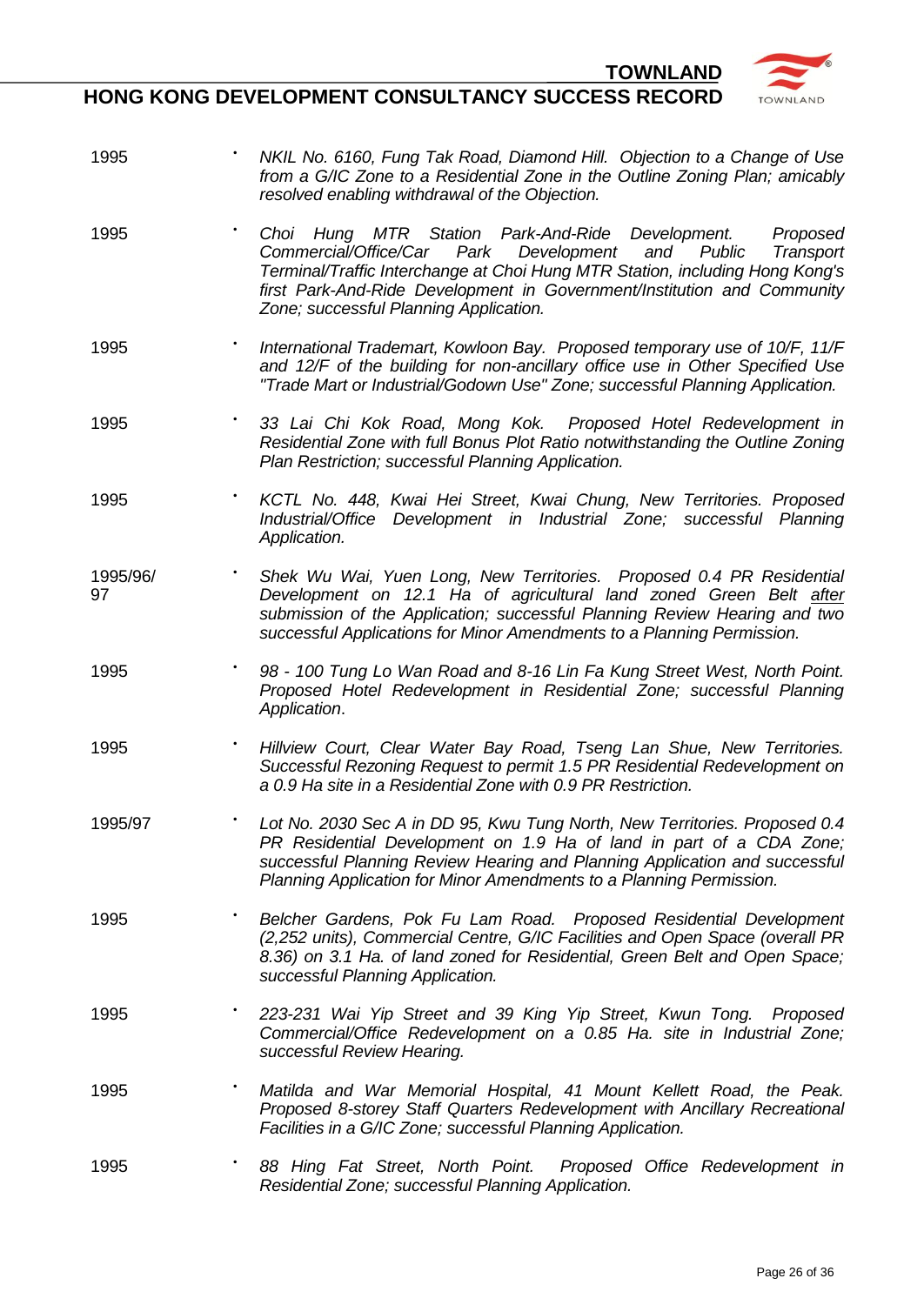| | | |
|---|---|---|
| 1995 | • | *NKIL No. 6160, Fung Tak Road, Diamond Hill. Objection to a Change of Use from a G/IC Zone to a Residential Zone in the Outline Zoning Plan; amicably resolved enabling withdrawal of the Objection.* |
| 1995 | • | *Choi Hung MTR Station Park-And-Ride Development. Proposed Commercial/Office/Car Park Development and Public Transport Terminal/Traffic Interchange at Choi Hung MTR Station, including Hong Kong's first Park-And-Ride Development in Government/Institution and Community Zone; successful Planning Application.* |
| 1995 | • | *International Trademart, Kowloon Bay. Proposed temporary use of 10/F, 11/F and 12/F of the building for non-ancillary office use in Other Specified Use "Trade Mart or Industrial/Godown Use" Zone; successful Planning Application.* |
| 1995 | • | *33 Lai Chi Kok Road, Mong Kok. Proposed Hotel Redevelopment in Residential Zone with full Bonus Plot Ratio notwithstanding the Outline Zoning Plan Restriction; successful Planning Application.* |
| 1995 | • | *KCTL No. 448, Kwai Hei Street, Kwai Chung, New Territories. Proposed Industrial/Office Development in Industrial Zone; successful Planning Application.* |
| 1995/96/97 | • | *Shek Wu Wai, Yuen Long, New Territories. Proposed 0.4 PR Residential Development on 12.1 Ha of agricultural land zoned Green Belt after submission of the Application; successful Planning Review Hearing and two successful Applications for Minor Amendments to a Planning Permission.* |
| 1995 | • | *98 - 100 Tung Lo Wan Road and 8-16 Lin Fa Kung Street West, North Point. Proposed Hotel Redevelopment in Residential Zone; successful Planning Application.* |
| 1995 | • | *Hillview Court, Clear Water Bay Road, Tseng Lan Shue, New Territories. Successful Rezoning Request to permit 1.5 PR Residential Redevelopment on a 0.9 Ha site in a Residential Zone with 0.9 PR Restriction.* |
| 1995/97 | • | *Lot No. 2030 Sec A in DD 95, Kwu Tung North, New Territories. Proposed 0.4 PR Residential Development on 1.9 Ha of land in part of a CDA Zone; successful Planning Review Hearing and Planning Application and successful Planning Application for Minor Amendments to a Planning Permission.* |
| 1995 | • | *Belcher Gardens, Pok Fu Lam Road. Proposed Residential Development (2,252 units), Commercial Centre, G/IC Facilities and Open Space (overall PR 8.36) on 3.1 Ha. of land zoned for Residential, Green Belt and Open Space; successful Planning Application.* |
| 1995 | • | *223-231 Wai Yip Street and 39 King Yip Street, Kwun Tong. Proposed Commercial/Office Redevelopment on a 0.85 Ha. site in Industrial Zone; successful Review Hearing.* |
| 1995 | • | *Matilda and War Memorial Hospital, 41 Mount Kellett Road, the Peak. Proposed 8-storey Staff Quarters Redevelopment with Ancillary Recreational Facilities in a G/IC Zone; successful Planning Application.* |
| 1995 | • | *88 Hing Fat Street, North Point. Proposed Office Redevelopment in Residential Zone; successful Planning Application.* |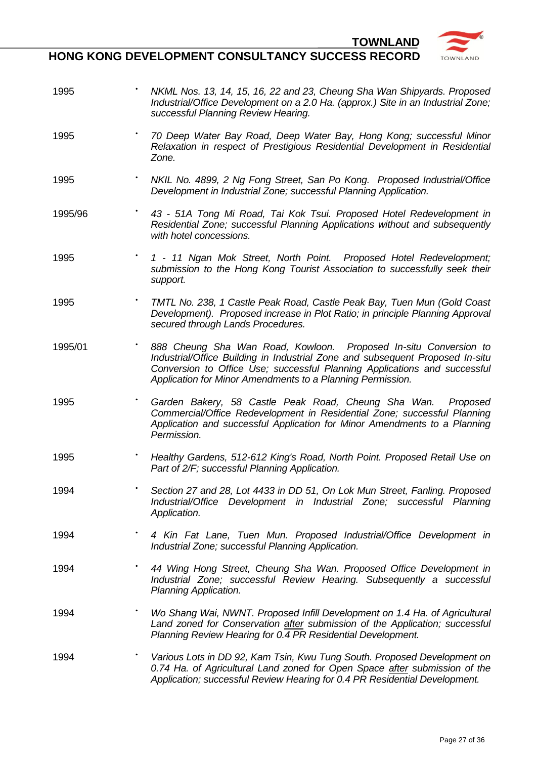| | |
|---|---|
| 1995 | • *NKML Nos. 13, 14, 15, 16, 22 and 23, Cheung Sha Wan Shipyards. Proposed Industrial/Office Development on a 2.0 Ha. (approx.) Site in an Industrial Zone; successful Planning Review Hearing.* |
| 1995 | • *70 Deep Water Bay Road, Deep Water Bay, Hong Kong; successful Minor Relaxation in respect of Prestigious Residential Development in Residential Zone.* |
| 1995 | • *NKIL No. 4899, 2 Ng Fong Street, San Po Kong. Proposed Industrial/Office Development in Industrial Zone; successful Planning Application.* |
| 1995/96 | • *43 - 51A Tong Mi Road, Tai Kok Tsui. Proposed Hotel Redevelopment in Residential Zone; successful Planning Applications without and subsequently with hotel concessions.* |
| 1995 | • *1 - 11 Ngan Mok Street, North Point. Proposed Hotel Redevelopment; submission to the Hong Kong Tourist Association to successfully seek their support.* |
| 1995 | • *TMTL No. 238, 1 Castle Peak Road, Castle Peak Bay, Tuen Mun (Gold Coast Development). Proposed increase in Plot Ratio; in principle Planning Approval secured through Lands Procedures.* |
| 1995/01 | • *888 Cheung Sha Wan Road, Kowloon. Proposed In-situ Conversion to Industrial/Office Building in Industrial Zone and subsequent Proposed In-situ Conversion to Office Use; successful Planning Applications and successful Application for Minor Amendments to a Planning Permission.* |
| 1995 | • *Garden Bakery, 58 Castle Peak Road, Cheung Sha Wan. Proposed Commercial/Office Redevelopment in Residential Zone; successful Planning Application and successful Application for Minor Amendments to a Planning Permission.* |
| 1995 | • *Healthy Gardens, 512-612 King's Road, North Point. Proposed Retail Use on Part of 2/F; successful Planning Application.* |
| 1994 | • *Section 27 and 28, Lot 4433 in DD 51, On Lok Mun Street, Fanling. Proposed Industrial/Office Development in Industrial Zone; successful Planning Application.* |
| 1994 | • *4 Kin Fat Lane, Tuen Mun. Proposed Industrial/Office Development in Industrial Zone; successful Planning Application.* |
| 1994 | • *44 Wing Hong Street, Cheung Sha Wan. Proposed Office Development in Industrial Zone; successful Review Hearing. Subsequently a successful Planning Application.* |
| 1994 | • *Wo Shang Wai, NWNT. Proposed Infill Development on 1.4 Ha. of Agricultural Land zoned for Conservation after submission of the Application; successful Planning Review Hearing for 0.4 PR Residential Development.* |
| 1994 | • *Various Lots in DD 92, Kam Tsin, Kwu Tung South. Proposed Development on 0.74 Ha. of Agricultural Land zoned for Open Space after submission of the Application; successful Review Hearing for 0.4 PR Residential Development.* |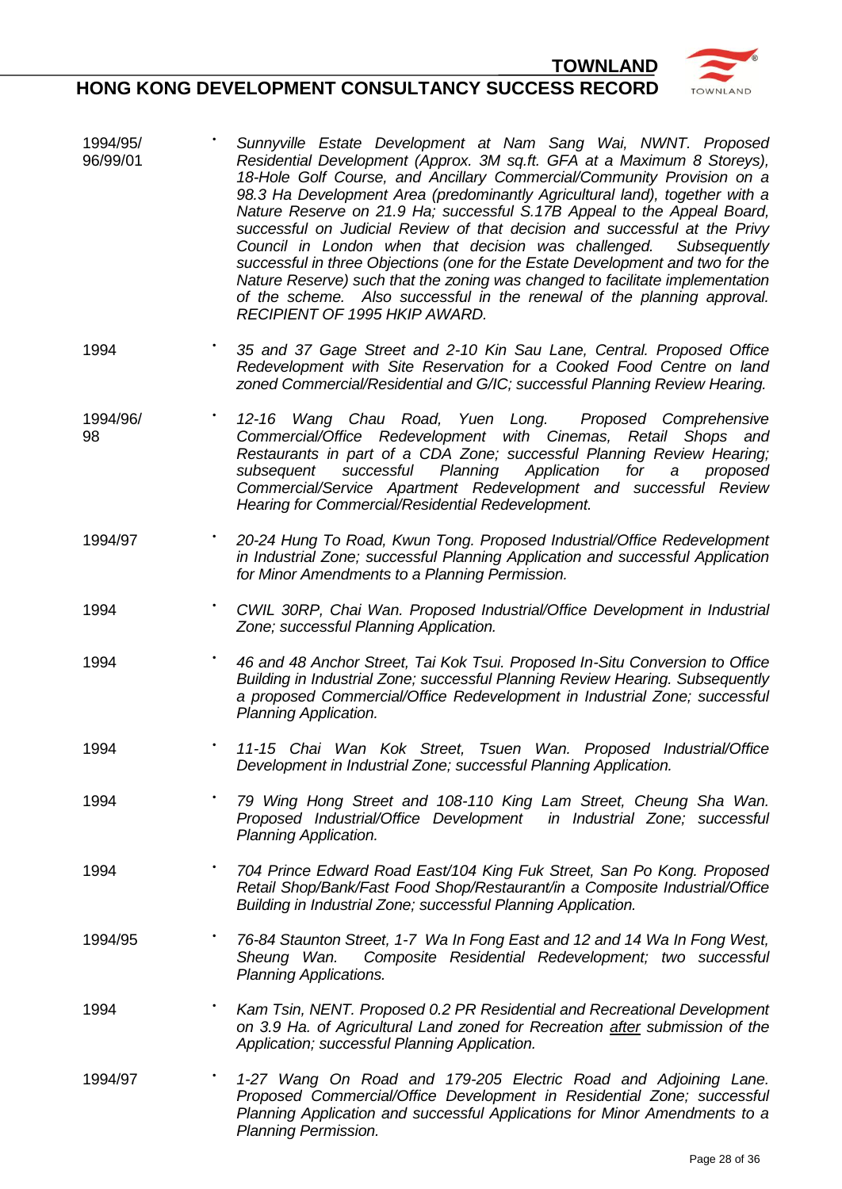| | |
|---|---|
| 1994/95/ 96/99/01 | • *Sunnyville Estate Development at Nam Sang Wai, NWNT. Proposed Residential Development (Approx. 3M sq.ft. GFA at a Maximum 8 Storeys), 18-Hole Golf Course, and Ancillary Commercial/Community Provision on a 98.3 Ha Development Area (predominantly Agricultural land), together with a Nature Reserve on 21.9 Ha; successful S.17B Appeal to the Appeal Board, successful on Judicial Review of that decision and successful at the Privy Council in London when that decision was challenged. Subsequently successful in three Objections (one for the Estate Development and two for the Nature Reserve) such that the zoning was changed to facilitate implementation of the scheme. Also successful in the renewal of the planning approval. RECIPIENT OF 1995 HKIP AWARD.* |
| 1994 | • *35 and 37 Gage Street and 2-10 Kin Sau Lane, Central. Proposed Office Redevelopment with Site Reservation for a Cooked Food Centre on land zoned Commercial/Residential and G/IC; successful Planning Review Hearing.* |
| 1994/96/ 98 | • *12-16 Wang Chau Road, Yuen Long. Proposed Comprehensive Commercial/Office Redevelopment with Cinemas, Retail Shops and Restaurants in part of a CDA Zone; successful Planning Review Hearing; subsequent successful Planning Application for a proposed Commercial/Service Apartment Redevelopment and successful Review Hearing for Commercial/Residential Redevelopment.* |
| 1994/97 | • *20-24 Hung To Road, Kwun Tong. Proposed Industrial/Office Redevelopment in Industrial Zone; successful Planning Application and successful Application for Minor Amendments to a Planning Permission.* |
| 1994 | • *CWIL 30RP, Chai Wan. Proposed Industrial/Office Development in Industrial Zone; successful Planning Application.* |
| 1994 | • *46 and 48 Anchor Street, Tai Kok Tsui. Proposed In-Situ Conversion to Office Building in Industrial Zone; successful Planning Review Hearing. Subsequently a proposed Commercial/Office Redevelopment in Industrial Zone; successful Planning Application.* |
| 1994 | • *11-15 Chai Wan Kok Street, Tsuen Wan. Proposed Industrial/Office Development in Industrial Zone; successful Planning Application.* |
| 1994 | • *79 Wing Hong Street and 108-110 King Lam Street, Cheung Sha Wan. Proposed Industrial/Office Development in Industrial Zone; successful Planning Application.* |
| 1994 | • *704 Prince Edward Road East/104 King Fuk Street, San Po Kong. Proposed Retail Shop/Bank/Fast Food Shop/Restaurant/in a Composite Industrial/Office Building in Industrial Zone; successful Planning Application.* |
| 1994/95 | • *76-84 Staunton Street, 1-7 Wa In Fong East and 12 and 14 Wa In Fong West, Sheung Wan. Composite Residential Redevelopment; two successful Planning Applications.* |
| 1994 | • *Kam Tsin, NENT. Proposed 0.2 PR Residential and Recreational Development on 3.9 Ha. of Agricultural Land zoned for Recreation <u>after</u> submission of the Application; successful Planning Application.* |
| 1994/97 | • *1-27 Wang On Road and 179-205 Electric Road and Adjoining Lane. Proposed Commercial/Office Development in Residential Zone; successful Planning Application and successful Applications for Minor Amendments to a Planning Permission.* |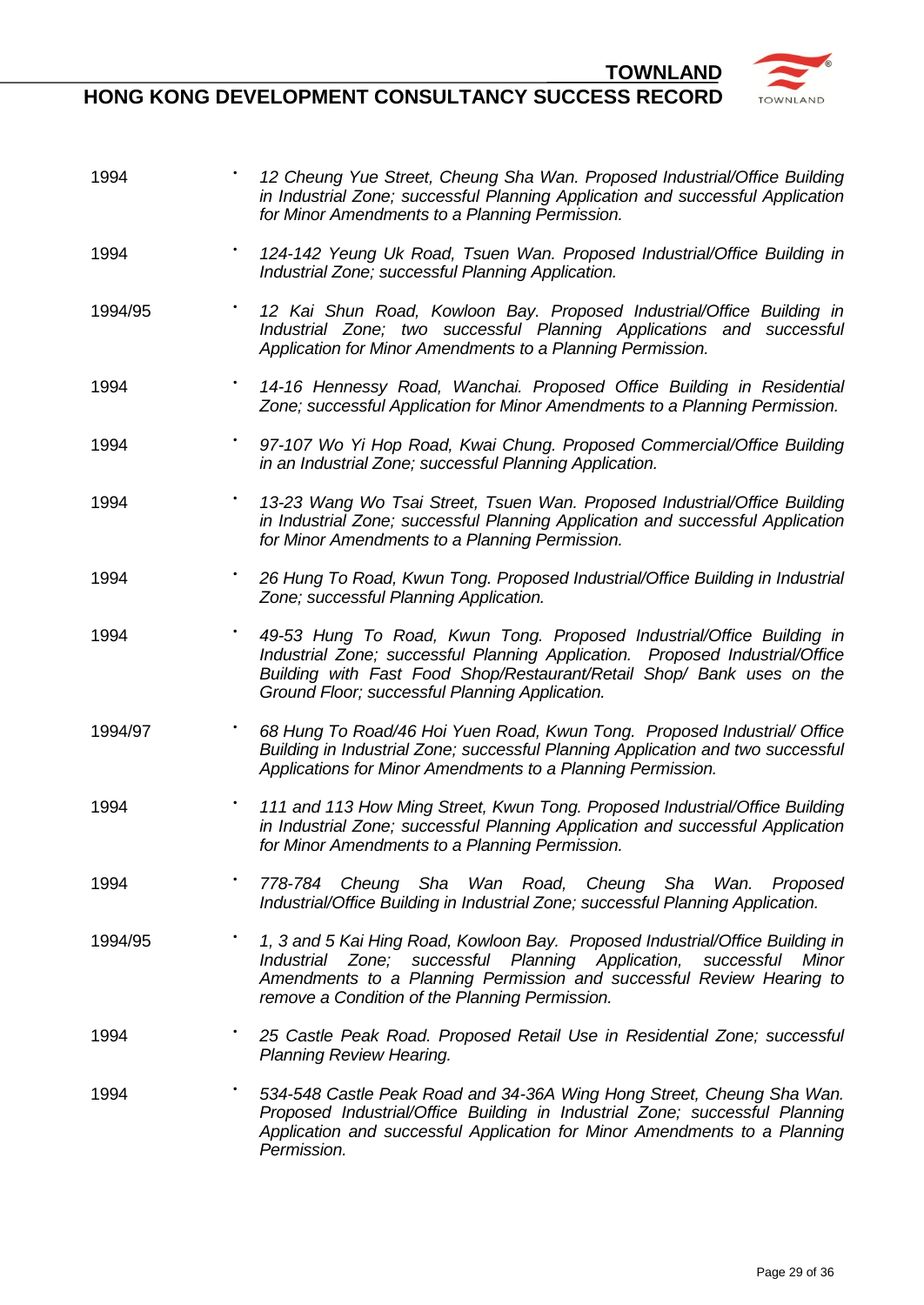| | |
|---|---|
| 1994 | • *12 Cheung Yue Street, Cheung Sha Wan. Proposed Industrial/Office Building in Industrial Zone; successful Planning Application and successful Application for Minor Amendments to a Planning Permission.* |
| 1994 | • *124-142 Yeung Uk Road, Tsuen Wan. Proposed Industrial/Office Building in Industrial Zone; successful Planning Application.* |
| 1994/95 | • *12 Kai Shun Road, Kowloon Bay. Proposed Industrial/Office Building in Industrial Zone; two successful Planning Applications and successful Application for Minor Amendments to a Planning Permission.* |
| 1994 | • *14-16 Hennessy Road, Wanchai. Proposed Office Building in Residential Zone; successful Application for Minor Amendments to a Planning Permission.* |
| 1994 | • *97-107 Wo Yi Hop Road, Kwai Chung. Proposed Commercial/Office Building in an Industrial Zone; successful Planning Application.* |
| 1994 | • *13-23 Wang Wo Tsai Street, Tsuen Wan. Proposed Industrial/Office Building in Industrial Zone; successful Planning Application and successful Application for Minor Amendments to a Planning Permission.* |
| 1994 | • *26 Hung To Road, Kwun Tong. Proposed Industrial/Office Building in Industrial Zone; successful Planning Application.* |
| 1994 | • *49-53 Hung To Road, Kwun Tong. Proposed Industrial/Office Building in Industrial Zone; successful Planning Application. Proposed Industrial/Office Building with Fast Food Shop/Restaurant/Retail Shop/ Bank uses on the Ground Floor; successful Planning Application.* |
| 1994/97 | • *68 Hung To Road/46 Hoi Yuen Road, Kwun Tong. Proposed Industrial/ Office Building in Industrial Zone; successful Planning Application and two successful Applications for Minor Amendments to a Planning Permission.* |
| 1994 | • *111 and 113 How Ming Street, Kwun Tong. Proposed Industrial/Office Building in Industrial Zone; successful Planning Application and successful Application for Minor Amendments to a Planning Permission.* |
| 1994 | • *778-784 Cheung Sha Wan Road, Cheung Sha Wan. Proposed Industrial/Office Building in Industrial Zone; successful Planning Application.* |
| 1994/95 | • *1, 3 and 5 Kai Hing Road, Kowloon Bay. Proposed Industrial/Office Building in Industrial Zone; successful Planning Application, successful Minor Amendments to a Planning Permission and successful Review Hearing to remove a Condition of the Planning Permission.* |
| 1994 | • *25 Castle Peak Road. Proposed Retail Use in Residential Zone; successful Planning Review Hearing.* |
| 1994 | • *534-548 Castle Peak Road and 34-36A Wing Hong Street, Cheung Sha Wan. Proposed Industrial/Office Building in Industrial Zone; successful Planning Application and successful Application for Minor Amendments to a Planning Permission.* |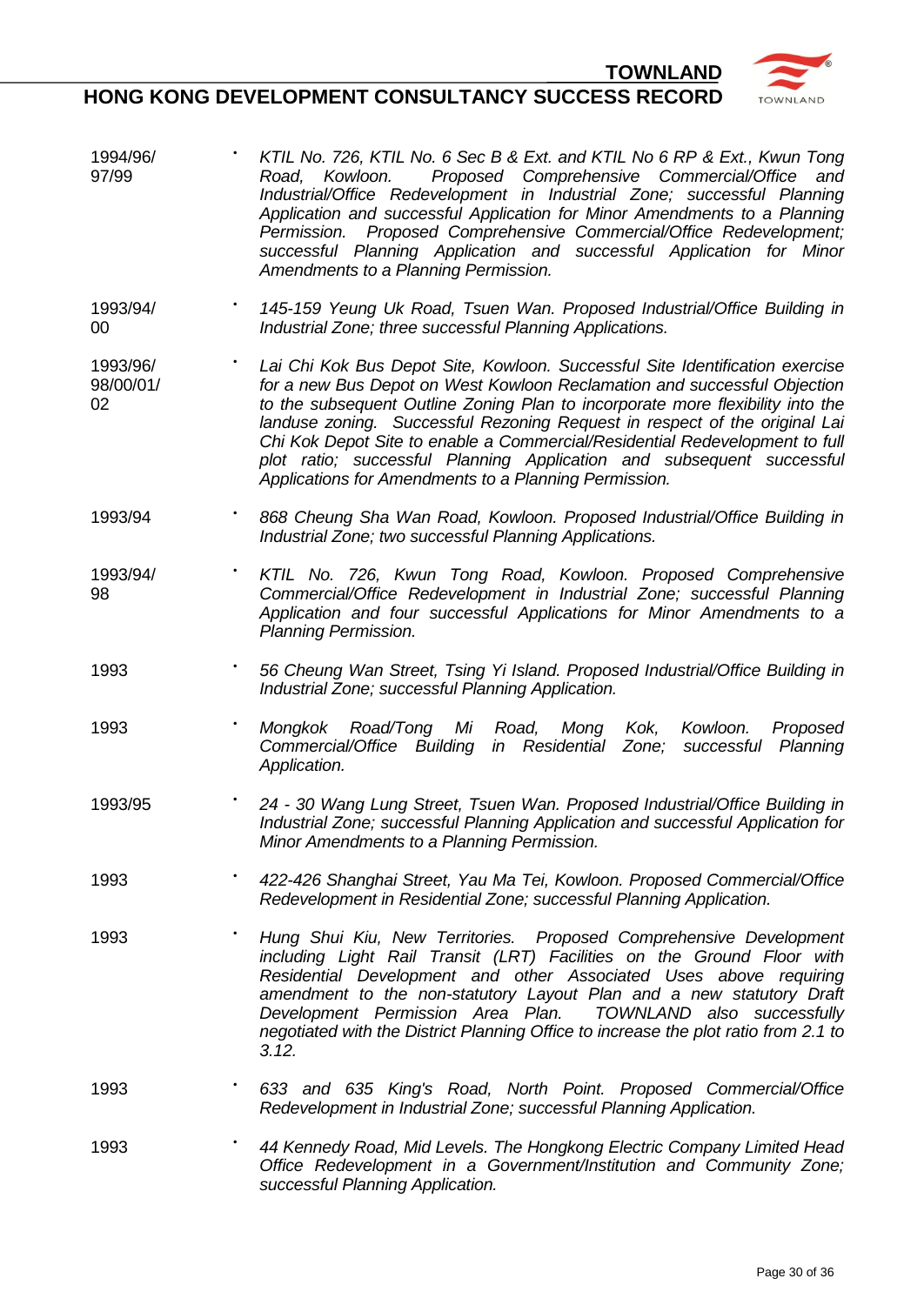| | | |
|---|---|---|
| 1994/96/97/99 | • | *KTIL No. 726, KTIL No. 6 Sec B & Ext. and KTIL No 6 RP & Ext., Kwun Tong Road, Kowloon. Proposed Comprehensive Commercial/Office and Industrial/Office Redevelopment in Industrial Zone; successful Planning Application and successful Application for Minor Amendments to a Planning Permission. Proposed Comprehensive Commercial/Office Redevelopment; successful Planning Application and successful Application for Minor Amendments to a Planning Permission.* |
| 1993/94/00 | • | *145-159 Yeung Uk Road, Tsuen Wan. Proposed Industrial/Office Building in Industrial Zone; three successful Planning Applications.* |
| 1993/96/98/00/01/02 | • | *Lai Chi Kok Bus Depot Site, Kowloon. Successful Site Identification exercise for a new Bus Depot on West Kowloon Reclamation and successful Objection to the subsequent Outline Zoning Plan to incorporate more flexibility into the landuse zoning. Successful Rezoning Request in respect of the original Lai Chi Kok Depot Site to enable a Commercial/Residential Redevelopment to full plot ratio; successful Planning Application and subsequent successful Applications for Amendments to a Planning Permission.* |
| 1993/94 | • | *868 Cheung Sha Wan Road, Kowloon. Proposed Industrial/Office Building in Industrial Zone; two successful Planning Applications.* |
| 1993/94/98 | • | *KTIL No. 726, Kwun Tong Road, Kowloon. Proposed Comprehensive Commercial/Office Redevelopment in Industrial Zone; successful Planning Application and four successful Applications for Minor Amendments to a Planning Permission.* |
| 1993 | • | *56 Cheung Wan Street, Tsing Yi Island. Proposed Industrial/Office Building in Industrial Zone; successful Planning Application.* |
| 1993 | • | *Mongkok Road/Tong Mi Road, Mong Kok, Kowloon. Proposed Commercial/Office Building in Residential Zone; successful Planning Application.* |
| 1993/95 | • | *24 - 30 Wang Lung Street, Tsuen Wan. Proposed Industrial/Office Building in Industrial Zone; successful Planning Application and successful Application for Minor Amendments to a Planning Permission.* |
| 1993 | • | *422-426 Shanghai Street, Yau Ma Tei, Kowloon. Proposed Commercial/Office Redevelopment in Residential Zone; successful Planning Application.* |
| 1993 | • | *Hung Shui Kiu, New Territories. Proposed Comprehensive Development including Light Rail Transit (LRT) Facilities on the Ground Floor with Residential Development and other Associated Uses above requiring amendment to the non-statutory Layout Plan and a new statutory Draft Development Permission Area Plan. TOWNLAND also successfully negotiated with the District Planning Office to increase the plot ratio from 2.1 to 3.12.* |
| 1993 | • | *633 and 635 King's Road, North Point. Proposed Commercial/Office Redevelopment in Industrial Zone; successful Planning Application.* |
| 1993 | • | *44 Kennedy Road, Mid Levels. The Hongkong Electric Company Limited Head Office Redevelopment in a Government/Institution and Community Zone; successful Planning Application.* |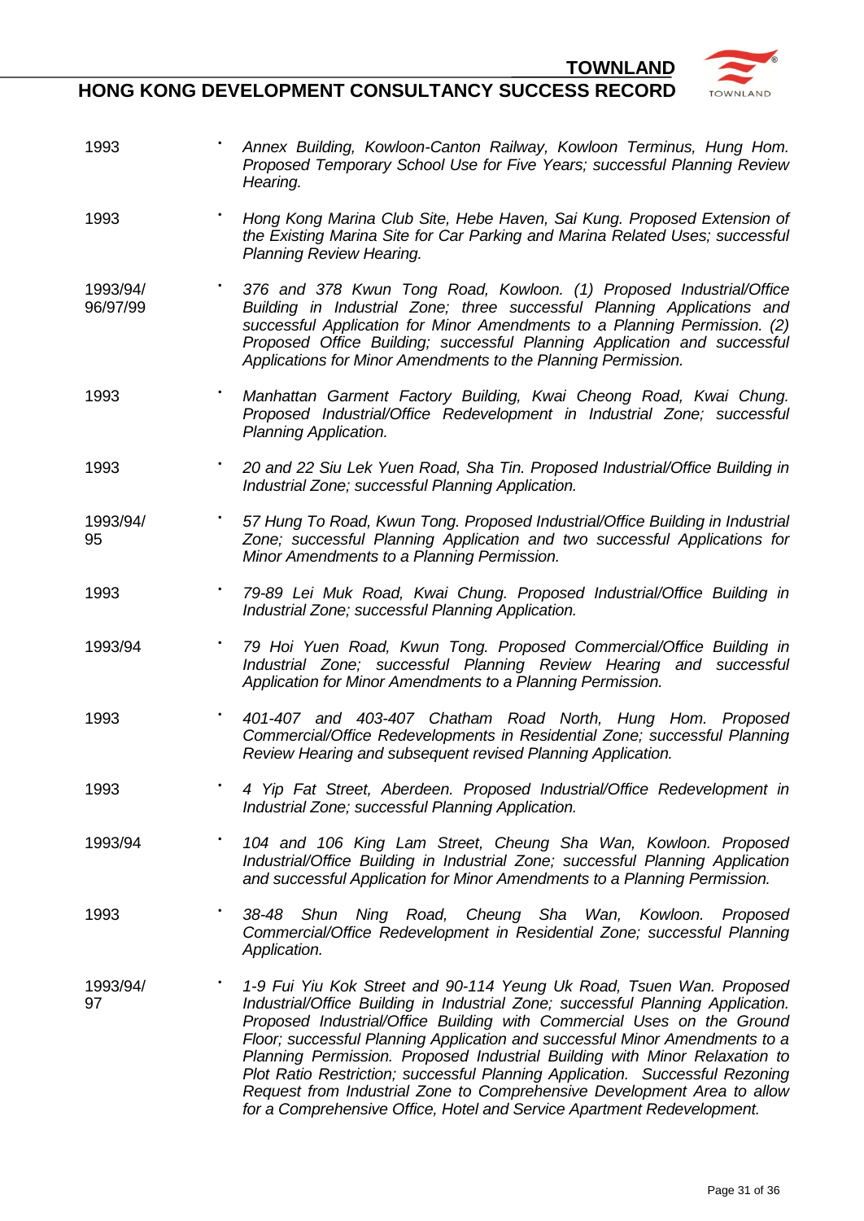| | | |
|---|---|---|
| 1993 | • | *Annex Building, Kowloon-Canton Railway, Kowloon Terminus, Hung Hom. Proposed Temporary School Use for Five Years; successful Planning Review Hearing.* |
| 1993 | • | *Hong Kong Marina Club Site, Hebe Haven, Sai Kung. Proposed Extension of the Existing Marina Site for Car Parking and Marina Related Uses; successful Planning Review Hearing.* |
| 1993/94/ 96/97/99 | • | *376 and 378 Kwun Tong Road, Kowloon. (1) Proposed Industrial/Office Building in Industrial Zone; three successful Planning Applications and successful Application for Minor Amendments to a Planning Permission. (2) Proposed Office Building; successful Planning Application and successful Applications for Minor Amendments to the Planning Permission.* |
| 1993 | • | *Manhattan Garment Factory Building, Kwai Cheong Road, Kwai Chung. Proposed Industrial/Office Redevelopment in Industrial Zone; successful Planning Application.* |
| 1993 | • | *20 and 22 Siu Lek Yuen Road, Sha Tin. Proposed Industrial/Office Building in Industrial Zone; successful Planning Application.* |
| 1993/94/ 95 | • | *57 Hung To Road, Kwun Tong. Proposed Industrial/Office Building in Industrial Zone; successful Planning Application and two successful Applications for Minor Amendments to a Planning Permission.* |
| 1993 | • | *79-89 Lei Muk Road, Kwai Chung. Proposed Industrial/Office Building in Industrial Zone; successful Planning Application.* |
| 1993/94 | • | *79 Hoi Yuen Road, Kwun Tong. Proposed Commercial/Office Building in Industrial Zone; successful Planning Review Hearing and successful Application for Minor Amendments to a Planning Permission.* |
| 1993 | • | *401-407 and 403-407 Chatham Road North, Hung Hom. Proposed Commercial/Office Redevelopments in Residential Zone; successful Planning Review Hearing and subsequent revised Planning Application.* |
| 1993 | • | *4 Yip Fat Street, Aberdeen. Proposed Industrial/Office Redevelopment in Industrial Zone; successful Planning Application.* |
| 1993/94 | • | *104 and 106 King Lam Street, Cheung Sha Wan, Kowloon. Proposed Industrial/Office Building in Industrial Zone; successful Planning Application and successful Application for Minor Amendments to a Planning Permission.* |
| 1993 | • | *38-48 Shun Ning Road, Cheung Sha Wan, Kowloon. Proposed Commercial/Office Redevelopment in Residential Zone; successful Planning Application.* |
| 1993/94/ 97 | • | *1-9 Fui Yiu Kok Street and 90-114 Yeung Uk Road, Tsuen Wan. Proposed Industrial/Office Building in Industrial Zone; successful Planning Application. Proposed Industrial/Office Building with Commercial Uses on the Ground Floor; successful Planning Application and successful Minor Amendments to a Planning Permission. Proposed Industrial Building with Minor Relaxation to Plot Ratio Restriction; successful Planning Application. Successful Rezoning Request from Industrial Zone to Comprehensive Development Area to allow for a Comprehensive Office, Hotel and Service Apartment Redevelopment.* |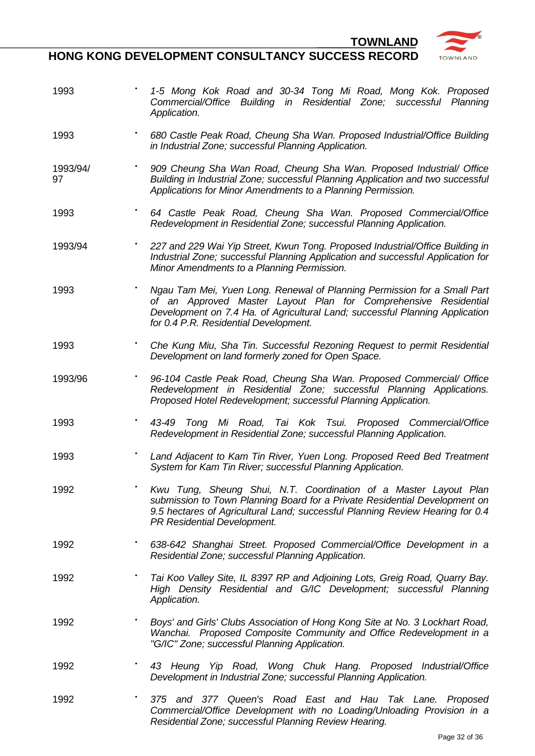| | |
|---|---|
| 1993 | • *1-5 Mong Kok Road and 30-34 Tong Mi Road, Mong Kok. Proposed Commercial/Office Building in Residential Zone; successful Planning Application.* |
| 1993 | • *680 Castle Peak Road, Cheung Sha Wan. Proposed Industrial/Office Building in Industrial Zone; successful Planning Application.* |
| 1993/94/97 | • *909 Cheung Sha Wan Road, Cheung Sha Wan. Proposed Industrial/ Office Building in Industrial Zone; successful Planning Application and two successful Applications for Minor Amendments to a Planning Permission.* |
| 1993 | • *64 Castle Peak Road, Cheung Sha Wan. Proposed Commercial/Office Redevelopment in Residential Zone; successful Planning Application.* |
| 1993/94 | • *227 and 229 Wai Yip Street, Kwun Tong. Proposed Industrial/Office Building in Industrial Zone; successful Planning Application and successful Application for Minor Amendments to a Planning Permission.* |
| 1993 | • *Ngau Tam Mei, Yuen Long. Renewal of Planning Permission for a Small Part of an Approved Master Layout Plan for Comprehensive Residential Development on 7.4 Ha. of Agricultural Land; successful Planning Application for 0.4 P.R. Residential Development.* |
| 1993 | • *Che Kung Miu, Sha Tin. Successful Rezoning Request to permit Residential Development on land formerly zoned for Open Space.* |
| 1993/96 | • *96-104 Castle Peak Road, Cheung Sha Wan. Proposed Commercial/ Office Redevelopment in Residential Zone; successful Planning Applications. Proposed Hotel Redevelopment; successful Planning Application.* |
| 1993 | • *43-49 Tong Mi Road, Tai Kok Tsui. Proposed Commercial/Office Redevelopment in Residential Zone; successful Planning Application.* |
| 1993 | • *Land Adjacent to Kam Tin River, Yuen Long. Proposed Reed Bed Treatment System for Kam Tin River; successful Planning Application.* |
| 1992 | • *Kwu Tung, Sheung Shui, N.T. Coordination of a Master Layout Plan submission to Town Planning Board for a Private Residential Development on 9.5 hectares of Agricultural Land; successful Planning Review Hearing for 0.4 PR Residential Development.* |
| 1992 | • *638-642 Shanghai Street. Proposed Commercial/Office Development in a Residential Zone; successful Planning Application.* |
| 1992 | • *Tai Koo Valley Site, IL 8397 RP and Adjoining Lots, Greig Road, Quarry Bay. High Density Residential and G/IC Development; successful Planning Application.* |
| 1992 | • *Boys' and Girls' Clubs Association of Hong Kong Site at No. 3 Lockhart Road, Wanchai. Proposed Composite Community and Office Redevelopment in a "G/IC" Zone; successful Planning Application.* |
| 1992 | • *43 Heung Yip Road, Wong Chuk Hang. Proposed Industrial/Office Development in Industrial Zone; successful Planning Application.* |
| 1992 | • *375 and 377 Queen's Road East and Hau Tak Lane. Proposed Commercial/Office Development with no Loading/Unloading Provision in a Residential Zone; successful Planning Review Hearing.* |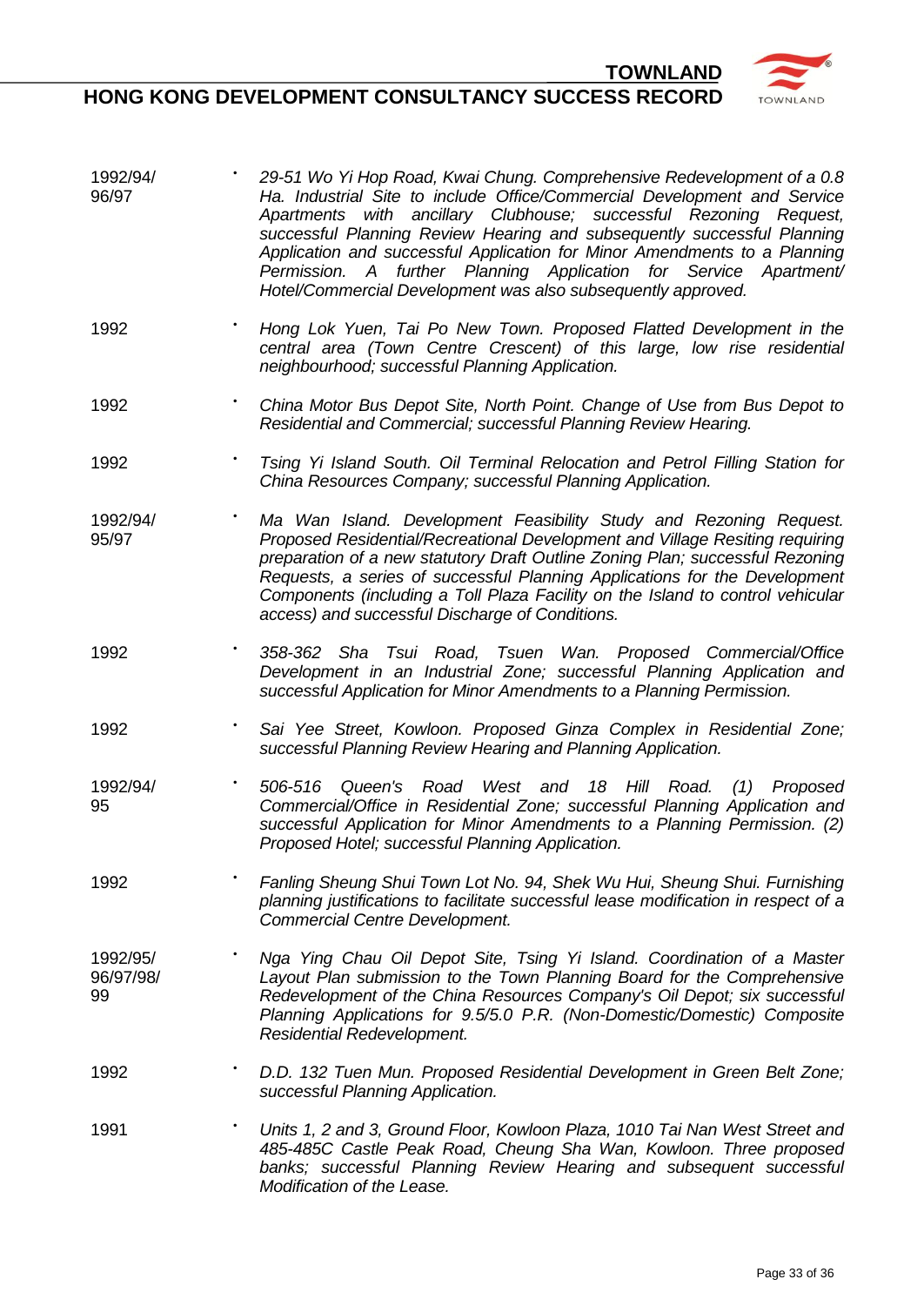| Year | Project |
|---|---|
| 1992/94/96/97 | • *29-51 Wo Yi Hop Road, Kwai Chung. Comprehensive Redevelopment of a 0.8 Ha. Industrial Site to include Office/Commercial Development and Service Apartments with ancillary Clubhouse; successful Rezoning Request, successful Planning Review Hearing and subsequently successful Planning Application and successful Application for Minor Amendments to a Planning Permission. A further Planning Application for Service Apartment/ Hotel/Commercial Development was also subsequently approved.* |
| 1992 | • *Hong Lok Yuen, Tai Po New Town. Proposed Flatted Development in the central area (Town Centre Crescent) of this large, low rise residential neighbourhood; successful Planning Application.* |
| 1992 | • *China Motor Bus Depot Site, North Point. Change of Use from Bus Depot to Residential and Commercial; successful Planning Review Hearing.* |
| 1992 | • *Tsing Yi Island South. Oil Terminal Relocation and Petrol Filling Station for China Resources Company; successful Planning Application.* |
| 1992/94/95/97 | • *Ma Wan Island. Development Feasibility Study and Rezoning Request. Proposed Residential/Recreational Development and Village Resiting requiring preparation of a new statutory Draft Outline Zoning Plan; successful Rezoning Requests, a series of successful Planning Applications for the Development Components (including a Toll Plaza Facility on the Island to control vehicular access) and successful Discharge of Conditions.* |
| 1992 | • *358-362 Sha Tsui Road, Tsuen Wan. Proposed Commercial/Office Development in an Industrial Zone; successful Planning Application and successful Application for Minor Amendments to a Planning Permission.* |
| 1992 | • *Sai Yee Street, Kowloon. Proposed Ginza Complex in Residential Zone; successful Planning Review Hearing and Planning Application.* |
| 1992/94/95 | • *506-516 Queen's Road West and 18 Hill Road. (1) Proposed Commercial/Office in Residential Zone; successful Planning Application and successful Application for Minor Amendments to a Planning Permission. (2) Proposed Hotel; successful Planning Application.* |
| 1992 | • *Fanling Sheung Shui Town Lot No. 94, Shek Wu Hui, Sheung Shui. Furnishing planning justifications to facilitate successful lease modification in respect of a Commercial Centre Development.* |
| 1992/95/96/97/98/99 | • *Nga Ying Chau Oil Depot Site, Tsing Yi Island. Coordination of a Master Layout Plan submission to the Town Planning Board for the Comprehensive Redevelopment of the China Resources Company's Oil Depot; six successful Planning Applications for 9.5/5.0 P.R. (Non-Domestic/Domestic) Composite Residential Redevelopment.* |
| 1992 | • *D.D. 132 Tuen Mun. Proposed Residential Development in Green Belt Zone; successful Planning Application.* |
| 1991 | • *Units 1, 2 and 3, Ground Floor, Kowloon Plaza, 1010 Tai Nan West Street and 485-485C Castle Peak Road, Cheung Sha Wan, Kowloon. Three proposed banks; successful Planning Review Hearing and subsequent successful Modification of the Lease.* |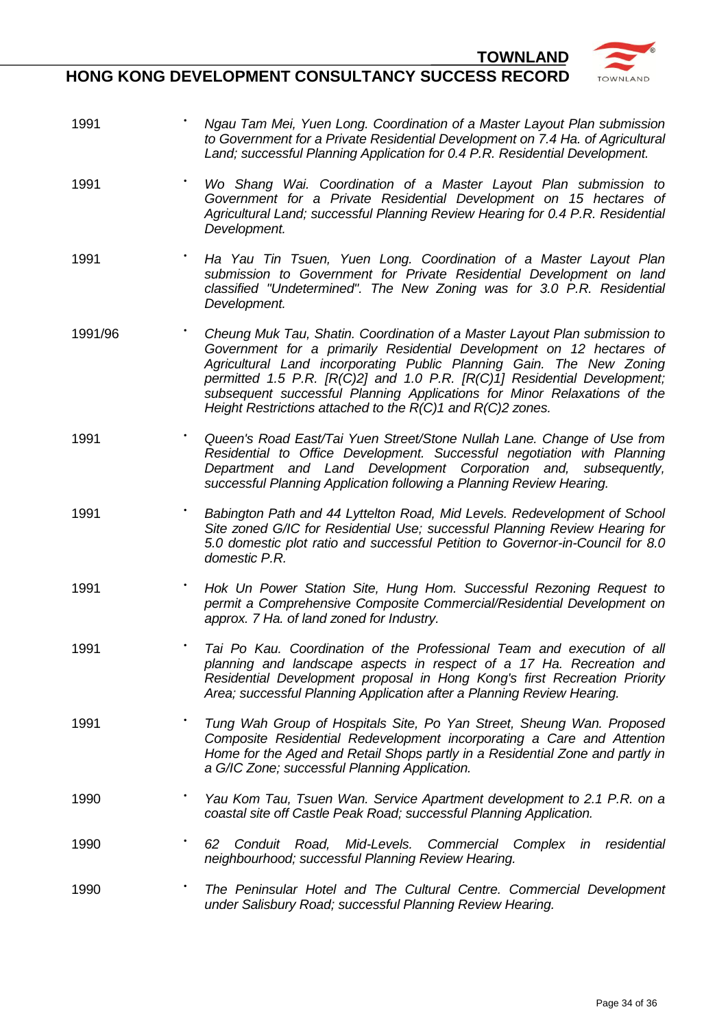| | |
|---|---|
| 1991 | • *Ngau Tam Mei, Yuen Long. Coordination of a Master Layout Plan submission to Government for a Private Residential Development on 7.4 Ha. of Agricultural Land; successful Planning Application for 0.4 P.R. Residential Development.* |
| 1991 | • *Wo Shang Wai. Coordination of a Master Layout Plan submission to Government for a Private Residential Development on 15 hectares of Agricultural Land; successful Planning Review Hearing for 0.4 P.R. Residential Development.* |
| 1991 | • *Ha Yau Tin Tsuen, Yuen Long. Coordination of a Master Layout Plan submission to Government for Private Residential Development on land classified "Undetermined". The New Zoning was for 3.0 P.R. Residential Development.* |
| 1991/96 | • *Cheung Muk Tau, Shatin. Coordination of a Master Layout Plan submission to Government for a primarily Residential Development on 12 hectares of Agricultural Land incorporating Public Planning Gain. The New Zoning permitted 1.5 P.R. [R(C)2] and 1.0 P.R. [R(C)1] Residential Development; subsequent successful Planning Applications for Minor Relaxations of the Height Restrictions attached to the R(C)1 and R(C)2 zones.* |
| 1991 | • *Queen's Road East/Tai Yuen Street/Stone Nullah Lane. Change of Use from Residential to Office Development. Successful negotiation with Planning Department and Land Development Corporation and, subsequently, successful Planning Application following a Planning Review Hearing.* |
| 1991 | • *Babington Path and 44 Lyttelton Road, Mid Levels. Redevelopment of School Site zoned G/IC for Residential Use; successful Planning Review Hearing for 5.0 domestic plot ratio and successful Petition to Governor-in-Council for 8.0 domestic P.R.* |
| 1991 | • *Hok Un Power Station Site, Hung Hom. Successful Rezoning Request to permit a Comprehensive Composite Commercial/Residential Development on approx. 7 Ha. of land zoned for Industry.* |
| 1991 | • *Tai Po Kau. Coordination of the Professional Team and execution of all planning and landscape aspects in respect of a 17 Ha. Recreation and Residential Development proposal in Hong Kong's first Recreation Priority Area; successful Planning Application after a Planning Review Hearing.* |
| 1991 | • *Tung Wah Group of Hospitals Site, Po Yan Street, Sheung Wan. Proposed Composite Residential Redevelopment incorporating a Care and Attention Home for the Aged and Retail Shops partly in a Residential Zone and partly in a G/IC Zone; successful Planning Application.* |
| 1990 | • *Yau Kom Tau, Tsuen Wan. Service Apartment development to 2.1 P.R. on a coastal site off Castle Peak Road; successful Planning Application.* |
| 1990 | • *62 Conduit Road, Mid-Levels. Commercial Complex in residential neighbourhood; successful Planning Review Hearing.* |
| 1990 | • *The Peninsular Hotel and The Cultural Centre. Commercial Development under Salisbury Road; successful Planning Review Hearing.* |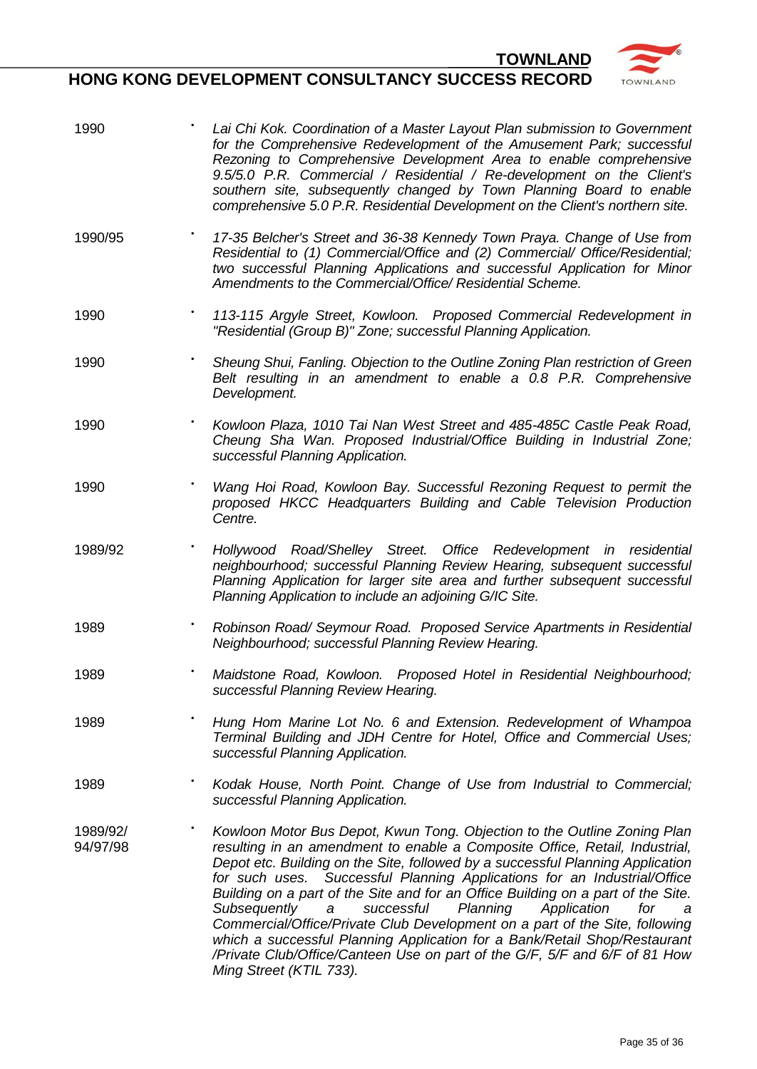| | |
|---|---|
| 1990 | • *Lai Chi Kok. Coordination of a Master Layout Plan submission to Government for the Comprehensive Redevelopment of the Amusement Park; successful Rezoning to Comprehensive Development Area to enable comprehensive 9.5/5.0 P.R. Commercial / Residential / Re-development on the Client's southern site, subsequently changed by Town Planning Board to enable comprehensive 5.0 P.R. Residential Development on the Client's northern site.* |
| 1990/95 | • *17-35 Belcher's Street and 36-38 Kennedy Town Praya. Change of Use from Residential to (1) Commercial/Office and (2) Commercial/ Office/Residential; two successful Planning Applications and successful Application for Minor Amendments to the Commercial/Office/ Residential Scheme.* |
| 1990 | • *113-115 Argyle Street, Kowloon. Proposed Commercial Redevelopment in "Residential (Group B)" Zone; successful Planning Application.* |
| 1990 | • *Sheung Shui, Fanling. Objection to the Outline Zoning Plan restriction of Green Belt resulting in an amendment to enable a 0.8 P.R. Comprehensive Development.* |
| 1990 | • *Kowloon Plaza, 1010 Tai Nan West Street and 485-485C Castle Peak Road, Cheung Sha Wan. Proposed Industrial/Office Building in Industrial Zone; successful Planning Application.* |
| 1990 | • *Wang Hoi Road, Kowloon Bay. Successful Rezoning Request to permit the proposed HKCC Headquarters Building and Cable Television Production Centre.* |
| 1989/92 | • *Hollywood Road/Shelley Street. Office Redevelopment in residential neighbourhood; successful Planning Review Hearing, subsequent successful Planning Application for larger site area and further subsequent successful Planning Application to include an adjoining G/IC Site.* |
| 1989 | • *Robinson Road/ Seymour Road. Proposed Service Apartments in Residential Neighbourhood; successful Planning Review Hearing.* |
| 1989 | • *Maidstone Road, Kowloon. Proposed Hotel in Residential Neighbourhood; successful Planning Review Hearing.* |
| 1989 | • *Hung Hom Marine Lot No. 6 and Extension. Redevelopment of Whampoa Terminal Building and JDH Centre for Hotel, Office and Commercial Uses; successful Planning Application.* |
| 1989 | • *Kodak House, North Point. Change of Use from Industrial to Commercial; successful Planning Application.* |
| 1989/92/ 94/97/98 | • *Kowloon Motor Bus Depot, Kwun Tong. Objection to the Outline Zoning Plan resulting in an amendment to enable a Composite Office, Retail, Industrial, Depot etc. Building on the Site, followed by a successful Planning Application for such uses. Successful Planning Applications for an Industrial/Office Building on a part of the Site and for an Office Building on a part of the Site. Subsequently a successful Planning Application for a Commercial/Office/Private Club Development on a part of the Site, following which a successful Planning Application for a Bank/Retail Shop/Restaurant /Private Club/Office/Canteen Use on part of the G/F, 5/F and 6/F of 81 How Ming Street (KTIL 733).* |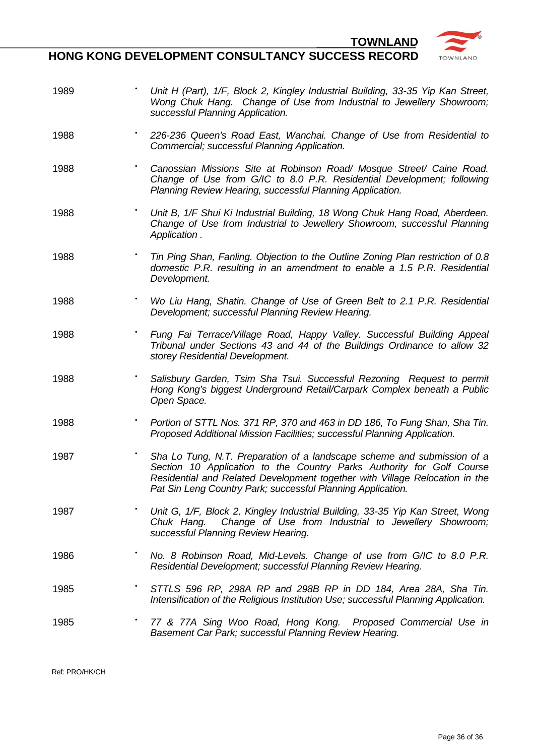| | |
|---|---|
| 1989 | • *Unit H (Part), 1/F, Block 2, Kingley Industrial Building, 33-35 Yip Kan Street, Wong Chuk Hang. Change of Use from Industrial to Jewellery Showroom; successful Planning Application.* |
| 1988 | • *226-236 Queen's Road East, Wanchai. Change of Use from Residential to Commercial; successful Planning Application.* |
| 1988 | • *Canossian Missions Site at Robinson Road/ Mosque Street/ Caine Road. Change of Use from G/IC to 8.0 P.R. Residential Development; following Planning Review Hearing, successful Planning Application.* |
| 1988 | • *Unit B, 1/F Shui Ki Industrial Building, 18 Wong Chuk Hang Road, Aberdeen. Change of Use from Industrial to Jewellery Showroom, successful Planning Application .* |
| 1988 | • *Tin Ping Shan, Fanling. Objection to the Outline Zoning Plan restriction of 0.8 domestic P.R. resulting in an amendment to enable a 1.5 P.R. Residential Development.* |
| 1988 | • *Wo Liu Hang, Shatin. Change of Use of Green Belt to 2.1 P.R. Residential Development; successful Planning Review Hearing.* |
| 1988 | • *Fung Fai Terrace/Village Road, Happy Valley. Successful Building Appeal Tribunal under Sections 43 and 44 of the Buildings Ordinance to allow 32 storey Residential Development.* |
| 1988 | • *Salisbury Garden, Tsim Sha Tsui. Successful Rezoning Request to permit Hong Kong's biggest Underground Retail/Carpark Complex beneath a Public Open Space.* |
| 1988 | • *Portion of STTL Nos. 371 RP, 370 and 463 in DD 186, To Fung Shan, Sha Tin. Proposed Additional Mission Facilities; successful Planning Application.* |
| 1987 | • *Sha Lo Tung, N.T. Preparation of a landscape scheme and submission of a Section 10 Application to the Country Parks Authority for Golf Course Residential and Related Development together with Village Relocation in the Pat Sin Leng Country Park; successful Planning Application.* |
| 1987 | • *Unit G, 1/F, Block 2, Kingley Industrial Building, 33-35 Yip Kan Street, Wong Chuk Hang. Change of Use from Industrial to Jewellery Showroom; successful Planning Review Hearing.* |
| 1986 | • *No. 8 Robinson Road, Mid-Levels. Change of use from G/IC to 8.0 P.R. Residential Development; successful Planning Review Hearing.* |
| 1985 | • *STTLS 596 RP, 298A RP and 298B RP in DD 184, Area 28A, Sha Tin. Intensification of the Religious Institution Use; successful Planning Application.* |
| 1985 | • *77 & 77A Sing Woo Road, Hong Kong. Proposed Commercial Use in Basement Car Park; successful Planning Review Hearing.* |

Ref: PRO/HK/CH